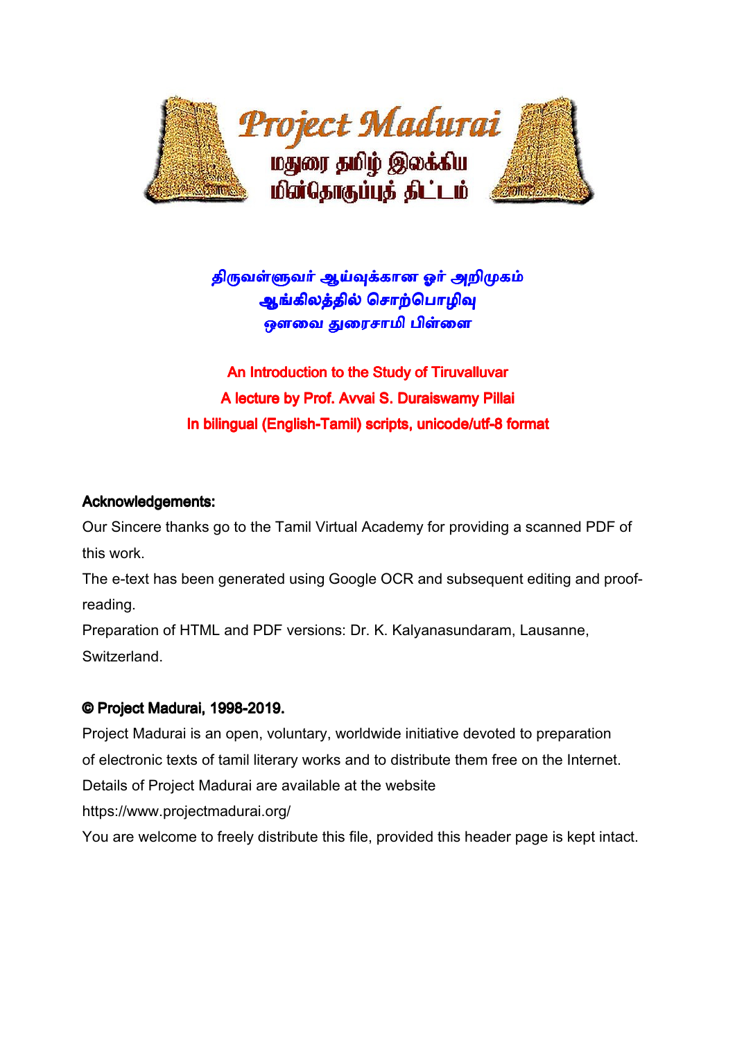Project Madurai

மதுரை தமிழ் இலக்கிய மின்தொகுப்புத் திட்டம்

# திருவள்ளுவர் ஆய்வுக்கான ஓர் அறிமுகம்
## ஆங்கிலத்தில் சொற்பொழிவு
## ஔவை துரைசாமி பிள்ளை

**An Introduction to the Study of Tiruvalluvar**
**A lecture by Prof. Avvai S. Duraiswamy Pillai**
**In bilingual (English-Tamil) scripts, unicode/utf-8 format**

**Acknowledgements:**

Our Sincere thanks go to the Tamil Virtual Academy for providing a scanned PDF of this work.

The e-text has been generated using Google OCR and subsequent editing and proof-reading.

Preparation of HTML and PDF versions: Dr. K. Kalyanasundaram, Lausanne, Switzerland.

**© Project Madurai, 1998-2019.**

Project Madurai is an open, voluntary, worldwide initiative devoted to preparation of electronic texts of tamil literary works and to distribute them free on the Internet.
Details of Project Madurai are available at the website
https://www.projectmadurai.org/
You are welcome to freely distribute this file, provided this header page is kept intact.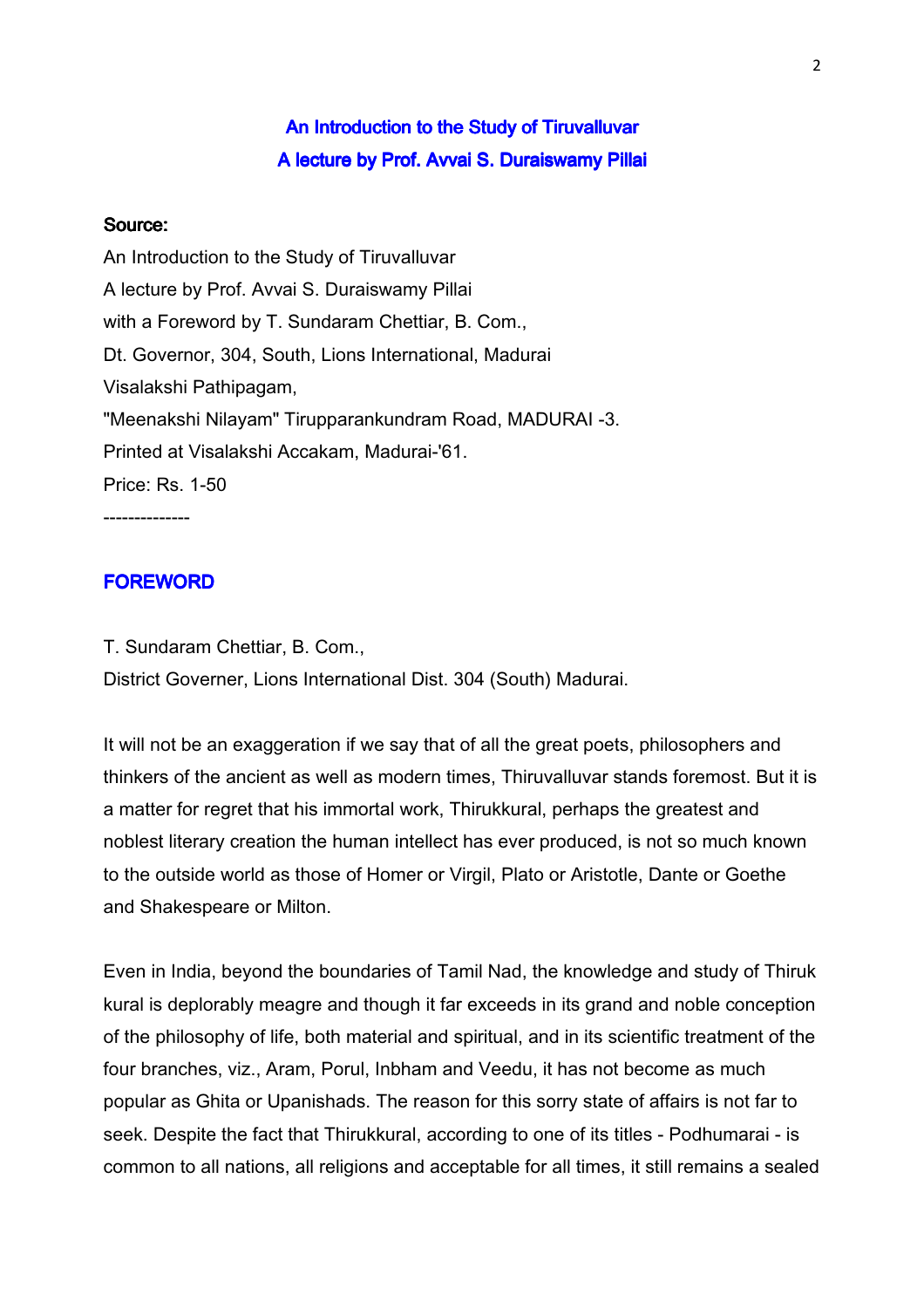# An Introduction to the Study of Tiruvalluvar
## A lecture by Prof. Avvai S. Duraiswamy Pillai

**Source:**

An Introduction to the Study of Tiruvalluvar
A lecture by Prof. Avvai S. Duraiswamy Pillai
with a Foreword by T. Sundaram Chettiar, B. Com.,
Dt. Governor, 304, South, Lions International, Madurai
Visalakshi Pathipagam,
"Meenakshi Nilayam" Tirupparankundram Road, MADURAI -3.
Printed at Visalakshi Accakam, Madurai-'61.
Price: Rs. 1-50

--------------

## FOREWORD

T. Sundaram Chettiar, B. Com.,
District Governer, Lions International Dist. 304 (South) Madurai.

It will not be an exaggeration if we say that of all the great poets, philosophers and thinkers of the ancient as well as modern times, Thiruvalluvar stands foremost. But it is a matter for regret that his immortal work, Thirukkural, perhaps the greatest and noblest literary creation the human intellect has ever produced, is not so much known to the outside world as those of Homer or Virgil, Plato or Aristotle, Dante or Goethe and Shakespeare or Milton.

Even in India, beyond the boundaries of Tamil Nad, the knowledge and study of Thiruk kural is deplorably meagre and though it far exceeds in its grand and noble conception of the philosophy of life, both material and spiritual, and in its scientific treatment of the four branches, viz., Aram, Porul, Inbham and Veedu, it has not become as much popular as Ghita or Upanishads. The reason for this sorry state of affairs is not far to seek. Despite the fact that Thirukkural, according to one of its titles - Podhumarai - is common to all nations, all religions and acceptable for all times, it still remains a sealed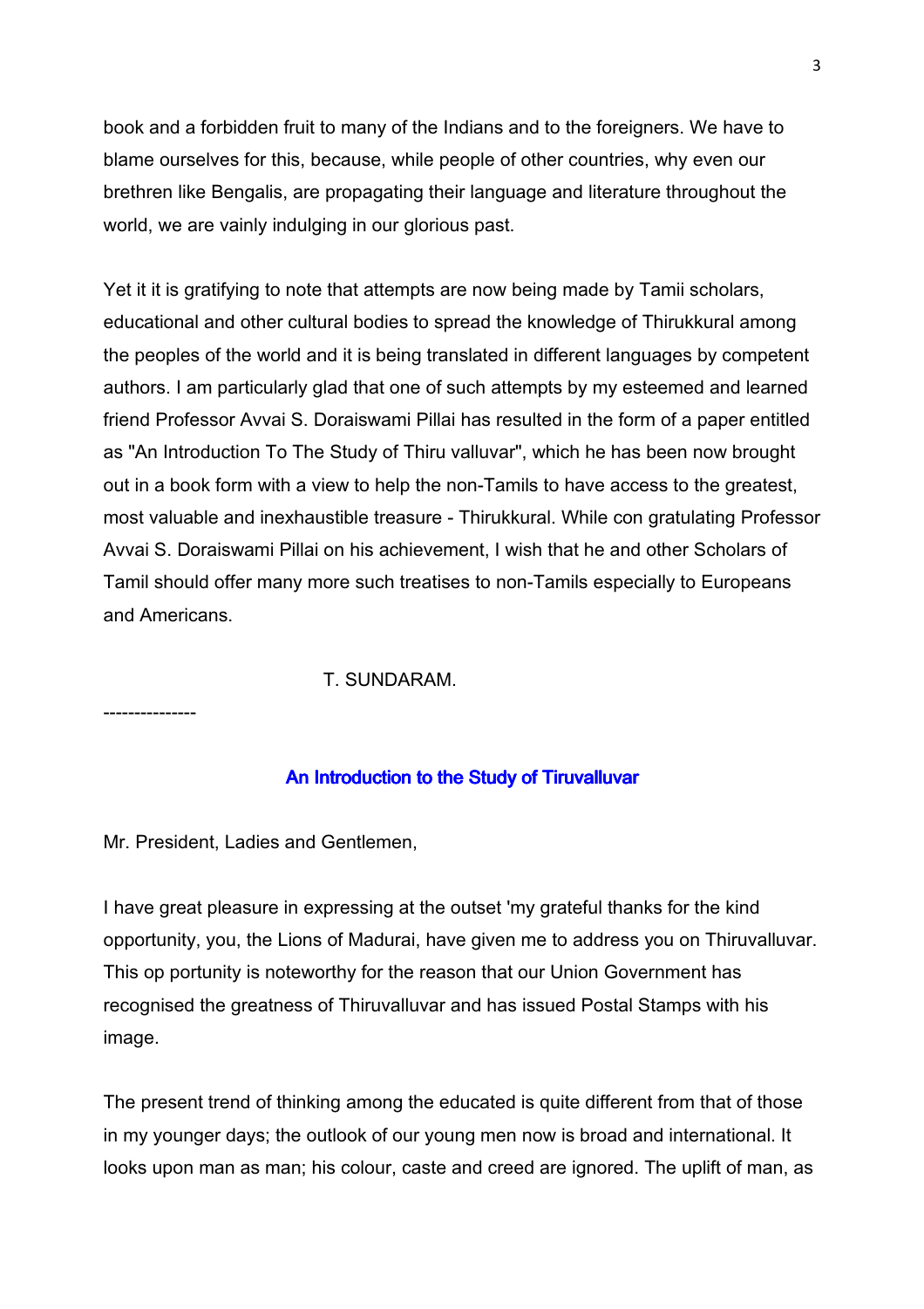book and a forbidden fruit to many of the Indians and to the foreigners. We have to blame ourselves for this, because, while people of other countries, why even our brethren like Bengalis, are propagating their language and literature throughout the world, we are vainly indulging in our glorious past.

Yet it it is gratifying to note that attempts are now being made by Tamii scholars, educational and other cultural bodies to spread the knowledge of Thirukkural among the peoples of the world and it is being translated in different languages by competent authors. I am particularly glad that one of such attempts by my esteemed and learned friend Professor Avvai S. Doraiswami Pillai has resulted in the form of a paper entitled as "An Introduction To The Study of Thiru valluvar", which he has been now brought out in a book form with a view to help the non-Tamils to have access to the greatest, most valuable and inexhaustible treasure - Thirukkural. While con gratulating Professor Avvai S. Doraiswami Pillai on his achievement, I wish that he and other Scholars of Tamil should offer many more such treatises to non-Tamils especially to Europeans and Americans.

T. SUNDARAM.

---------------

## An Introduction to the Study of Tiruvalluvar

Mr. President, Ladies and Gentlemen,

I have great pleasure in expressing at the outset 'my grateful thanks for the kind opportunity, you, the Lions of Madurai, have given me to address you on Thiruvalluvar. This op portunity is noteworthy for the reason that our Union Government has recognised the greatness of Thiruvalluvar and has issued Postal Stamps with his image.

The present trend of thinking among the educated is quite different from that of those in my younger days; the outlook of our young men now is broad and international. It looks upon man as man; his colour, caste and creed are ignored. The uplift of man, as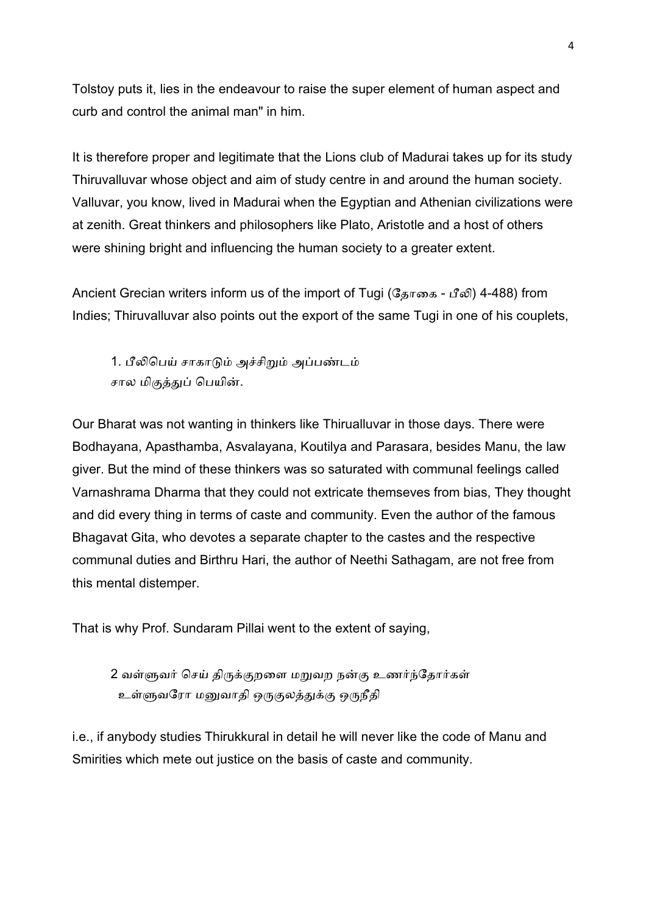Tolstoy puts it, lies in the endeavour to raise the super element of human aspect and curb and control the animal man" in him.

It is therefore proper and legitimate that the Lions club of Madurai takes up for its study Thiruvalluvar whose object and aim of study centre in and around the human society. Valluvar, you know, lived in Madurai when the Egyptian and Athenian civilizations were at zenith. Great thinkers and philosophers like Plato, Aristotle and a host of others were shining bright and influencing the human society to a greater extent.

Ancient Grecian writers inform us of the import of Tugi (தோகை - பீலி) 4-488) from Indies; Thiruvalluvar also points out the export of the same Tugi in one of his couplets,

> 1. பீலிபெய் சாகாடும் அச்சிறும் அப்பண்டம்
> சால மிகுத்துப் பெயின்.

Our Bharat was not wanting in thinkers like Thirualluvar in those days. There were Bodhayana, Apasthamba, Asvalayana, Koutilya and Parasara, besides Manu, the law giver. But the mind of these thinkers was so saturated with communal feelings called Varnashrama Dharma that they could not extricate themseves from bias, They thought and did every thing in terms of caste and community. Even the author of the famous Bhagavat Gita, who devotes a separate chapter to the castes and the respective communal duties and Birthru Hari, the author of Neethi Sathagam, are not free from this mental distemper.

That is why Prof. Sundaram Pillai went to the extent of saying,

> 2 வள்ளுவர் செய் திருக்குறளை மறுவற நன்கு உணர்ந்தோர்கள்
> உள்ளுவரோ மனுவாதி ஒருகுலத்துக்கு ஒருநீதி

i.e., if anybody studies Thirukkural in detail he will never like the code of Manu and Smirities which mete out justice on the basis of caste and community.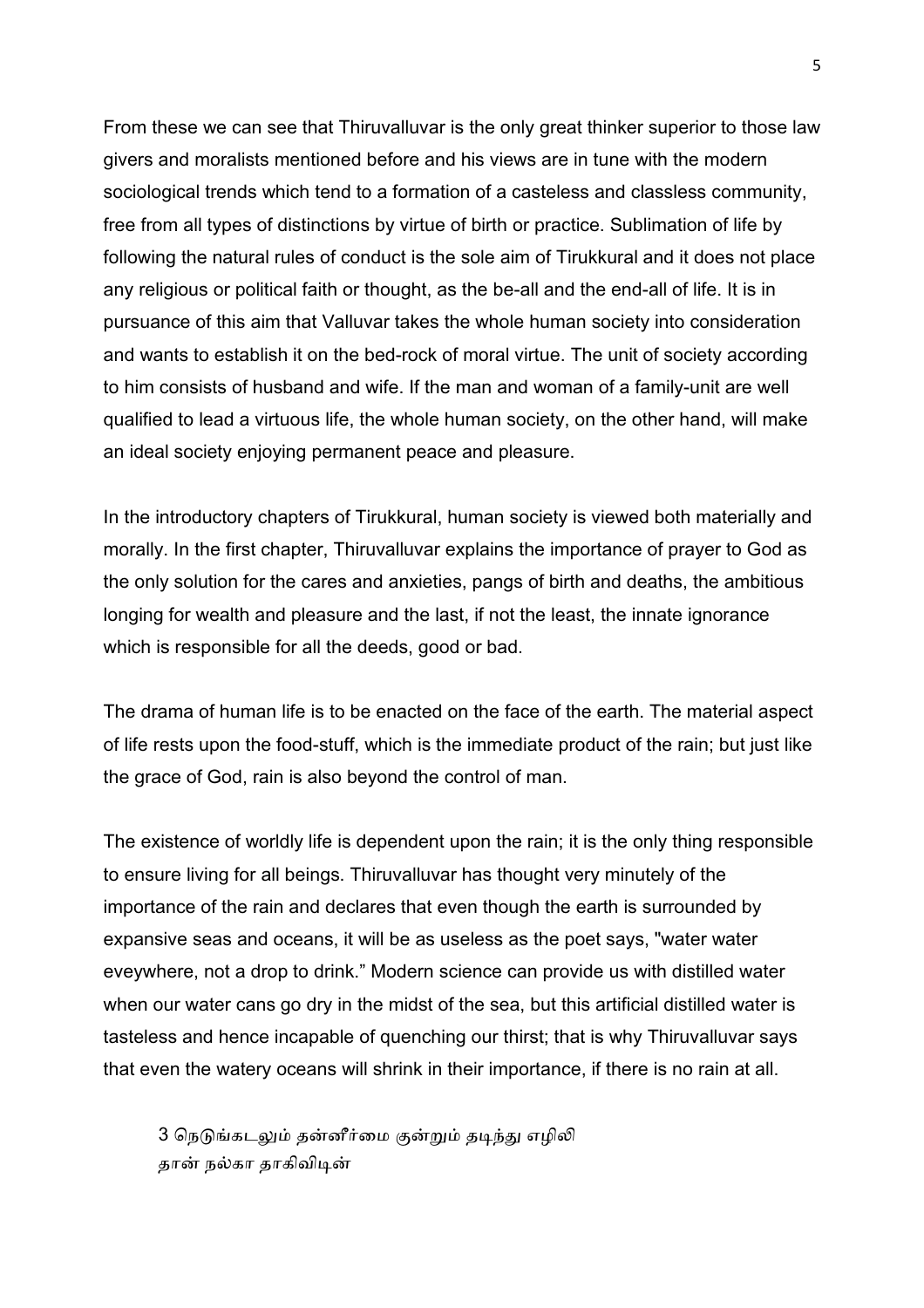From these we can see that Thiruvalluvar is the only great thinker superior to those law givers and moralists mentioned before and his views are in tune with the modern sociological trends which tend to a formation of a casteless and classless community, free from all types of distinctions by virtue of birth or practice. Sublimation of life by following the natural rules of conduct is the sole aim of Tirukkural and it does not place any religious or political faith or thought, as the be-all and the end-all of life. It is in pursuance of this aim that Valluvar takes the whole human society into consideration and wants to establish it on the bed-rock of moral virtue. The unit of society according to him consists of husband and wife. If the man and woman of a family-unit are well qualified to lead a virtuous life, the whole human society, on the other hand, will make an ideal society enjoying permanent peace and pleasure.

In the introductory chapters of Tirukkural, human society is viewed both materially and morally. In the first chapter, Thiruvalluvar explains the importance of prayer to God as the only solution for the cares and anxieties, pangs of birth and deaths, the ambitious longing for wealth and pleasure and the last, if not the least, the innate ignorance which is responsible for all the deeds, good or bad.

The drama of human life is to be enacted on the face of the earth. The material aspect of life rests upon the food-stuff, which is the immediate product of the rain; but just like the grace of God, rain is also beyond the control of man.

The existence of worldly life is dependent upon the rain; it is the only thing responsible to ensure living for all beings. Thiruvalluvar has thought very minutely of the importance of the rain and declares that even though the earth is surrounded by expansive seas and oceans, it will be as useless as the poet says, "water water eveywhere, not a drop to drink." Modern science can provide us with distilled water when our water cans go dry in the midst of the sea, but this artificial distilled water is tasteless and hence incapable of quenching our thirst; that is why Thiruvalluvar says that even the watery oceans will shrink in their importance, if there is no rain at all.

3 நெடுங்கடலும் தன்னீர்மை குன்றும் தடிந்து எழிலி
தான் நல்கா தாகிவிடின்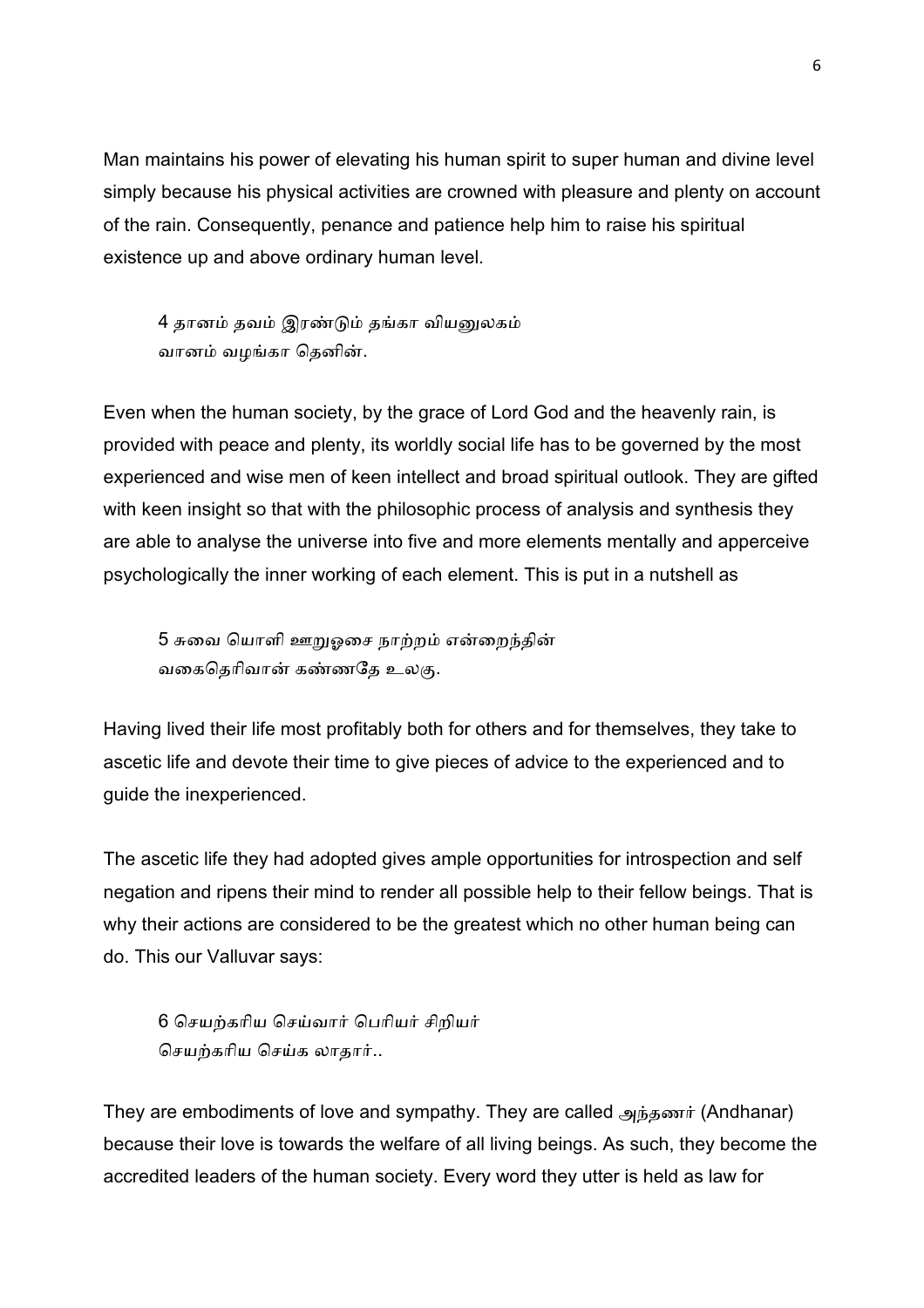Man maintains his power of elevating his human spirit to super human and divine level simply because his physical activities are crowned with pleasure and plenty on account of the rain. Consequently, penance and patience help him to raise his spiritual existence up and above ordinary human level.

> 4 தானம் தவம் இரண்டும் தங்கா வியனுலகம்
> வானம் வழங்கா தெனின்.

Even when the human society, by the grace of Lord God and the heavenly rain, is provided with peace and plenty, its worldly social life has to be governed by the most experienced and wise men of keen intellect and broad spiritual outlook. They are gifted with keen insight so that with the philosophic process of analysis and synthesis they are able to analyse the universe into five and more elements mentally and apperceive psychologically the inner working of each element. This is put in a nutshell as

> 5 சுவை யொளி ஊறுஓசை நாற்றம் என்றைந்தின்
> வகைதெரிவான் கண்ணதே உலகு.

Having lived their life most profitably both for others and for themselves, they take to ascetic life and devote their time to give pieces of advice to the experienced and to guide the inexperienced.

The ascetic life they had adopted gives ample opportunities for introspection and self negation and ripens their mind to render all possible help to their fellow beings. That is why their actions are considered to be the greatest which no other human being can do. This our Valluvar says:

> 6 செயற்கரிய செய்வார் பெரியர் சிறியர்
> செயற்கரிய செய்க லாதார்..

They are embodiments of love and sympathy. They are called அந்தணர் (Andhanar) because their love is towards the welfare of all living beings. As such, they become the accredited leaders of the human society. Every word they utter is held as law for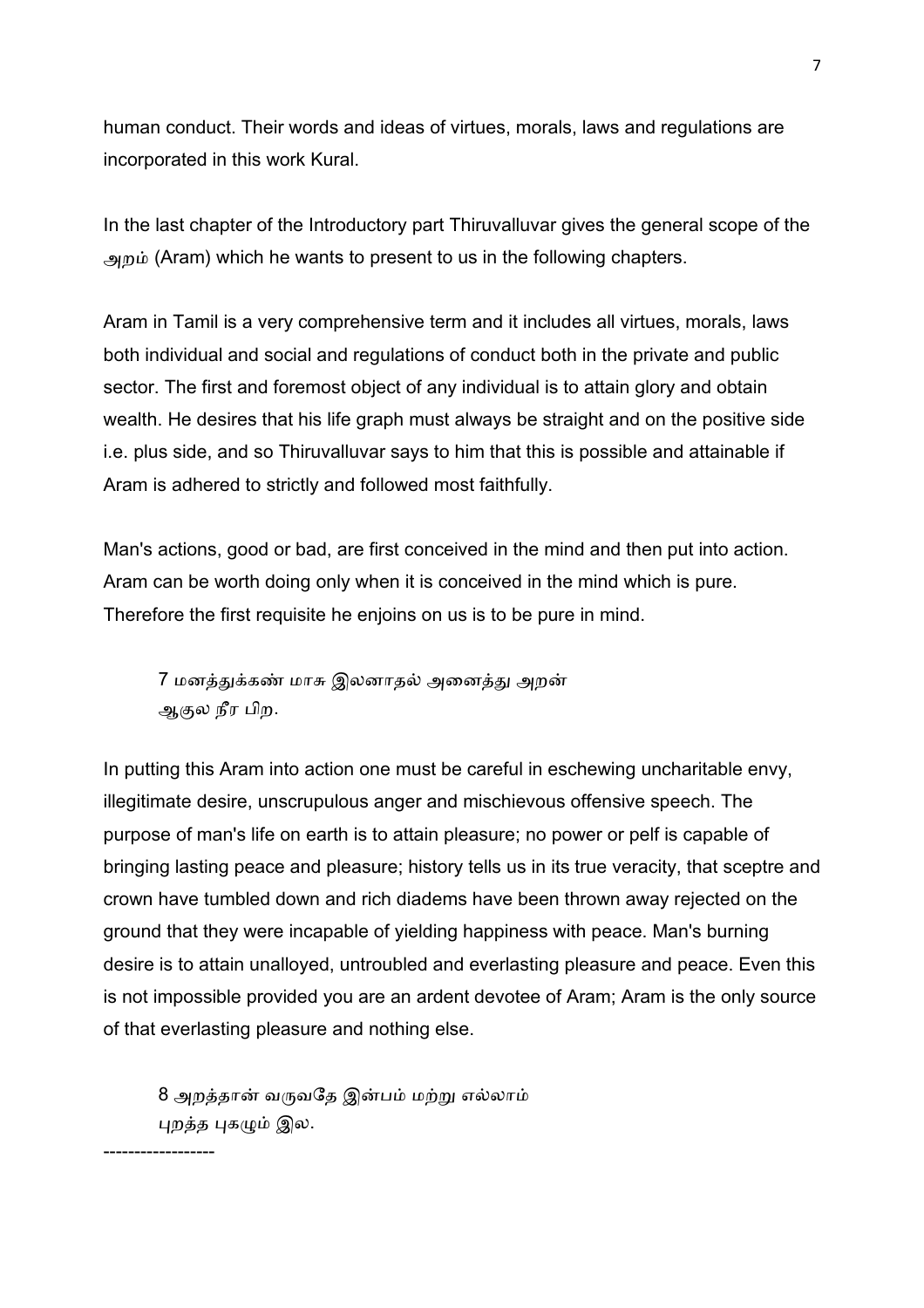human conduct. Their words and ideas of virtues, morals, laws and regulations are incorporated in this work Kural.

In the last chapter of the Introductory part Thiruvalluvar gives the general scope of the அறம் (Aram) which he wants to present to us in the following chapters.

Aram in Tamil is a very comprehensive term and it includes all virtues, morals, laws both individual and social and regulations of conduct both in the private and public sector. The first and foremost object of any individual is to attain glory and obtain wealth. He desires that his life graph must always be straight and on the positive side i.e. plus side, and so Thiruvalluvar says to him that this is possible and attainable if Aram is adhered to strictly and followed most faithfully.

Man's actions, good or bad, are first conceived in the mind and then put into action. Aram can be worth doing only when it is conceived in the mind which is pure. Therefore the first requisite he enjoins on us is to be pure in mind.

> 7 மனத்துக்கண் மாசு இலனாதல் அனைத்து அறன்
> ஆகுல நீர பிற.

In putting this Aram into action one must be careful in eschewing uncharitable envy, illegitimate desire, unscrupulous anger and mischievous offensive speech. The purpose of man's life on earth is to attain pleasure; no power or pelf is capable of bringing lasting peace and pleasure; history tells us in its true veracity, that sceptre and crown have tumbled down and rich diadems have been thrown away rejected on the ground that they were incapable of yielding happiness with peace. Man's burning desire is to attain unalloyed, untroubled and everlasting pleasure and peace. Even this is not impossible provided you are an ardent devotee of Aram; Aram is the only source of that everlasting pleasure and nothing else.

> 8 அறத்தான் வருவதே இன்பம் மற்று எல்லாம்
> புறத்த புகழும் இல.

------------------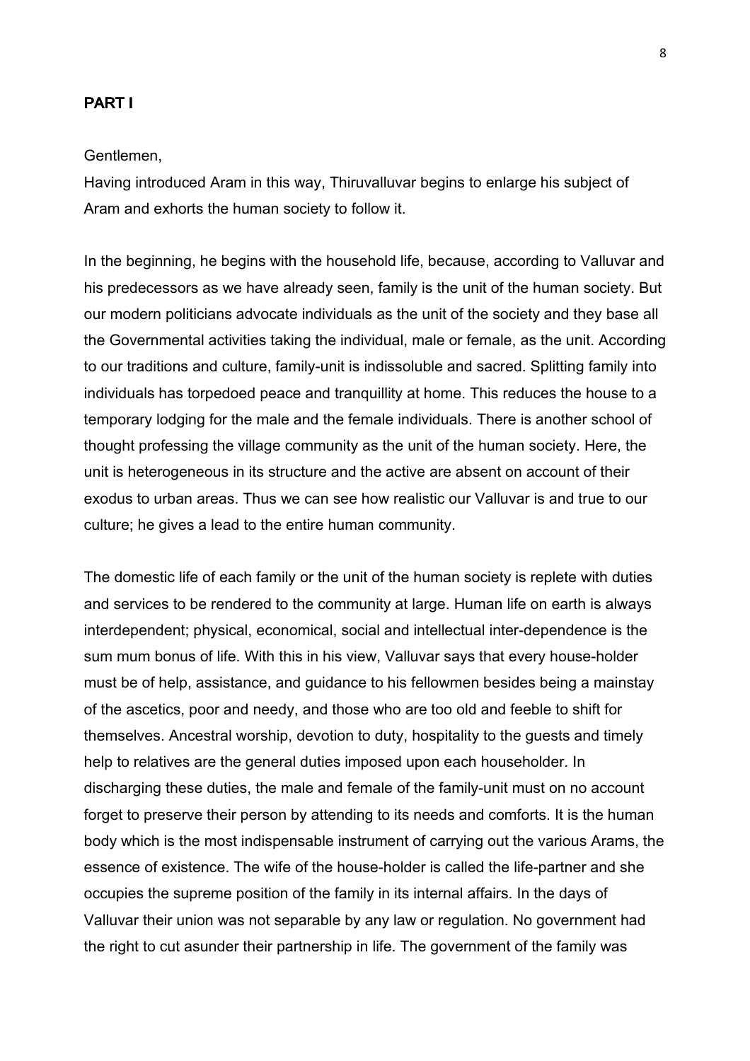## PART I

Gentlemen,
Having introduced Aram in this way, Thiruvalluvar begins to enlarge his subject of Aram and exhorts the human society to follow it.

In the beginning, he begins with the household life, because, according to Valluvar and his predecessors as we have already seen, family is the unit of the human society. But our modern politicians advocate individuals as the unit of the society and they base all the Governmental activities taking the individual, male or female, as the unit. According to our traditions and culture, family-unit is indissoluble and sacred. Splitting family into individuals has torpedoed peace and tranquillity at home. This reduces the house to a temporary lodging for the male and the female individuals. There is another school of thought professing the village community as the unit of the human society. Here, the unit is heterogeneous in its structure and the active are absent on account of their exodus to urban areas. Thus we can see how realistic our Valluvar is and true to our culture; he gives a lead to the entire human community.

The domestic life of each family or the unit of the human society is replete with duties and services to be rendered to the community at large. Human life on earth is always interdependent; physical, economical, social and intellectual inter-dependence is the sum mum bonus of life. With this in his view, Valluvar says that every house-holder must be of help, assistance, and guidance to his fellowmen besides being a mainstay of the ascetics, poor and needy, and those who are too old and feeble to shift for themselves. Ancestral worship, devotion to duty, hospitality to the guests and timely help to relatives are the general duties imposed upon each householder. In discharging these duties, the male and female of the family-unit must on no account forget to preserve their person by attending to its needs and comforts. It is the human body which is the most indispensable instrument of carrying out the various Arams, the essence of existence. The wife of the house-holder is called the life-partner and she occupies the supreme position of the family in its internal affairs. In the days of Valluvar their union was not separable by any law or regulation. No government had the right to cut asunder their partnership in life. The government of the family was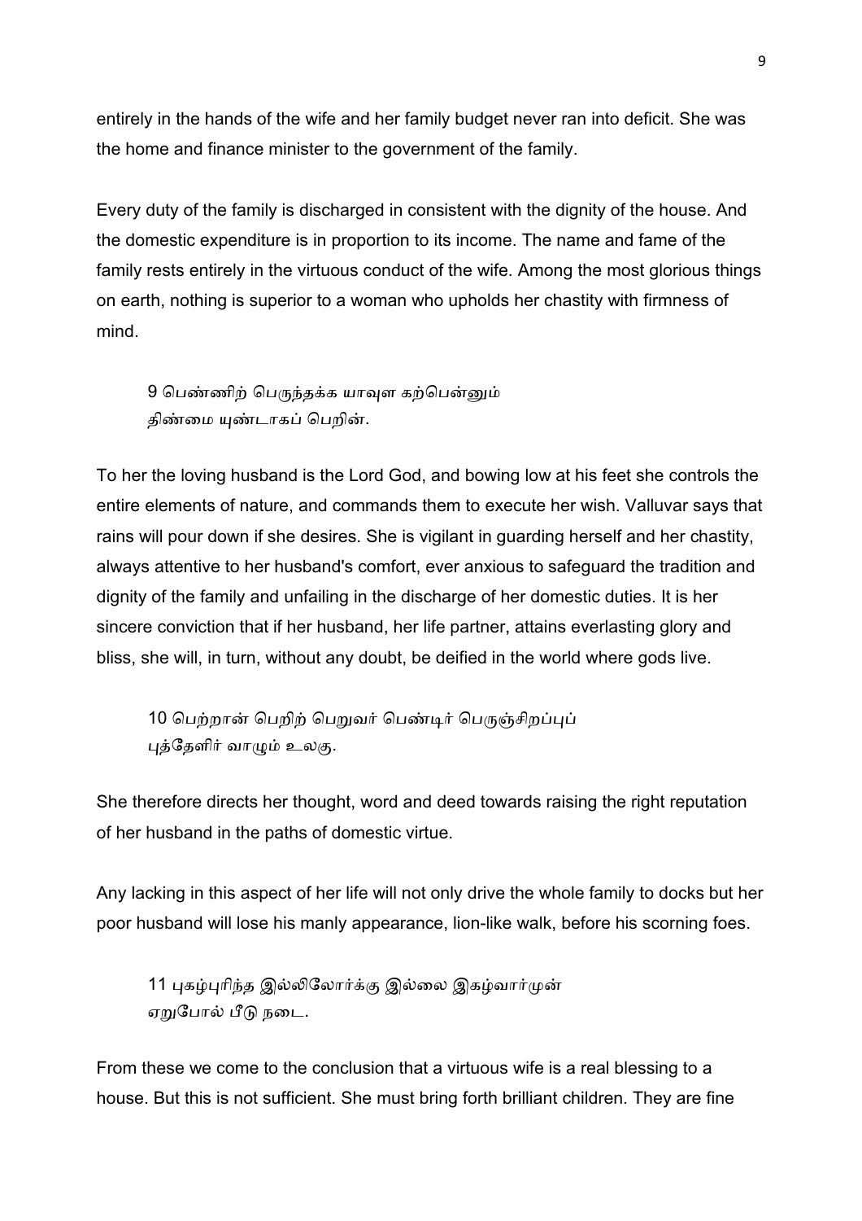entirely in the hands of the wife and her family budget never ran into deficit. She was the home and finance minister to the government of the family.

Every duty of the family is discharged in consistent with the dignity of the house. And the domestic expenditure is in proportion to its income. The name and fame of the family rests entirely in the virtuous conduct of the wife. Among the most glorious things on earth, nothing is superior to a woman who upholds her chastity with firmness of mind.

> 9 பெண்ணிற் பெருந்தக்க யாவுள கற்பென்னும்
> திண்மை யுண்டாகப் பெறின்.

To her the loving husband is the Lord God, and bowing low at his feet she controls the entire elements of nature, and commands them to execute her wish. Valluvar says that rains will pour down if she desires. She is vigilant in guarding herself and her chastity, always attentive to her husband's comfort, ever anxious to safeguard the tradition and dignity of the family and unfailing in the discharge of her domestic duties. It is her sincere conviction that if her husband, her life partner, attains everlasting glory and bliss, she will, in turn, without any doubt, be deified in the world where gods live.

> 10 பெற்றான் பெறிற் பெறுவர் பெண்டிர் பெருஞ்சிறப்புப்
> புத்தேளிர் வாழும் உலகு.

She therefore directs her thought, word and deed towards raising the right reputation of her husband in the paths of domestic virtue.

Any lacking in this aspect of her life will not only drive the whole family to docks but her poor husband will lose his manly appearance, lion-like walk, before his scorning foes.

> 11 புகழ்புரிந்த இல்லிலோர்க்கு இல்லை இகழ்வார்முன்
> ஏறுபோல் பீடு நடை.

From these we come to the conclusion that a virtuous wife is a real blessing to a house. But this is not sufficient. She must bring forth brilliant children. They are fine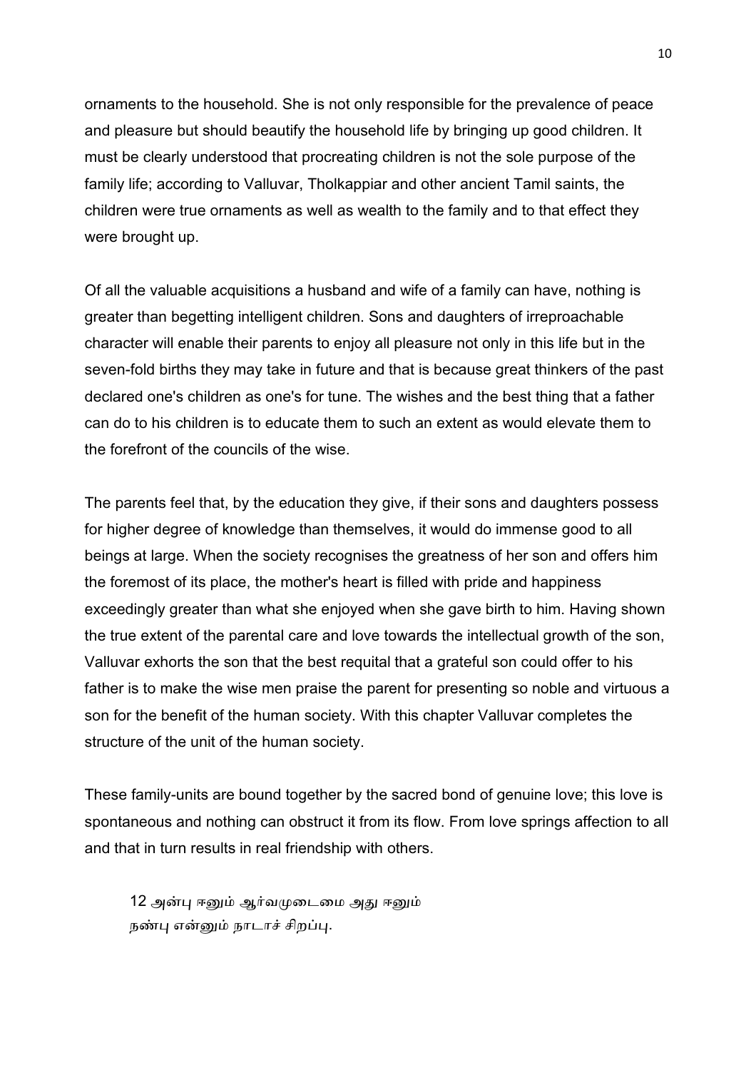ornaments to the household. She is not only responsible for the prevalence of peace and pleasure but should beautify the household life by bringing up good children. It must be clearly understood that procreating children is not the sole purpose of the family life; according to Valluvar, Tholkappiar and other ancient Tamil saints, the children were true ornaments as well as wealth to the family and to that effect they were brought up.

Of all the valuable acquisitions a husband and wife of a family can have, nothing is greater than begetting intelligent children. Sons and daughters of irreproachable character will enable their parents to enjoy all pleasure not only in this life but in the seven-fold births they may take in future and that is because great thinkers of the past declared one's children as one's for tune. The wishes and the best thing that a father can do to his children is to educate them to such an extent as would elevate them to the forefront of the councils of the wise.

The parents feel that, by the education they give, if their sons and daughters possess for higher degree of knowledge than themselves, it would do immense good to all beings at large. When the society recognises the greatness of her son and offers him the foremost of its place, the mother's heart is filled with pride and happiness exceedingly greater than what she enjoyed when she gave birth to him. Having shown the true extent of the parental care and love towards the intellectual growth of the son, Valluvar exhorts the son that the best requital that a grateful son could offer to his father is to make the wise men praise the parent for presenting so noble and virtuous a son for the benefit of the human society. With this chapter Valluvar completes the structure of the unit of the human society.

These family-units are bound together by the sacred bond of genuine love; this love is spontaneous and nothing can obstruct it from its flow. From love springs affection to all and that in turn results in real friendship with others.

> 12 அன்பு ஈனும் ஆர்வமுடைமை அது ஈனும்
> நண்பு என்னும் நாடாச் சிறப்பு.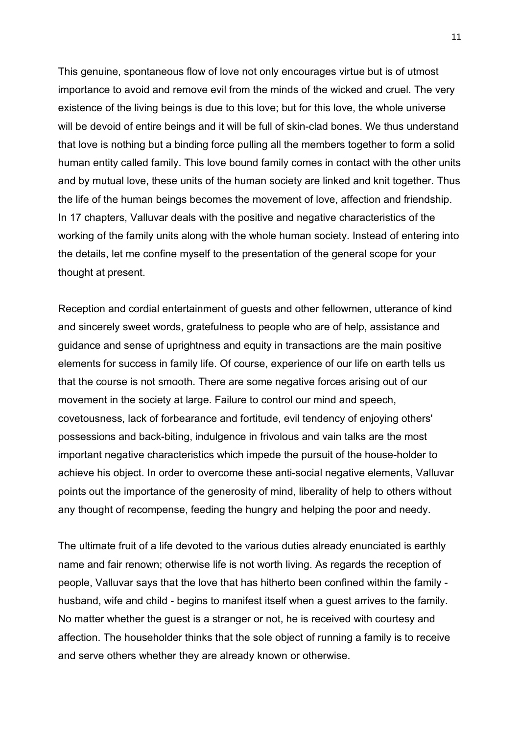This genuine, spontaneous flow of love not only encourages virtue but is of utmost importance to avoid and remove evil from the minds of the wicked and cruel. The very existence of the living beings is due to this love; but for this love, the whole universe will be devoid of entire beings and it will be full of skin-clad bones. We thus understand that love is nothing but a binding force pulling all the members together to form a solid human entity called family. This love bound family comes in contact with the other units and by mutual love, these units of the human society are linked and knit together. Thus the life of the human beings becomes the movement of love, affection and friendship. In 17 chapters, Valluvar deals with the positive and negative characteristics of the working of the family units along with the whole human society. Instead of entering into the details, let me confine myself to the presentation of the general scope for your thought at present.

Reception and cordial entertainment of guests and other fellowmen, utterance of kind and sincerely sweet words, gratefulness to people who are of help, assistance and guidance and sense of uprightness and equity in transactions are the main positive elements for success in family life. Of course, experience of our life on earth tells us that the course is not smooth. There are some negative forces arising out of our movement in the society at large. Failure to control our mind and speech, covetousness, lack of forbearance and fortitude, evil tendency of enjoying others' possessions and back-biting, indulgence in frivolous and vain talks are the most important negative characteristics which impede the pursuit of the house-holder to achieve his object. In order to overcome these anti-social negative elements, Valluvar points out the importance of the generosity of mind, liberality of help to others without any thought of recompense, feeding the hungry and helping the poor and needy.

The ultimate fruit of a life devoted to the various duties already enunciated is earthly name and fair renown; otherwise life is not worth living. As regards the reception of people, Valluvar says that the love that has hitherto been confined within the family - husband, wife and child - begins to manifest itself when a guest arrives to the family. No matter whether the guest is a stranger or not, he is received with courtesy and affection. The householder thinks that the sole object of running a family is to receive and serve others whether they are already known or otherwise.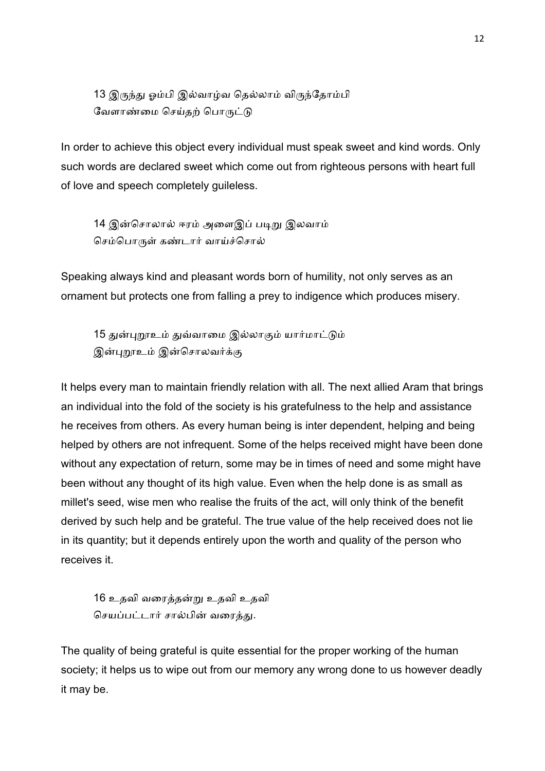13 இருந்து ஓம்பி இல்வாழ்வ தெல்லாம் விருந்தோம்பி
வேளாண்மை செய்தற் பொருட்டு

In order to achieve this object every individual must speak sweet and kind words. Only such words are declared sweet which come out from righteous persons with heart full of love and speech completely guileless.

14 இன்சொலால் ஈரம் அளைஇப் படிறு இலவாம்
செம்பொருள் கண்டார் வாய்ச்சொல்

Speaking always kind and pleasant words born of humility, not only serves as an ornament but protects one from falling a prey to indigence which produces misery.

15 துன்புறூஉம் துவ்வாமை இல்லாகும் யார்மாட்டும்
இன்புறூஉம் இன்சொலவர்க்கு

It helps every man to maintain friendly relation with all. The next allied Aram that brings an individual into the fold of the society is his gratefulness to the help and assistance he receives from others. As every human being is inter dependent, helping and being helped by others are not infrequent. Some of the helps received might have been done without any expectation of return, some may be in times of need and some might have been without any thought of its high value. Even when the help done is as small as millet's seed, wise men who realise the fruits of the act, will only think of the benefit derived by such help and be grateful. The true value of the help received does not lie in its quantity; but it depends entirely upon the worth and quality of the person who receives it.

16 உதவி வரைத்தன்று உதவி உதவி
செயப்பட்டார் சால்பின் வரைத்து.

The quality of being grateful is quite essential for the proper working of the human society; it helps us to wipe out from our memory any wrong done to us however deadly it may be.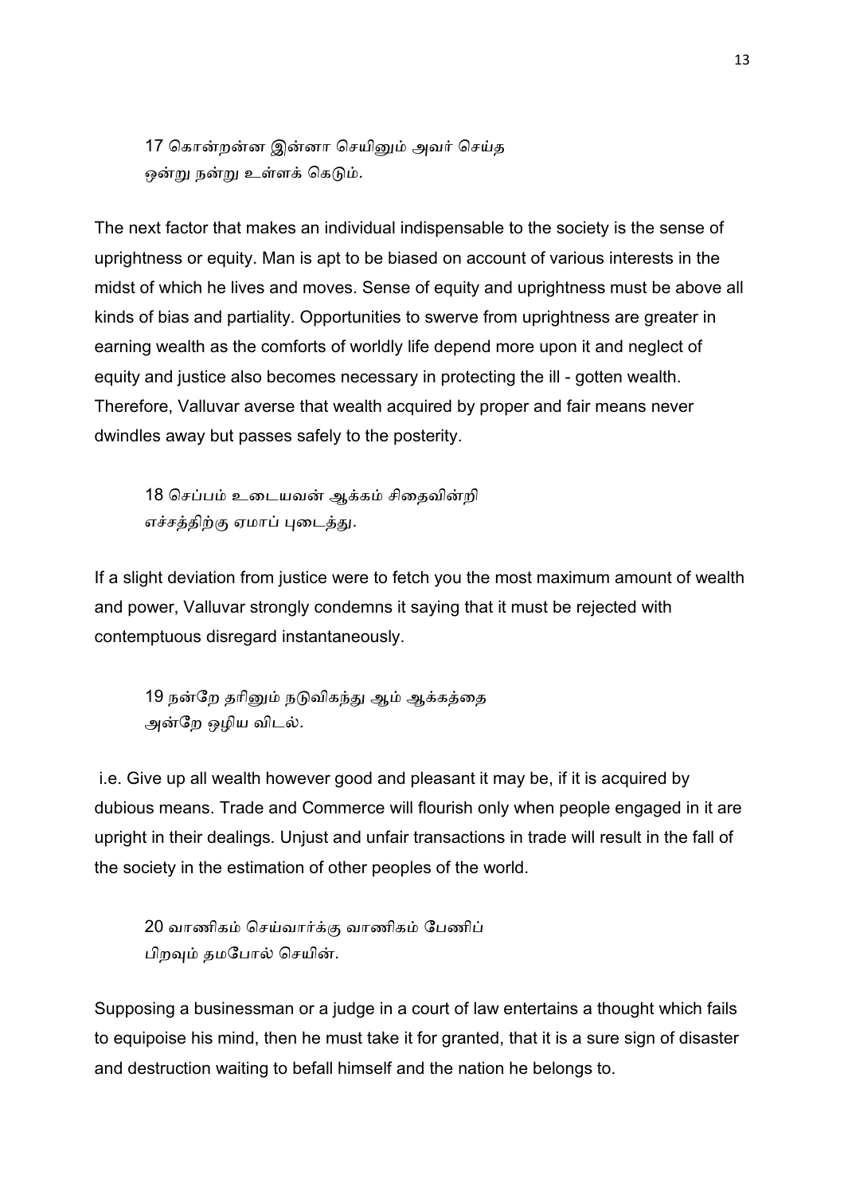17 கொன்றன்ன இன்னா செயினும் அவர் செய்த
ஒன்று நன்று உள்ளக் கெடும்.

The next factor that makes an individual indispensable to the society is the sense of uprightness or equity. Man is apt to be biased on account of various interests in the midst of which he lives and moves. Sense of equity and uprightness must be above all kinds of bias and partiality. Opportunities to swerve from uprightness are greater in earning wealth as the comforts of worldly life depend more upon it and neglect of equity and justice also becomes necessary in protecting the ill - gotten wealth. Therefore, Valluvar averse that wealth acquired by proper and fair means never dwindles away but passes safely to the posterity.

18 செப்பம் உடையவன் ஆக்கம் சிதைவின்றி
எச்சத்திற்கு ஏமாப் புடைத்து.

If a slight deviation from justice were to fetch you the most maximum amount of wealth and power, Valluvar strongly condemns it saying that it must be rejected with contemptuous disregard instantaneously.

19 நன்றே தரினும் நடுவிகந்து ஆம் ஆக்கத்தை
அன்றே ஒழிய விடல்.

i.e. Give up all wealth however good and pleasant it may be, if it is acquired by dubious means. Trade and Commerce will flourish only when people engaged in it are upright in their dealings. Unjust and unfair transactions in trade will result in the fall of the society in the estimation of other peoples of the world.

20 வாணிகம் செய்வார்க்கு வாணிகம் பேணிப்
பிறவும் தமபோல் செயின்.

Supposing a businessman or a judge in a court of law entertains a thought which fails to equipoise his mind, then he must take it for granted, that it is a sure sign of disaster and destruction waiting to befall himself and the nation he belongs to.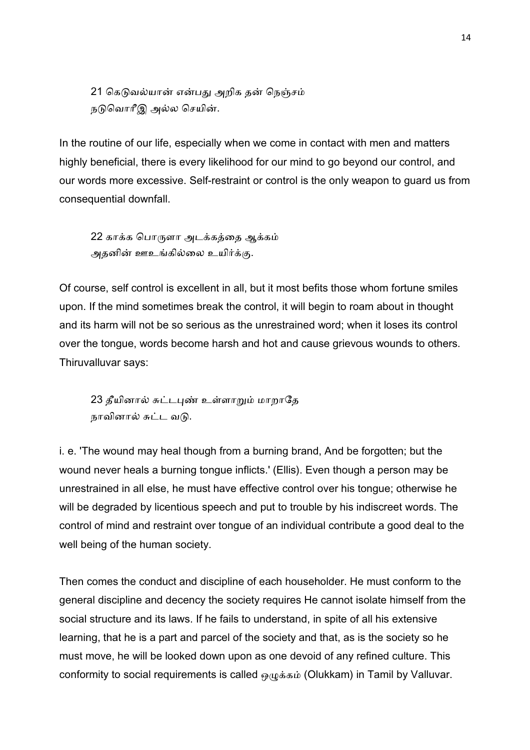21 கெடுவல்யான் என்பது அறிக தன் நெஞ்சம்
நடுவொரீஇ அல்ல செயின்.

In the routine of our life, especially when we come in contact with men and matters highly beneficial, there is every likelihood for our mind to go beyond our control, and our words more excessive. Self-restraint or control is the only weapon to guard us from consequential downfall.

22 காக்க பொருளா அடக்கத்தை ஆக்கம்
அதனின் ஊஉங்கில்லை உயிர்க்கு.

Of course, self control is excellent in all, but it most befits those whom fortune smiles upon. If the mind sometimes break the control, it will begin to roam about in thought and its harm will not be so serious as the unrestrained word; when it loses its control over the tongue, words become harsh and hot and cause grievous wounds to others. Thiruvalluvar says:

23 தீயினால் சுட்டபுண் உள்ளாறும் மாறாதே
நாவினால் சுட்ட வடு.

i. e. 'The wound may heal though from a burning brand, And be forgotten; but the wound never heals a burning tongue inflicts.' (Ellis). Even though a person may be unrestrained in all else, he must have effective control over his tongue; otherwise he will be degraded by licentious speech and put to trouble by his indiscreet words. The control of mind and restraint over tongue of an individual contribute a good deal to the well being of the human society.

Then comes the conduct and discipline of each householder. He must conform to the general discipline and decency the society requires He cannot isolate himself from the social structure and its laws. If he fails to understand, in spite of all his extensive learning, that he is a part and parcel of the society and that, as is the society so he must move, he will be looked down upon as one devoid of any refined culture. This conformity to social requirements is called ஒழுக்கம் (Olukkam) in Tamil by Valluvar.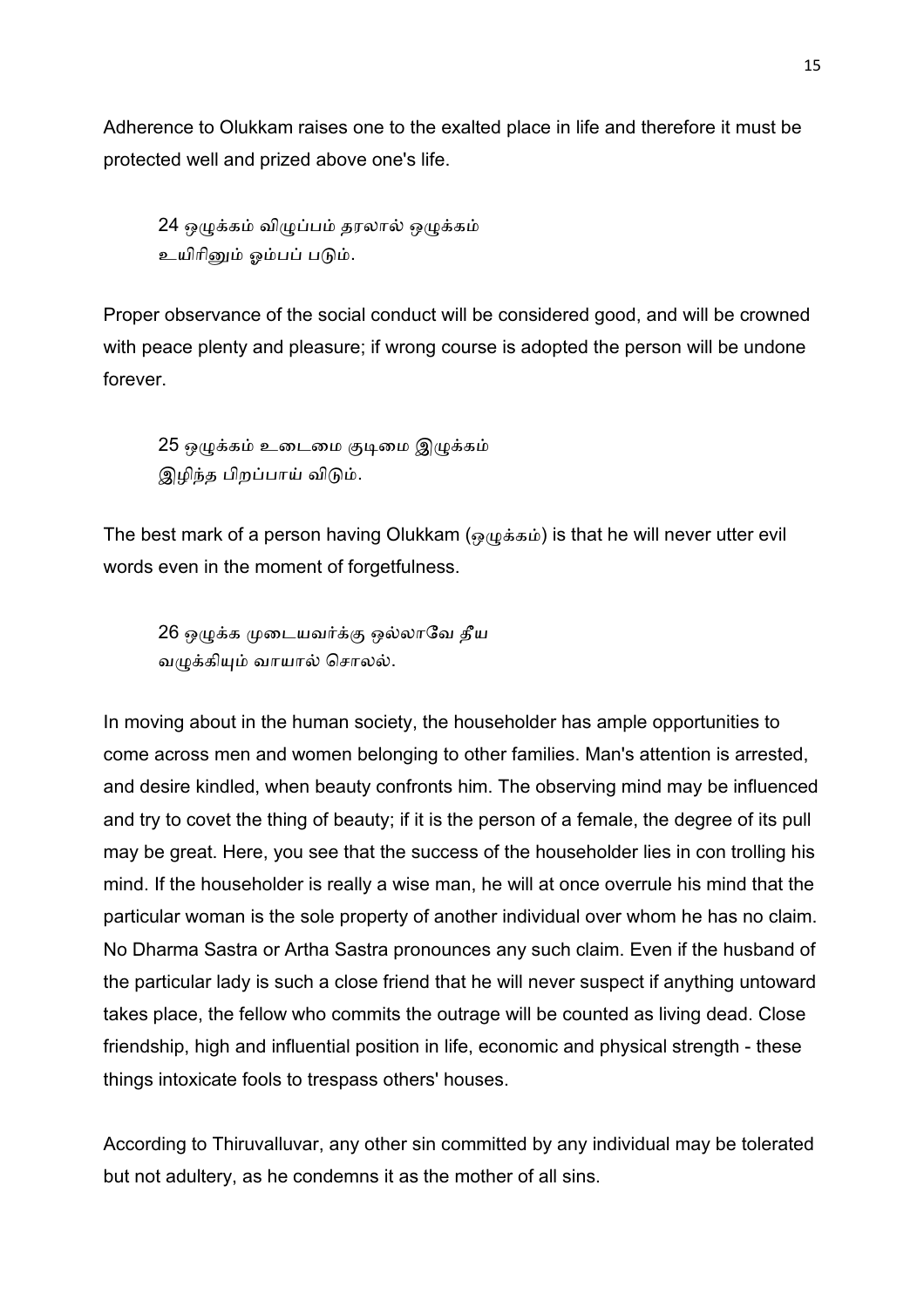Adherence to Olukkam raises one to the exalted place in life and therefore it must be protected well and prized above one's life.

> 24 ஒழுக்கம் விழுப்பம் தரலால் ஒழுக்கம்
> உயிரினும் ஓம்பப் படும்.

Proper observance of the social conduct will be considered good, and will be crowned with peace plenty and pleasure; if wrong course is adopted the person will be undone forever.

> 25 ஒழுக்கம் உடைமை குடிமை இழுக்கம்
> இழிந்த பிறப்பாய் விடும்.

The best mark of a person having Olukkam (ஒழுக்கம்) is that he will never utter evil words even in the moment of forgetfulness.

> 26 ஒழுக்க முடையவர்க்கு ஒல்லாவே தீய
> வழுக்கியும் வாயால் சொலல்.

In moving about in the human society, the householder has ample opportunities to come across men and women belonging to other families. Man's attention is arrested, and desire kindled, when beauty confronts him. The observing mind may be influenced and try to covet the thing of beauty; if it is the person of a female, the degree of its pull may be great. Here, you see that the success of the householder lies in con trolling his mind. If the householder is really a wise man, he will at once overrule his mind that the particular woman is the sole property of another individual over whom he has no claim. No Dharma Sastra or Artha Sastra pronounces any such claim. Even if the husband of the particular lady is such a close friend that he will never suspect if anything untoward takes place, the fellow who commits the outrage will be counted as living dead. Close friendship, high and influential position in life, economic and physical strength - these things intoxicate fools to trespass others' houses.

According to Thiruvalluvar, any other sin committed by any individual may be tolerated but not adultery, as he condemns it as the mother of all sins.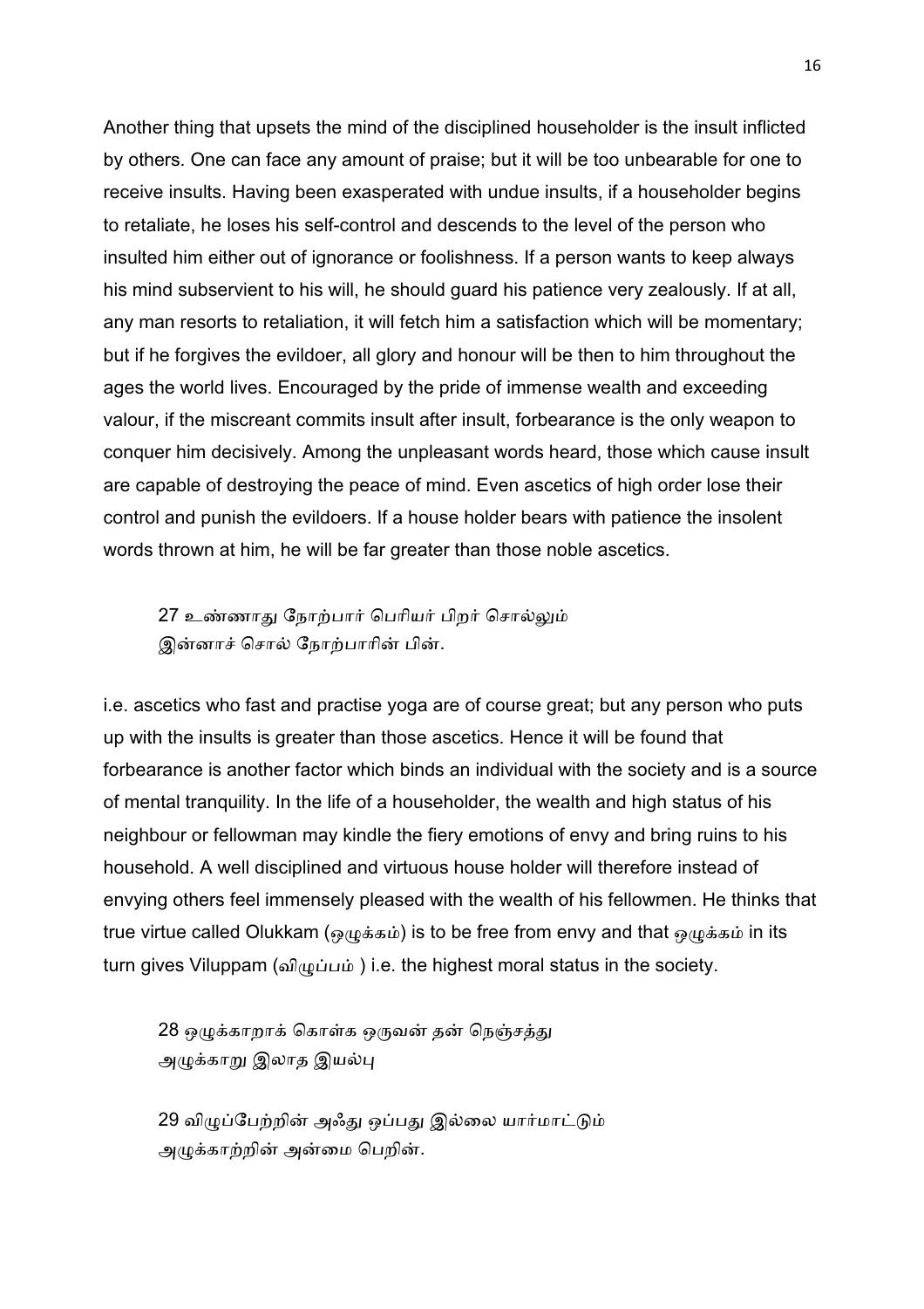Another thing that upsets the mind of the disciplined householder is the insult inflicted by others. One can face any amount of praise; but it will be too unbearable for one to receive insults. Having been exasperated with undue insults, if a householder begins to retaliate, he loses his self-control and descends to the level of the person who insulted him either out of ignorance or foolishness. If a person wants to keep always his mind subservient to his will, he should guard his patience very zealously. If at all, any man resorts to retaliation, it will fetch him a satisfaction which will be momentary; but if he forgives the evildoer, all glory and honour will be then to him throughout the ages the world lives. Encouraged by the pride of immense wealth and exceeding valour, if the miscreant commits insult after insult, forbearance is the only weapon to conquer him decisively. Among the unpleasant words heard, those which cause insult are capable of destroying the peace of mind. Even ascetics of high order lose their control and punish the evildoers. If a house holder bears with patience the insolent words thrown at him, he will be far greater than those noble ascetics.

> 27 உண்ணாது நோற்பார் பெரியர் பிறர் சொல்லும்
> இன்னாச் சொல் நோற்பாரின் பின்.

i.e. ascetics who fast and practise yoga are of course great; but any person who puts up with the insults is greater than those ascetics. Hence it will be found that forbearance is another factor which binds an individual with the society and is a source of mental tranquility. In the life of a householder, the wealth and high status of his neighbour or fellowman may kindle the fiery emotions of envy and bring ruins to his household. A well disciplined and virtuous house holder will therefore instead of envying others feel immensely pleased with the wealth of his fellowmen. He thinks that true virtue called Olukkam (ஒழுக்கம்) is to be free from envy and that ஒழுக்கம் in its turn gives Viluppam (விழுப்பம் ) i.e. the highest moral status in the society.

> 28 ஒழுக்காறாக் கொள்க ஒருவன் தன் நெஞ்சத்து
> அழுக்காறு இலாத இயல்பு

> 29 விழுப்பேற்றின் அஃது ஒப்பது இல்லை யார்மாட்டும்
> அழுக்காற்றின் அன்மை பெறின்.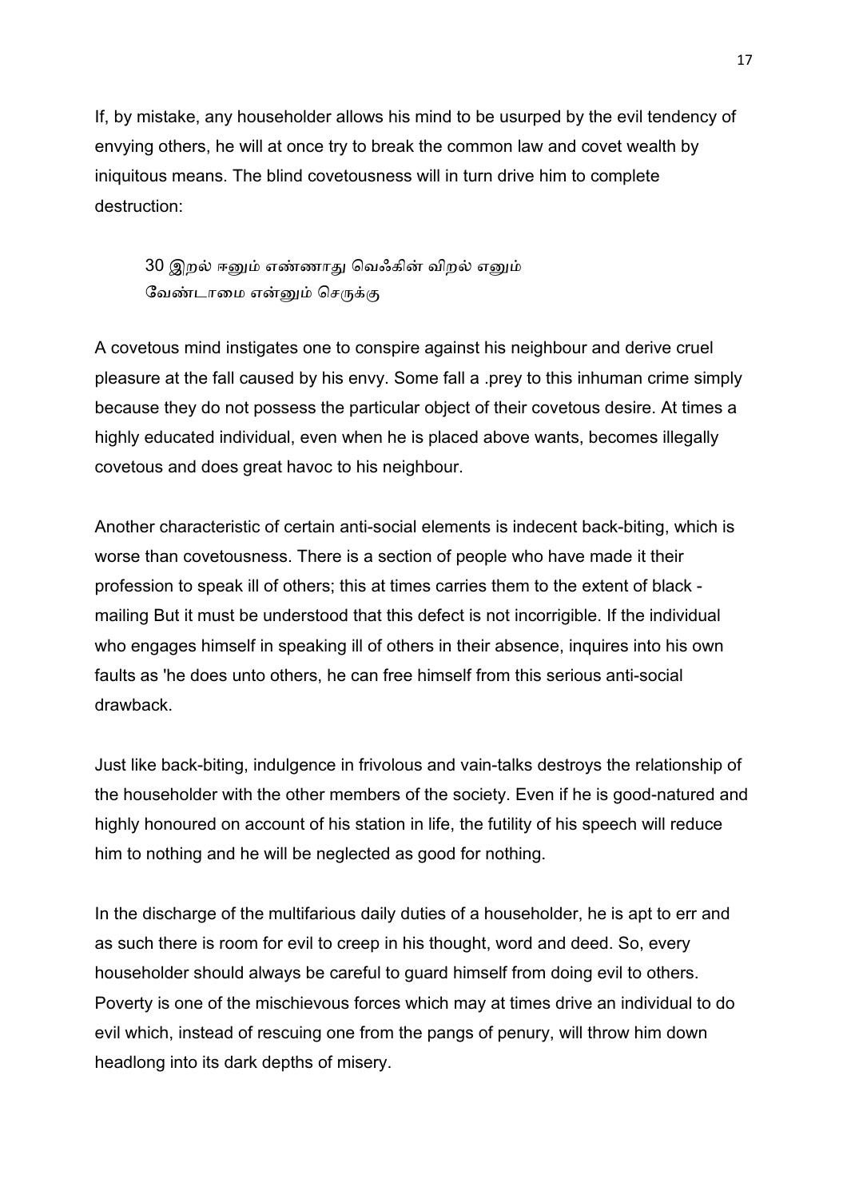If, by mistake, any householder allows his mind to be usurped by the evil tendency of envying others, he will at once try to break the common law and covet wealth by iniquitous means. The blind covetousness will in turn drive him to complete destruction:

> 30 இறல் ஈனும் எண்ணாது வெஃகின் விறல் எனும்
> வேண்டாமை என்னும் செருக்கு

A covetous mind instigates one to conspire against his neighbour and derive cruel pleasure at the fall caused by his envy. Some fall a .prey to this inhuman crime simply because they do not possess the particular object of their covetous desire. At times a highly educated individual, even when he is placed above wants, becomes illegally covetous and does great havoc to his neighbour.

Another characteristic of certain anti-social elements is indecent back-biting, which is worse than covetousness. There is a section of people who have made it their profession to speak ill of others; this at times carries them to the extent of black - mailing But it must be understood that this defect is not incorrigible. If the individual who engages himself in speaking ill of others in their absence, inquires into his own faults as 'he does unto others, he can free himself from this serious anti-social drawback.

Just like back-biting, indulgence in frivolous and vain-talks destroys the relationship of the householder with the other members of the society. Even if he is good-natured and highly honoured on account of his station in life, the futility of his speech will reduce him to nothing and he will be neglected as good for nothing.

In the discharge of the multifarious daily duties of a householder, he is apt to err and as such there is room for evil to creep in his thought, word and deed. So, every householder should always be careful to guard himself from doing evil to others. Poverty is one of the mischievous forces which may at times drive an individual to do evil which, instead of rescuing one from the pangs of penury, will throw him down headlong into its dark depths of misery.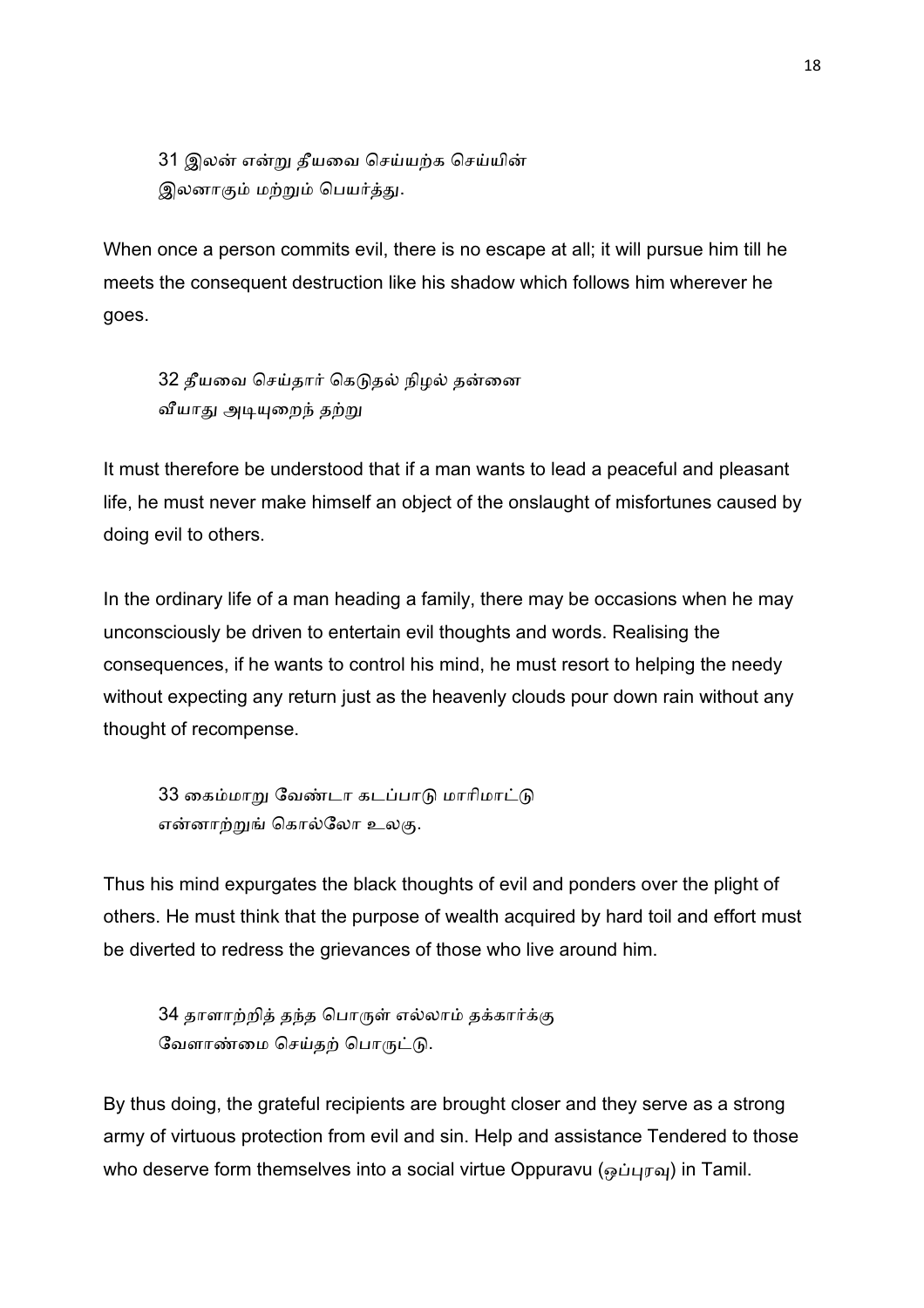31 இலன் என்று தீயவை செய்யற்க செய்யின்
இலனாகும் மற்றும் பெயர்த்து.

When once a person commits evil, there is no escape at all; it will pursue him till he meets the consequent destruction like his shadow which follows him wherever he goes.

32 தீயவை செய்தார் கெடுதல் நிழல் தன்னை
வீயாது அடியுறைந் தற்று

It must therefore be understood that if a man wants to lead a peaceful and pleasant life, he must never make himself an object of the onslaught of misfortunes caused by doing evil to others.

In the ordinary life of a man heading a family, there may be occasions when he may unconsciously be driven to entertain evil thoughts and words. Realising the consequences, if he wants to control his mind, he must resort to helping the needy without expecting any return just as the heavenly clouds pour down rain without any thought of recompense.

33 கைம்மாறு வேண்டா கடப்பாடு மாரிமாட்டு
என்னாற்றுங் கொல்லோ உலகு.

Thus his mind expurgates the black thoughts of evil and ponders over the plight of others. He must think that the purpose of wealth acquired by hard toil and effort must be diverted to redress the grievances of those who live around him.

34 தாளாற்றித் தந்த பொருள் எல்லாம் தக்கார்க்கு
வேளாண்மை செய்தற் பொருட்டு.

By thus doing, the grateful recipients are brought closer and they serve as a strong army of virtuous protection from evil and sin. Help and assistance Tendered to those who deserve form themselves into a social virtue Oppuravu (ஒப்புரவு) in Tamil.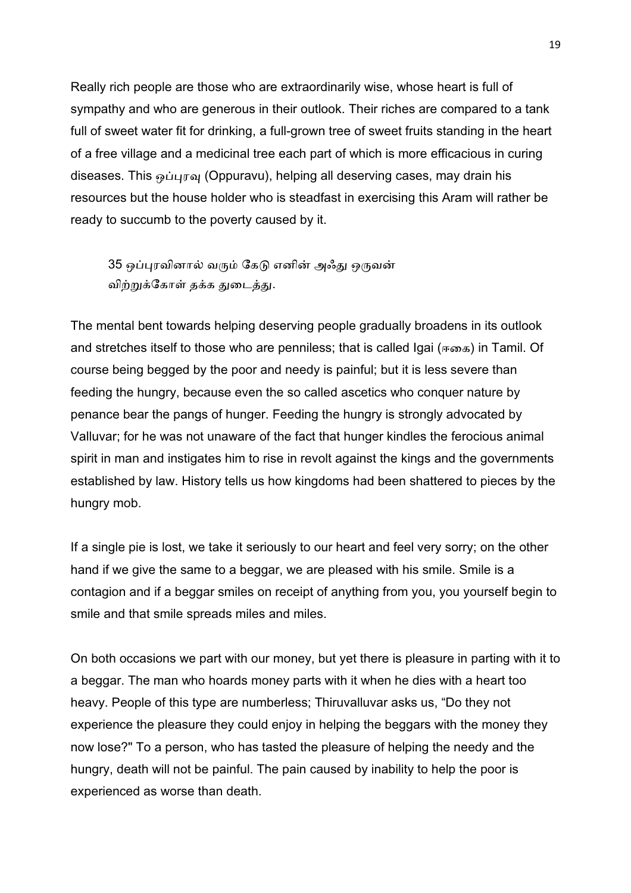Really rich people are those who are extraordinarily wise, whose heart is full of sympathy and who are generous in their outlook. Their riches are compared to a tank full of sweet water fit for drinking, a full-grown tree of sweet fruits standing in the heart of a free village and a medicinal tree each part of which is more efficacious in curing diseases. This ஒப்புரவு (Oppuravu), helping all deserving cases, may drain his resources but the house holder who is steadfast in exercising this Aram will rather be ready to succumb to the poverty caused by it.

> 35 ஒப்புரவினால் வரும் கேடு எனின் அஃது ஒருவன்
> விற்றுக்கோள் தக்க துடைத்து.

The mental bent towards helping deserving people gradually broadens in its outlook and stretches itself to those who are penniless; that is called Igai (ஈகை) in Tamil. Of course being begged by the poor and needy is painful; but it is less severe than feeding the hungry, because even the so called ascetics who conquer nature by penance bear the pangs of hunger. Feeding the hungry is strongly advocated by Valluvar; for he was not unaware of the fact that hunger kindles the ferocious animal spirit in man and instigates him to rise in revolt against the kings and the governments established by law. History tells us how kingdoms had been shattered to pieces by the hungry mob.

If a single pie is lost, we take it seriously to our heart and feel very sorry; on the other hand if we give the same to a beggar, we are pleased with his smile. Smile is a contagion and if a beggar smiles on receipt of anything from you, you yourself begin to smile and that smile spreads miles and miles.

On both occasions we part with our money, but yet there is pleasure in parting with it to a beggar. The man who hoards money parts with it when he dies with a heart too heavy. People of this type are numberless; Thiruvalluvar asks us, “Do they not experience the pleasure they could enjoy in helping the beggars with the money they now lose?" To a person, who has tasted the pleasure of helping the needy and the hungry, death will not be painful. The pain caused by inability to help the poor is experienced as worse than death.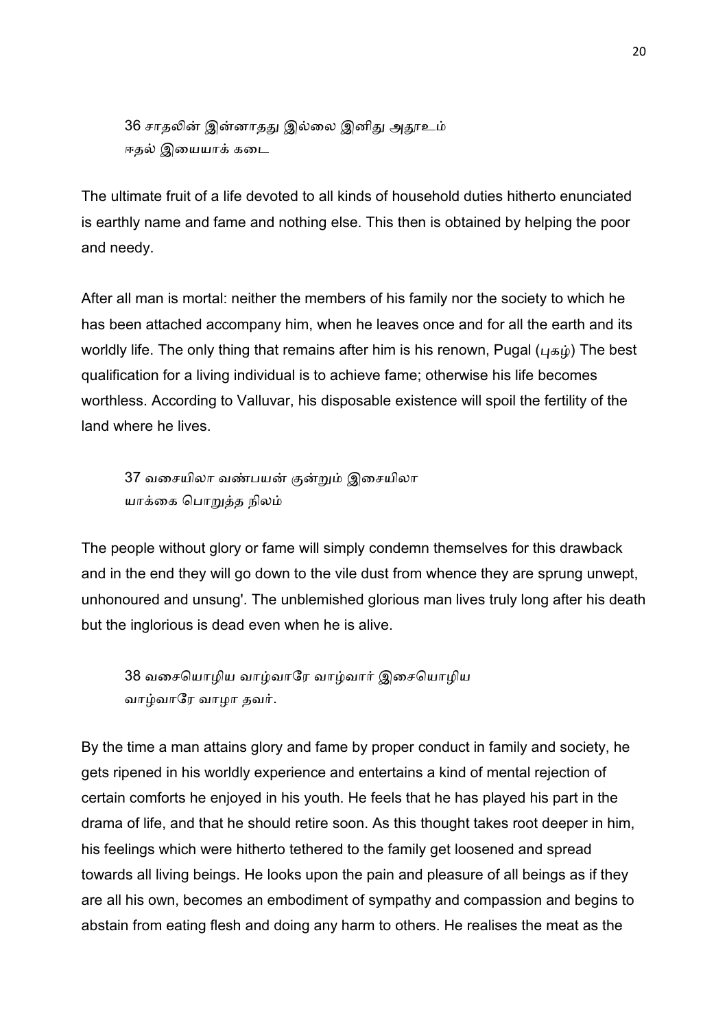36 சாதலின் இன்னாதது இல்லை இனிது அதூஉம்
ஈதல் இயையாக் கடை

The ultimate fruit of a life devoted to all kinds of household duties hitherto enunciated is earthly name and fame and nothing else. This then is obtained by helping the poor and needy.

After all man is mortal: neither the members of his family nor the society to which he has been attached accompany him, when he leaves once and for all the earth and its worldly life. The only thing that remains after him is his renown, Pugal (புகழ்) The best qualification for a living individual is to achieve fame; otherwise his life becomes worthless. According to Valluvar, his disposable existence will spoil the fertility of the land where he lives.

37 வசையிலா வண்பயன் குன்றும் இசையிலா
யாக்கை பொறுத்த நிலம்

The people without glory or fame will simply condemn themselves for this drawback and in the end they will go down to the vile dust from whence they are sprung unwept, unhonoured and unsung'. The unblemished glorious man lives truly long after his death but the inglorious is dead even when he is alive.

38 வசையொழிய வாழ்வாரே வாழ்வார் இசையொழிய
வாழ்வாரே வாழா தவர்.

By the time a man attains glory and fame by proper conduct in family and society, he gets ripened in his worldly experience and entertains a kind of mental rejection of certain comforts he enjoyed in his youth. He feels that he has played his part in the drama of life, and that he should retire soon. As this thought takes root deeper in him, his feelings which were hitherto tethered to the family get loosened and spread towards all living beings. He looks upon the pain and pleasure of all beings as if they are all his own, becomes an embodiment of sympathy and compassion and begins to abstain from eating flesh and doing any harm to others. He realises the meat as the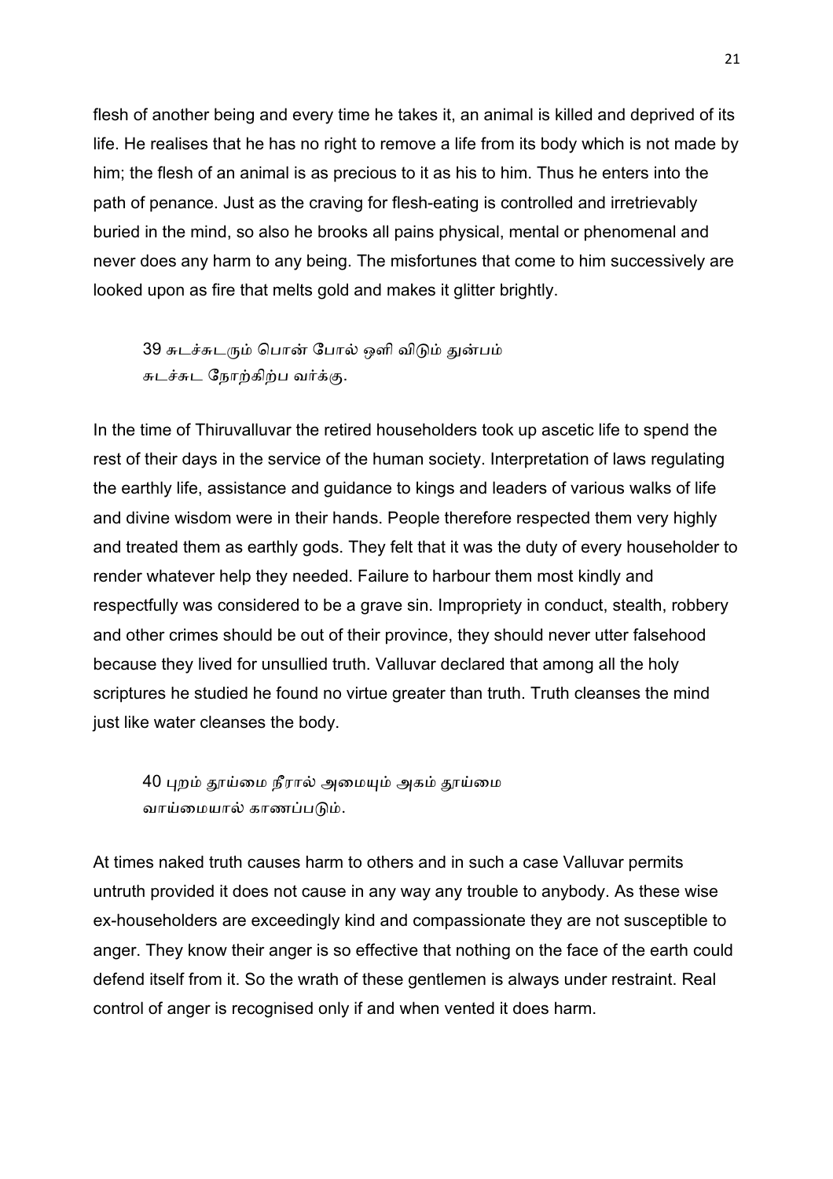flesh of another being and every time he takes it, an animal is killed and deprived of its life. He realises that he has no right to remove a life from its body which is not made by him; the flesh of an animal is as precious to it as his to him. Thus he enters into the path of penance. Just as the craving for flesh-eating is controlled and irretrievably buried in the mind, so also he brooks all pains physical, mental or phenomenal and never does any harm to any being. The misfortunes that come to him successively are looked upon as fire that melts gold and makes it glitter brightly.

> 39 சுடச்சுடரும் பொன் போல் ஒளி விடும் துன்பம்
> சுடச்சுட நோற்கிற்ப வர்க்கு.

In the time of Thiruvalluvar the retired householders took up ascetic life to spend the rest of their days in the service of the human society. Interpretation of laws regulating the earthly life, assistance and guidance to kings and leaders of various walks of life and divine wisdom were in their hands. People therefore respected them very highly and treated them as earthly gods. They felt that it was the duty of every householder to render whatever help they needed. Failure to harbour them most kindly and respectfully was considered to be a grave sin. Impropriety in conduct, stealth, robbery and other crimes should be out of their province, they should never utter falsehood because they lived for unsullied truth. Valluvar declared that among all the holy scriptures he studied he found no virtue greater than truth. Truth cleanses the mind just like water cleanses the body.

> 40 புறம் தூய்மை நீரால் அமையும் அகம் தூய்மை
> வாய்மையால் காணப்படும்.

At times naked truth causes harm to others and in such a case Valluvar permits untruth provided it does not cause in any way any trouble to anybody. As these wise ex-householders are exceedingly kind and compassionate they are not susceptible to anger. They know their anger is so effective that nothing on the face of the earth could defend itself from it. So the wrath of these gentlemen is always under restraint. Real control of anger is recognised only if and when vented it does harm.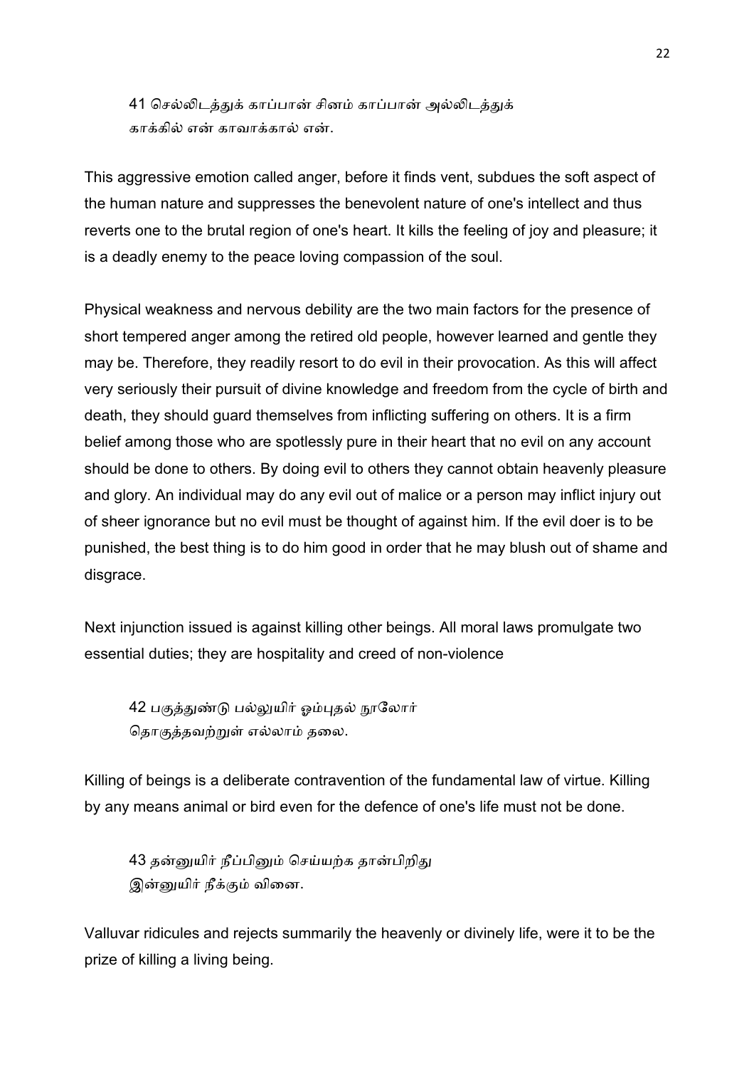41 செல்லிடத்துக் காப்பான் சினம் காப்பான் அல்லிடத்துக்
காக்கில் என் காவாக்கால் என்.

This aggressive emotion called anger, before it finds vent, subdues the soft aspect of the human nature and suppresses the benevolent nature of one's intellect and thus reverts one to the brutal region of one's heart. It kills the feeling of joy and pleasure; it is a deadly enemy to the peace loving compassion of the soul.

Physical weakness and nervous debility are the two main factors for the presence of short tempered anger among the retired old people, however learned and gentle they may be. Therefore, they readily resort to do evil in their provocation. As this will affect very seriously their pursuit of divine knowledge and freedom from the cycle of birth and death, they should guard themselves from inflicting suffering on others. It is a firm belief among those who are spotlessly pure in their heart that no evil on any account should be done to others. By doing evil to others they cannot obtain heavenly pleasure and glory. An individual may do any evil out of malice or a person may inflict injury out of sheer ignorance but no evil must be thought of against him. If the evil doer is to be punished, the best thing is to do him good in order that he may blush out of shame and disgrace.

Next injunction issued is against killing other beings. All moral laws promulgate two essential duties; they are hospitality and creed of non-violence

42 பகுத்துண்டு பல்லுயிர் ஓம்புதல் நூலோர்
தொகுத்தவற்றுள் எல்லாம் தலை.

Killing of beings is a deliberate contravention of the fundamental law of virtue. Killing by any means animal or bird even for the defence of one's life must not be done.

43 தன்னுயிர் நீப்பினும் செய்யற்க தான்பிறிது
இன்னுயிர் நீக்கும் வினை.

Valluvar ridicules and rejects summarily the heavenly or divinely life, were it to be the prize of killing a living being.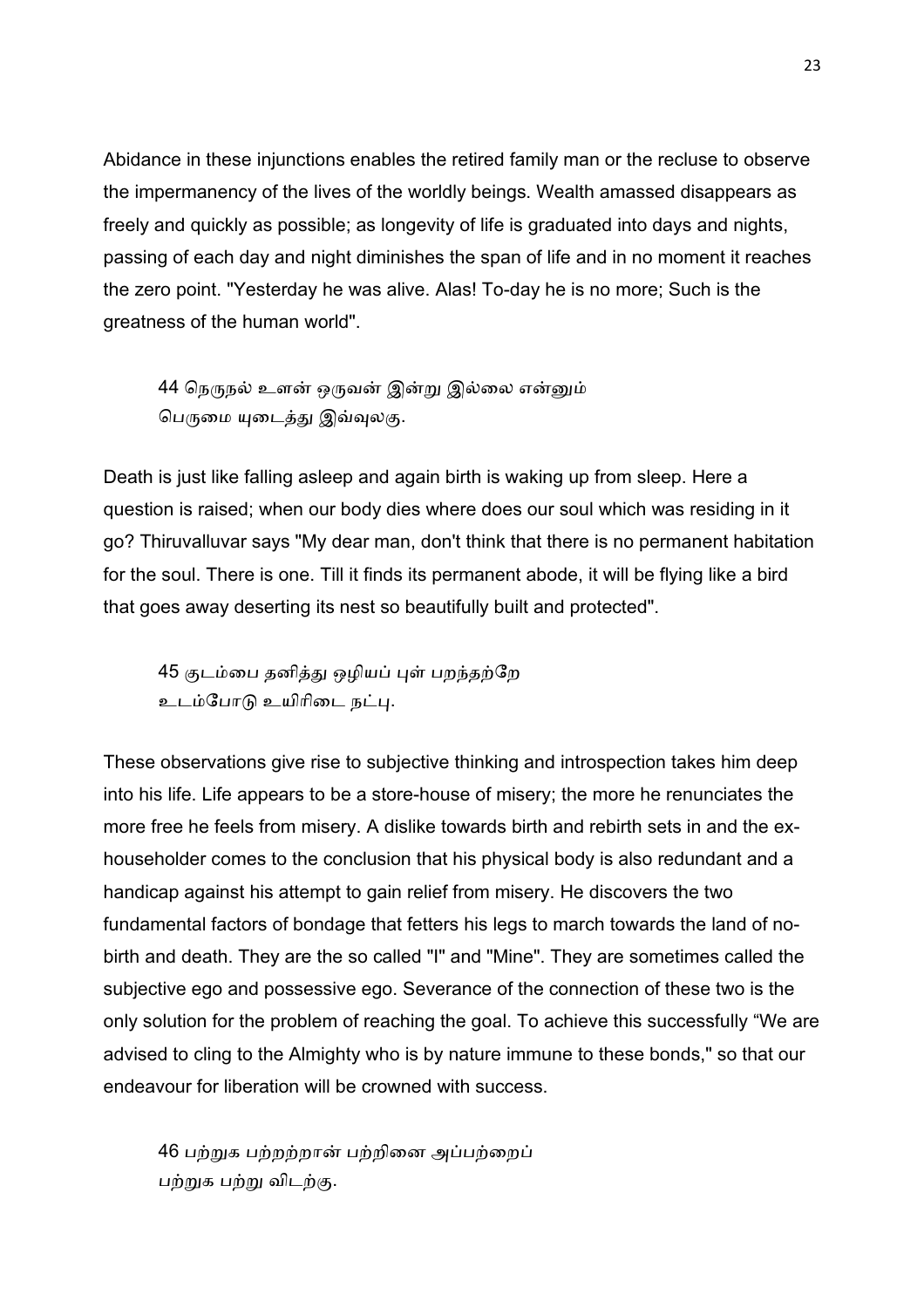Abidance in these injunctions enables the retired family man or the recluse to observe the impermanency of the lives of the worldly beings. Wealth amassed disappears as freely and quickly as possible; as longevity of life is graduated into days and nights, passing of each day and night diminishes the span of life and in no moment it reaches the zero point. "Yesterday he was alive. Alas! To-day he is no more; Such is the greatness of the human world".

> 44 நெருநல் உளன் ஒருவன் இன்று இல்லை என்னும்
> பெருமை யுடைத்து இவ்வுலகு.

Death is just like falling asleep and again birth is waking up from sleep. Here a question is raised; when our body dies where does our soul which was residing in it go? Thiruvalluvar says "My dear man, don't think that there is no permanent habitation for the soul. There is one. Till it finds its permanent abode, it will be flying like a bird that goes away deserting its nest so beautifully built and protected".

> 45 குடம்பை தனித்து ஒழியப் புள் பறந்தற்றே
> உடம்போடு உயிரிடை நட்பு.

These observations give rise to subjective thinking and introspection takes him deep into his life. Life appears to be a store-house of misery; the more he renunciates the more free he feels from misery. A dislike towards birth and rebirth sets in and the ex-householder comes to the conclusion that his physical body is also redundant and a handicap against his attempt to gain relief from misery. He discovers the two fundamental factors of bondage that fetters his legs to march towards the land of no-birth and death. They are the so called "I" and "Mine". They are sometimes called the subjective ego and possessive ego. Severance of the connection of these two is the only solution for the problem of reaching the goal. To achieve this successfully "We are advised to cling to the Almighty who is by nature immune to these bonds," so that our endeavour for liberation will be crowned with success.

> 46 பற்றுக பற்றற்றான் பற்றினை அப்பற்றைப்
> பற்றுக பற்று விடற்கு.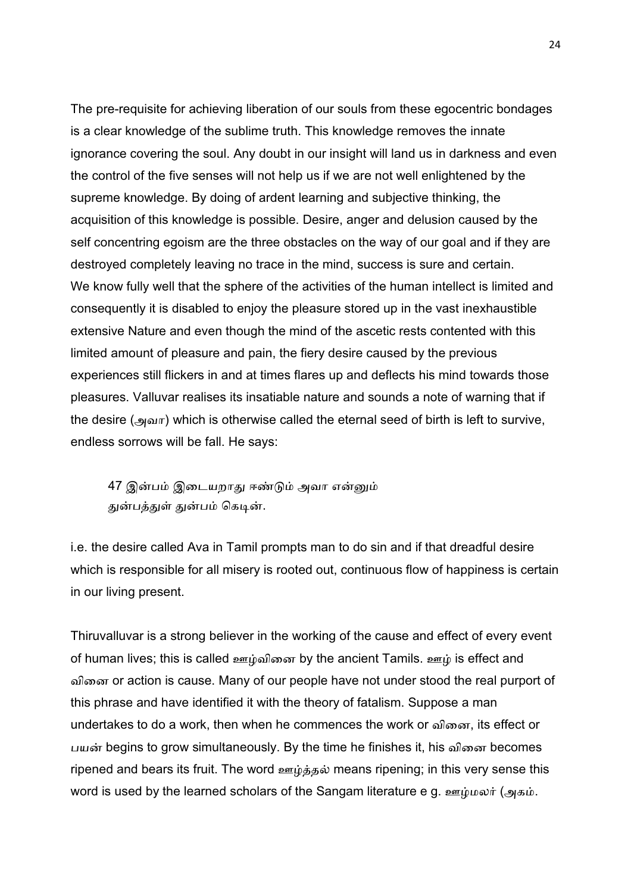The pre-requisite for achieving liberation of our souls from these egocentric bondages is a clear knowledge of the sublime truth. This knowledge removes the innate ignorance covering the soul. Any doubt in our insight will land us in darkness and even the control of the five senses will not help us if we are not well enlightened by the supreme knowledge. By doing of ardent learning and subjective thinking, the acquisition of this knowledge is possible. Desire, anger and delusion caused by the self concentring egoism are the three obstacles on the way of our goal and if they are destroyed completely leaving no trace in the mind, success is sure and certain.
We know fully well that the sphere of the activities of the human intellect is limited and consequently it is disabled to enjoy the pleasure stored up in the vast inexhaustible extensive Nature and even though the mind of the ascetic rests contented with this limited amount of pleasure and pain, the fiery desire caused by the previous experiences still flickers in and at times flares up and deflects his mind towards those pleasures. Valluvar realises its insatiable nature and sounds a note of warning that if the desire (அவா) which is otherwise called the eternal seed of birth is left to survive, endless sorrows will be fall. He says:

> 47 இன்பம் இடையறாது ஈண்டும் அவா என்னும்
> துன்பத்துள் துன்பம் கெடின்.

i.e. the desire called Ava in Tamil prompts man to do sin and if that dreadful desire which is responsible for all misery is rooted out, continuous flow of happiness is certain in our living present.

Thiruvalluvar is a strong believer in the working of the cause and effect of every event of human lives; this is called ஊழ்வினை by the ancient Tamils. ஊழ் is effect and வினை or action is cause. Many of our people have not under stood the real purport of this phrase and have identified it with the theory of fatalism. Suppose a man undertakes to do a work, then when he commences the work or வினை, its effect or பயன் begins to grow simultaneously. By the time he finishes it, his வினை becomes ripened and bears its fruit. The word ஊழ்த்தல் means ripening; in this very sense this word is used by the learned scholars of the Sangam literature e g. ஊழ்மலர் (அகம்.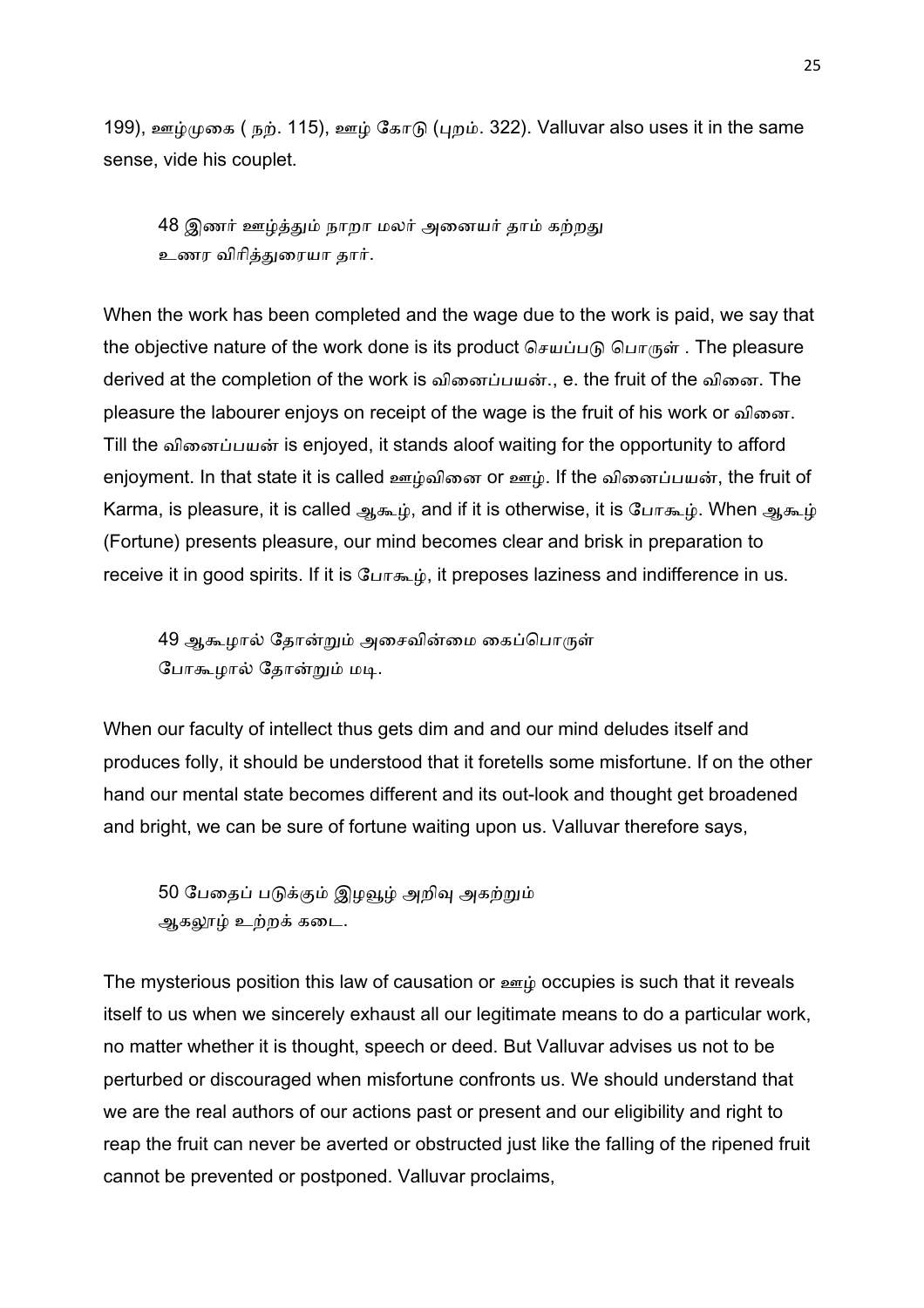199), ஊழ்முகை ( நற். 115), ஊழ் கோடு (புறம். 322). Valluvar also uses it in the same sense, vide his couplet.

> 48 இணர் ஊழ்த்தும் நாறா மலர் அனையர் தாம் கற்றது
> உணர விரித்துரையா தார்.

When the work has been completed and the wage due to the work is paid, we say that the objective nature of the work done is its product செயப்படு பொருள் . The pleasure derived at the completion of the work is வினைப்பயன்., e. the fruit of the வினை. The pleasure the labourer enjoys on receipt of the wage is the fruit of his work or வினை. Till the வினைப்பயன் is enjoyed, it stands aloof waiting for the opportunity to afford enjoyment. In that state it is called ஊழ்வினை or ஊழ். If the வினைப்பயன், the fruit of Karma, is pleasure, it is called ஆகூழ், and if it is otherwise, it is போகூழ். When ஆகூழ் (Fortune) presents pleasure, our mind becomes clear and brisk in preparation to receive it in good spirits. If it is போகூழ், it preposes laziness and indifference in us.

> 49 ஆகூழால் தோன்றும் அசைவின்மை கைப்பொருள்
> போகூழால் தோன்றும் மடி.

When our faculty of intellect thus gets dim and and our mind deludes itself and produces folly, it should be understood that it foretells some misfortune. If on the other hand our mental state becomes different and its out-look and thought get broadened and bright, we can be sure of fortune waiting upon us. Valluvar therefore says,

> 50 பேதைப் படுக்கும் இழவூழ் அறிவு அகற்றும்
> ஆகலூழ் உற்றக் கடை.

The mysterious position this law of causation or ஊழ் occupies is such that it reveals itself to us when we sincerely exhaust all our legitimate means to do a particular work, no matter whether it is thought, speech or deed. But Valluvar advises us not to be perturbed or discouraged when misfortune confronts us. We should understand that we are the real authors of our actions past or present and our eligibility and right to reap the fruit can never be averted or obstructed just like the falling of the ripened fruit cannot be prevented or postponed. Valluvar proclaims,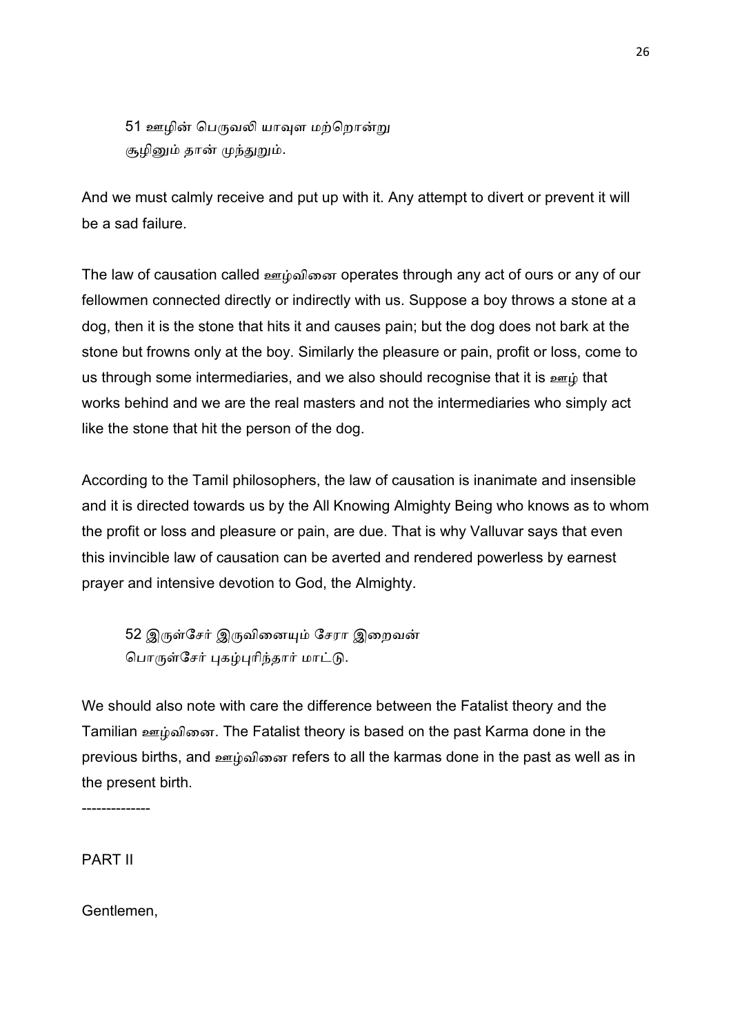> 51 ஊழின் பெருவலி யாவுள மற்றொன்று
> சூழினும் தான் முந்துறும்.

And we must calmly receive and put up with it. Any attempt to divert or prevent it will be a sad failure.

The law of causation called ஊழ்வினை operates through any act of ours or any of our fellowmen connected directly or indirectly with us. Suppose a boy throws a stone at a dog, then it is the stone that hits it and causes pain; but the dog does not bark at the stone but frowns only at the boy. Similarly the pleasure or pain, profit or loss, come to us through some intermediaries, and we also should recognise that it is ஊழ் that works behind and we are the real masters and not the intermediaries who simply act like the stone that hit the person of the dog.

According to the Tamil philosophers, the law of causation is inanimate and insensible and it is directed towards us by the All Knowing Almighty Being who knows as to whom the profit or loss and pleasure or pain, are due. That is why Valluvar says that even this invincible law of causation can be averted and rendered powerless by earnest prayer and intensive devotion to God, the Almighty.

> 52 இருள்சேர் இருவினையும் சேரா இறைவன்
> பொருள்சேர் புகழ்புரிந்தார் மாட்டு.

We should also note with care the difference between the Fatalist theory and the Tamilian ஊழ்வினை. The Fatalist theory is based on the past Karma done in the previous births, and ஊழ்வினை refers to all the karmas done in the past as well as in the present birth.

--------------

PART II

Gentlemen,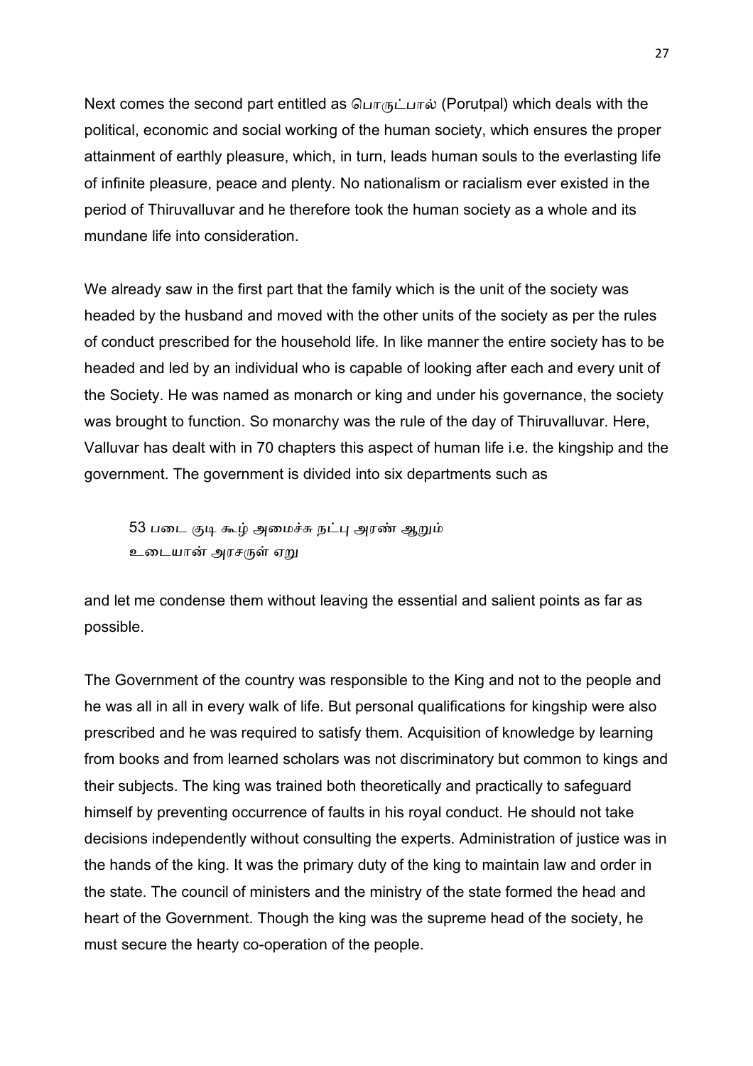Next comes the second part entitled as பொருட்பால் (Porutpal) which deals with the political, economic and social working of the human society, which ensures the proper attainment of earthly pleasure, which, in turn, leads human souls to the everlasting life of infinite pleasure, peace and plenty. No nationalism or racialism ever existed in the period of Thiruvalluvar and he therefore took the human society as a whole and its mundane life into consideration.

We already saw in the first part that the family which is the unit of the society was headed by the husband and moved with the other units of the society as per the rules of conduct prescribed for the household life. In like manner the entire society has to be headed and led by an individual who is capable of looking after each and every unit of the Society. He was named as monarch or king and under his governance, the society was brought to function. So monarchy was the rule of the day of Thiruvalluvar. Here, Valluvar has dealt with in 70 chapters this aspect of human life i.e. the kingship and the government. The government is divided into six departments such as

> 53 படை குடி கூழ் அமைச்சு நட்பு அரண் ஆறும்
> உடையான் அரசருள் ஏறு

and let me condense them without leaving the essential and salient points as far as possible.

The Government of the country was responsible to the King and not to the people and he was all in all in every walk of life. But personal qualifications for kingship were also prescribed and he was required to satisfy them. Acquisition of knowledge by learning from books and from learned scholars was not discriminatory but common to kings and their subjects. The king was trained both theoretically and practically to safeguard himself by preventing occurrence of faults in his royal conduct. He should not take decisions independently without consulting the experts. Administration of justice was in the hands of the king. It was the primary duty of the king to maintain law and order in the state. The council of ministers and the ministry of the state formed the head and heart of the Government. Though the king was the supreme head of the society, he must secure the hearty co-operation of the people.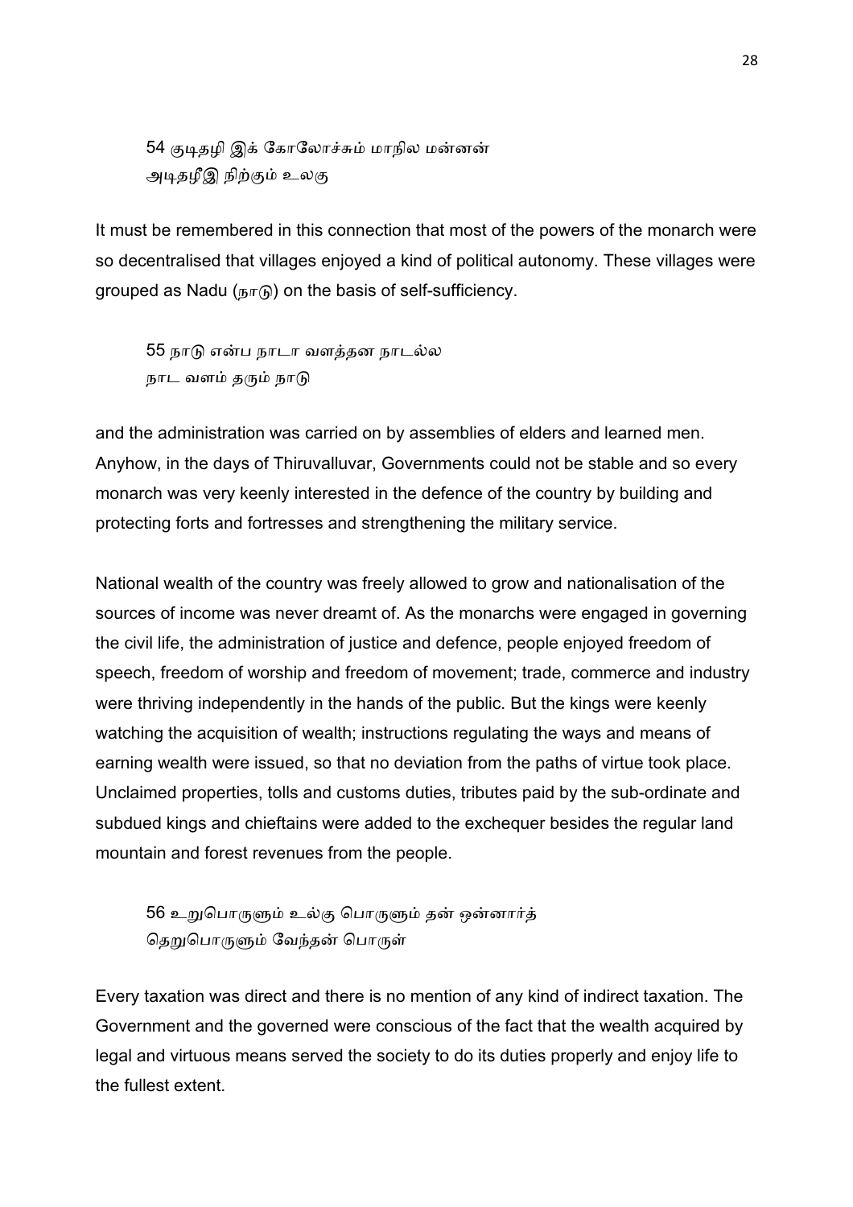54 குடிதழி இக் கோலோச்சும் மாநில மன்னன்
அடிதழீஇ நிற்கும் உலகு

It must be remembered in this connection that most of the powers of the monarch were so decentralised that villages enjoyed a kind of political autonomy. These villages were grouped as Nadu (நாடு) on the basis of self-sufficiency.

55 நாடு என்ப நாடா வளத்தன நாடல்ல
நாட வளம் தரும் நாடு

and the administration was carried on by assemblies of elders and learned men. Anyhow, in the days of Thiruvalluvar, Governments could not be stable and so every monarch was very keenly interested in the defence of the country by building and protecting forts and fortresses and strengthening the military service.

National wealth of the country was freely allowed to grow and nationalisation of the sources of income was never dreamt of. As the monarchs were engaged in governing the civil life, the administration of justice and defence, people enjoyed freedom of speech, freedom of worship and freedom of movement; trade, commerce and industry were thriving independently in the hands of the public. But the kings were keenly watching the acquisition of wealth; instructions regulating the ways and means of earning wealth were issued, so that no deviation from the paths of virtue took place. Unclaimed properties, tolls and customs duties, tributes paid by the sub-ordinate and subdued kings and chieftains were added to the exchequer besides the regular land mountain and forest revenues from the people.

56 உறுபொருளும் உல்கு பொருளும் தன் ஒன்னார்த்
தெறுபொருளும் வேந்தன் பொருள்

Every taxation was direct and there is no mention of any kind of indirect taxation. The Government and the governed were conscious of the fact that the wealth acquired by legal and virtuous means served the society to do its duties properly and enjoy life to the fullest extent.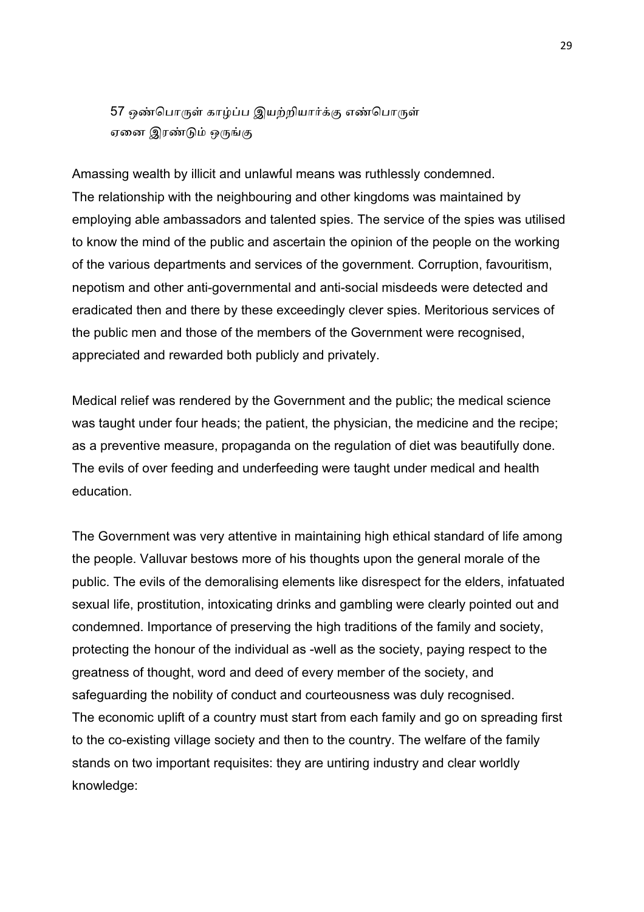57 ஒண்பொருள் காழ்ப்ப இயற்றியார்க்கு எண்பொருள்
ஏனை இரண்டும் ஒருங்கு

Amassing wealth by illicit and unlawful means was ruthlessly condemned.
The relationship with the neighbouring and other kingdoms was maintained by employing able ambassadors and talented spies. The service of the spies was utilised to know the mind of the public and ascertain the opinion of the people on the working of the various departments and services of the government. Corruption, favouritism, nepotism and other anti-governmental and anti-social misdeeds were detected and eradicated then and there by these exceedingly clever spies. Meritorious services of the public men and those of the members of the Government were recognised, appreciated and rewarded both publicly and privately.

Medical relief was rendered by the Government and the public; the medical science was taught under four heads; the patient, the physician, the medicine and the recipe; as a preventive measure, propaganda on the regulation of diet was beautifully done. The evils of over feeding and underfeeding were taught under medical and health education.

The Government was very attentive in maintaining high ethical standard of life among the people. Valluvar bestows more of his thoughts upon the general morale of the public. The evils of the demoralising elements like disrespect for the elders, infatuated sexual life, prostitution, intoxicating drinks and gambling were clearly pointed out and condemned. Importance of preserving the high traditions of the family and society, protecting the honour of the individual as -well as the society, paying respect to the greatness of thought, word and deed of every member of the society, and safeguarding the nobility of conduct and courteousness was duly recognised.
The economic uplift of a country must start from each family and go on spreading first to the co-existing village society and then to the country. The welfare of the family stands on two important requisites: they are untiring industry and clear worldly knowledge: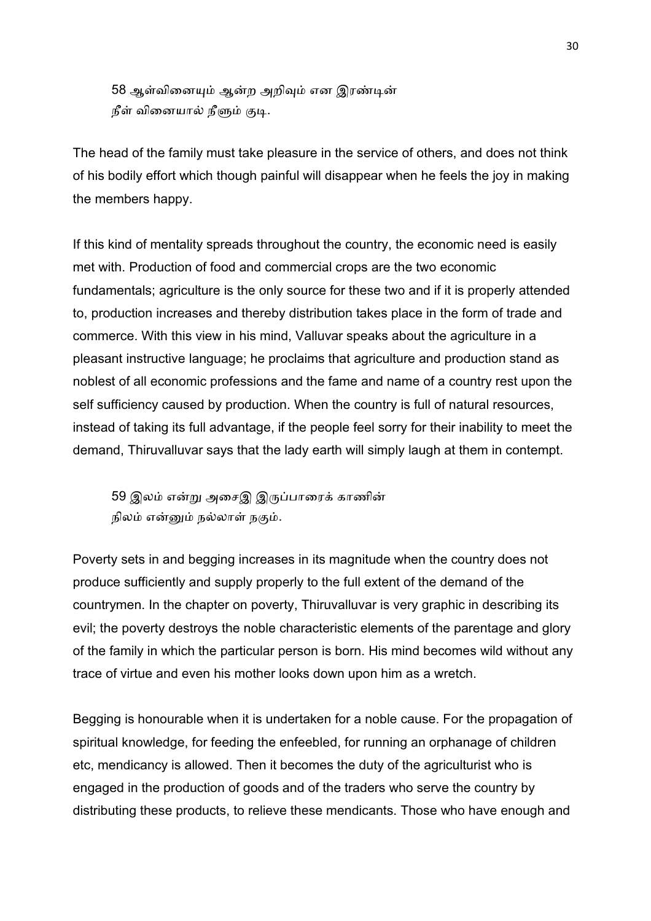58 ஆள்வினையும் ஆன்ற அறிவும் என இரண்டின்
நீள் வினையால் நீளும் குடி.

The head of the family must take pleasure in the service of others, and does not think of his bodily effort which though painful will disappear when he feels the joy in making the members happy.

If this kind of mentality spreads throughout the country, the economic need is easily met with. Production of food and commercial crops are the two economic fundamentals; agriculture is the only source for these two and if it is properly attended to, production increases and thereby distribution takes place in the form of trade and commerce. With this view in his mind, Valluvar speaks about the agriculture in a pleasant instructive language; he proclaims that agriculture and production stand as noblest of all economic professions and the fame and name of a country rest upon the self sufficiency caused by production. When the country is full of natural resources, instead of taking its full advantage, if the people feel sorry for their inability to meet the demand, Thiruvalluvar says that the lady earth will simply laugh at them in contempt.

59 இலம் என்று அசைஇ இருப்பாரைக் காணின்
நிலம் என்னும் நல்லாள் நகும்.

Poverty sets in and begging increases in its magnitude when the country does not produce sufficiently and supply properly to the full extent of the demand of the countrymen. In the chapter on poverty, Thiruvalluvar is very graphic in describing its evil; the poverty destroys the noble characteristic elements of the parentage and glory of the family in which the particular person is born. His mind becomes wild without any trace of virtue and even his mother looks down upon him as a wretch.

Begging is honourable when it is undertaken for a noble cause. For the propagation of spiritual knowledge, for feeding the enfeebled, for running an orphanage of children etc, mendicancy is allowed. Then it becomes the duty of the agriculturist who is engaged in the production of goods and of the traders who serve the country by distributing these products, to relieve these mendicants. Those who have enough and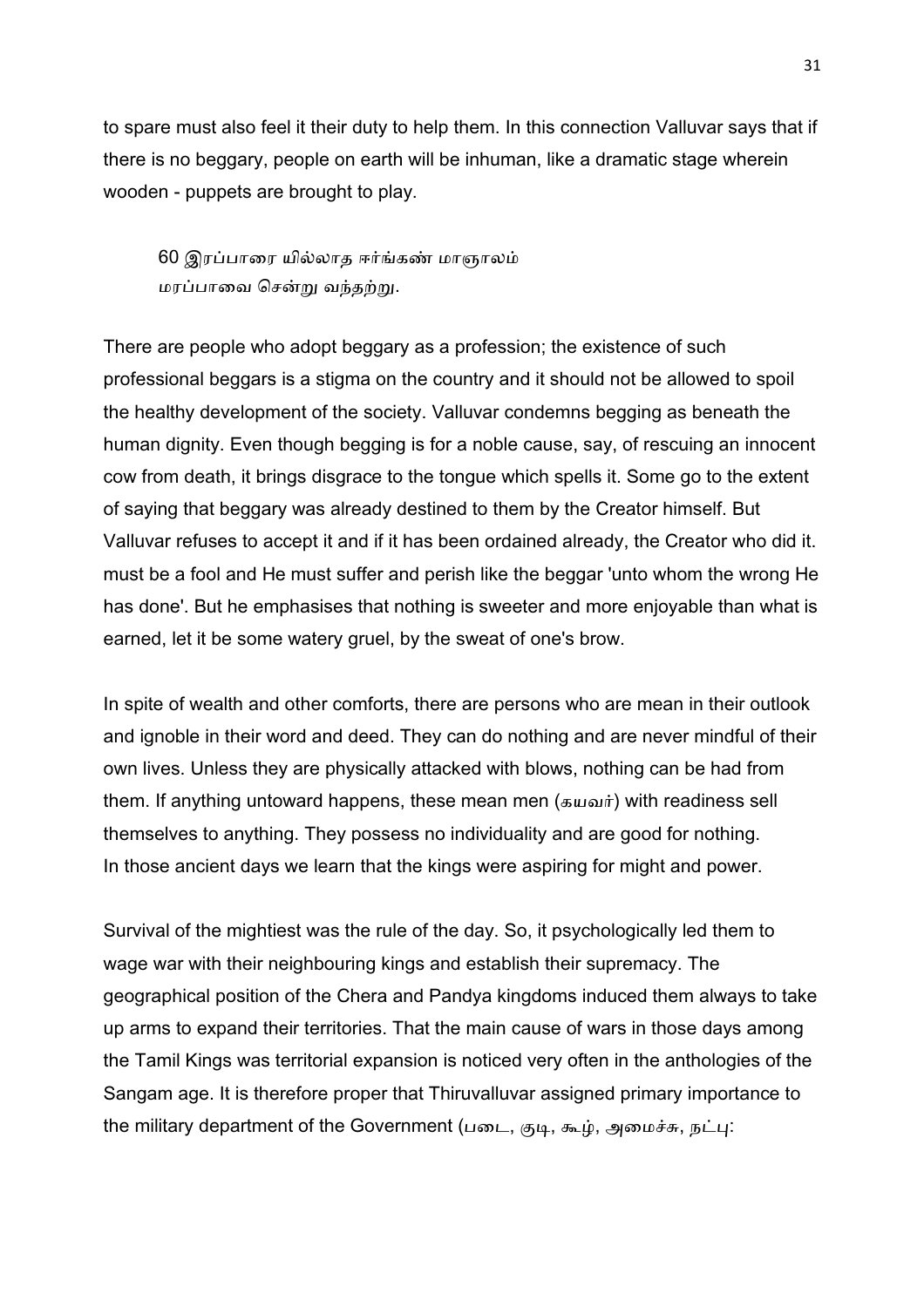to spare must also feel it their duty to help them. In this connection Valluvar says that if there is no beggary, people on earth will be inhuman, like a dramatic stage wherein wooden - puppets are brought to play.

> 60 இரப்பாரை யில்லாத ஈர்ங்கண் மாஞாலம்
> மரப்பாவை சென்று வந்தற்று.

There are people who adopt beggary as a profession; the existence of such professional beggars is a stigma on the country and it should not be allowed to spoil the healthy development of the society. Valluvar condemns begging as beneath the human dignity. Even though begging is for a noble cause, say, of rescuing an innocent cow from death, it brings disgrace to the tongue which spells it. Some go to the extent of saying that beggary was already destined to them by the Creator himself. But Valluvar refuses to accept it and if it has been ordained already, the Creator who did it. must be a fool and He must suffer and perish like the beggar 'unto whom the wrong He has done'. But he emphasises that nothing is sweeter and more enjoyable than what is earned, let it be some watery gruel, by the sweat of one's brow.

In spite of wealth and other comforts, there are persons who are mean in their outlook and ignoble in their word and deed. They can do nothing and are never mindful of their own lives. Unless they are physically attacked with blows, nothing can be had from them. If anything untoward happens, these mean men (கயவர்) with readiness sell themselves to anything. They possess no individuality and are good for nothing.
In those ancient days we learn that the kings were aspiring for might and power.

Survival of the mightiest was the rule of the day. So, it psychologically led them to wage war with their neighbouring kings and establish their supremacy. The geographical position of the Chera and Pandya kingdoms induced them always to take up arms to expand their territories. That the main cause of wars in those days among the Tamil Kings was territorial expansion is noticed very often in the anthologies of the Sangam age. It is therefore proper that Thiruvalluvar assigned primary importance to the military department of the Government (படை, குடி, கூழ், அமைச்சு, நட்பு: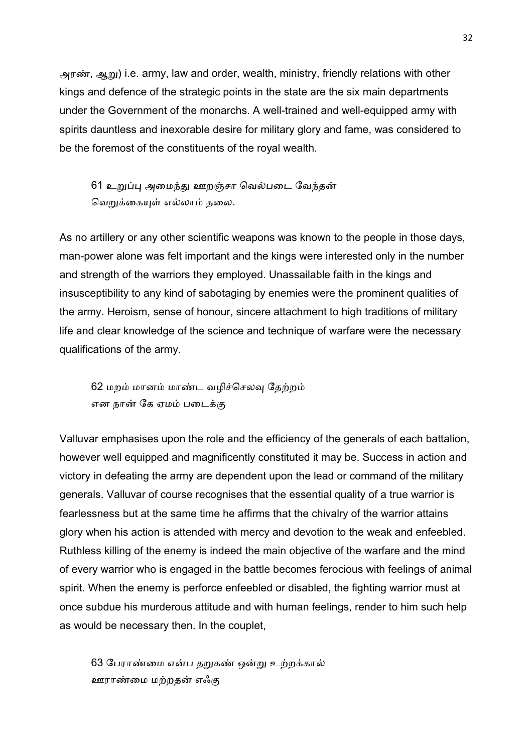அரண், ஆறு) i.e. army, law and order, wealth, ministry, friendly relations with other kings and defence of the strategic points in the state are the six main departments under the Government of the monarchs. A well-trained and well-equipped army with spirits dauntless and inexorable desire for military glory and fame, was considered to be the foremost of the constituents of the royal wealth.

> 61 உறுப்பு அமைந்து ஊறஞ்சா வெல்படை வேந்தன்
> வெறுக்கையுள் எல்லாம் தலை.

As no artillery or any other scientific weapons was known to the people in those days, man-power alone was felt important and the kings were interested only in the number and strength of the warriors they employed. Unassailable faith in the kings and insusceptibility to any kind of sabotaging by enemies were the prominent qualities of the army. Heroism, sense of honour, sincere attachment to high traditions of military life and clear knowledge of the science and technique of warfare were the necessary qualifications of the army.

> 62 மறம் மானம் மாண்ட வழிச்செலவு தேற்றம்
> என நான் கே ஏமம் படைக்கு

Valluvar emphasises upon the role and the efficiency of the generals of each battalion, however well equipped and magnificently constituted it may be. Success in action and victory in defeating the army are dependent upon the lead or command of the military generals. Valluvar of course recognises that the essential quality of a true warrior is fearlessness but at the same time he affirms that the chivalry of the warrior attains glory when his action is attended with mercy and devotion to the weak and enfeebled. Ruthless killing of the enemy is indeed the main objective of the warfare and the mind of every warrior who is engaged in the battle becomes ferocious with feelings of animal spirit. When the enemy is perforce enfeebled or disabled, the fighting warrior must at once subdue his murderous attitude and with human feelings, render to him such help as would be necessary then. In the couplet,

> 63 பேராண்மை என்ப தறுகண் ஒன்று உற்றக்கால்
> ஊராண்மை மற்றதன் எஃகு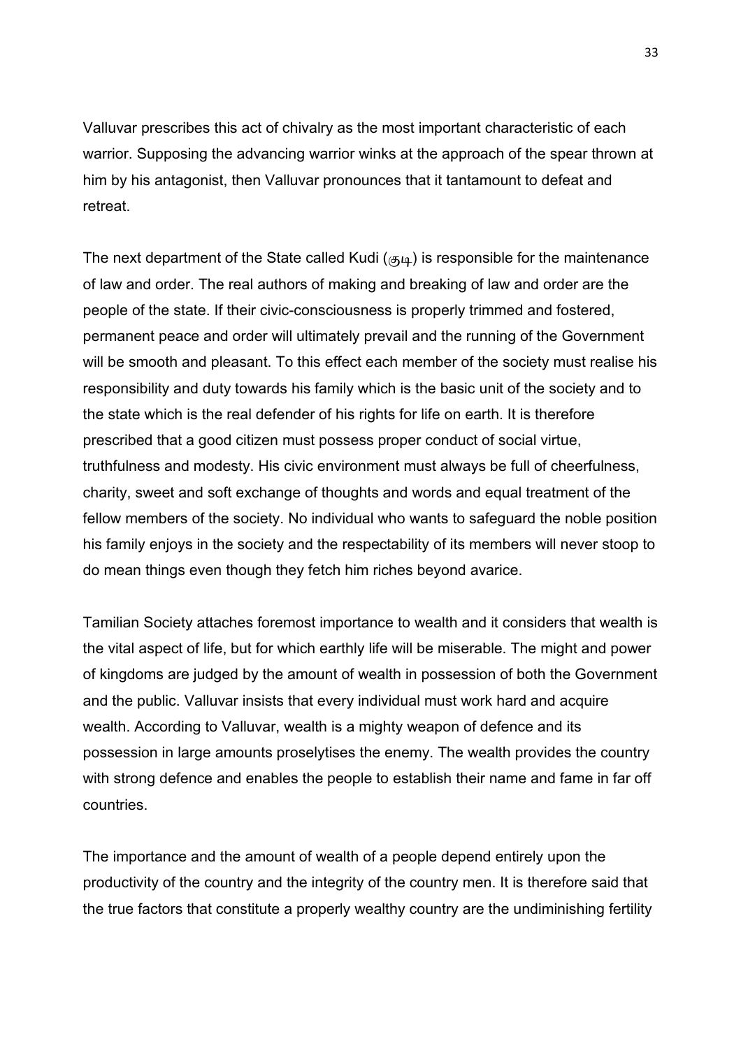Valluvar prescribes this act of chivalry as the most important characteristic of each warrior. Supposing the advancing warrior winks at the approach of the spear thrown at him by his antagonist, then Valluvar pronounces that it tantamount to defeat and retreat.

The next department of the State called Kudi (குடி) is responsible for the maintenance of law and order. The real authors of making and breaking of law and order are the people of the state. If their civic-consciousness is properly trimmed and fostered, permanent peace and order will ultimately prevail and the running of the Government will be smooth and pleasant. To this effect each member of the society must realise his responsibility and duty towards his family which is the basic unit of the society and to the state which is the real defender of his rights for life on earth. It is therefore prescribed that a good citizen must possess proper conduct of social virtue, truthfulness and modesty. His civic environment must always be full of cheerfulness, charity, sweet and soft exchange of thoughts and words and equal treatment of the fellow members of the society. No individual who wants to safeguard the noble position his family enjoys in the society and the respectability of its members will never stoop to do mean things even though they fetch him riches beyond avarice.

Tamilian Society attaches foremost importance to wealth and it considers that wealth is the vital aspect of life, but for which earthly life will be miserable. The might and power of kingdoms are judged by the amount of wealth in possession of both the Government and the public. Valluvar insists that every individual must work hard and acquire wealth. According to Valluvar, wealth is a mighty weapon of defence and its possession in large amounts proselytises the enemy. The wealth provides the country with strong defence and enables the people to establish their name and fame in far off countries.

The importance and the amount of wealth of a people depend entirely upon the productivity of the country and the integrity of the country men. It is therefore said that the true factors that constitute a properly wealthy country are the undiminishing fertility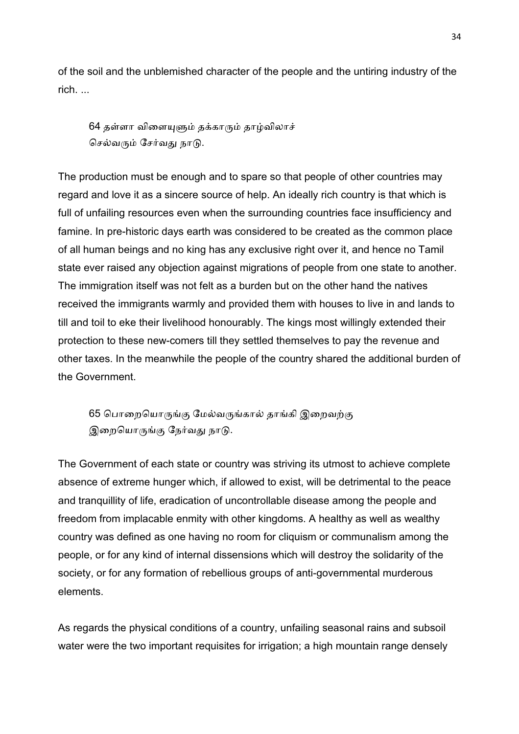of the soil and the unblemished character of the people and the untiring industry of the rich. ...

> 64 தள்ளா விளையுளும் தக்காரும் தாழ்விலாச்
> செல்வரும் சேர்வது நாடு.

The production must be enough and to spare so that people of other countries may regard and love it as a sincere source of help. An ideally rich country is that which is full of unfailing resources even when the surrounding countries face insufficiency and famine. In pre-historic days earth was considered to be created as the common place of all human beings and no king has any exclusive right over it, and hence no Tamil state ever raised any objection against migrations of people from one state to another. The immigration itself was not felt as a burden but on the other hand the natives received the immigrants warmly and provided them with houses to live in and lands to till and toil to eke their livelihood honourably. The kings most willingly extended their protection to these new-comers till they settled themselves to pay the revenue and other taxes. In the meanwhile the people of the country shared the additional burden of the Government.

> 65 பொறையொருங்கு மேல்வருங்கால் தாங்கி இறைவற்கு
> இறையொருங்கு நேர்வது நாடு.

The Government of each state or country was striving its utmost to achieve complete absence of extreme hunger which, if allowed to exist, will be detrimental to the peace and tranquillity of life, eradication of uncontrollable disease among the people and freedom from implacable enmity with other kingdoms. A healthy as well as wealthy country was defined as one having no room for cliquism or communalism among the people, or for any kind of internal dissensions which will destroy the solidarity of the society, or for any formation of rebellious groups of anti-governmental murderous elements.

As regards the physical conditions of a country, unfailing seasonal rains and subsoil water were the two important requisites for irrigation; a high mountain range densely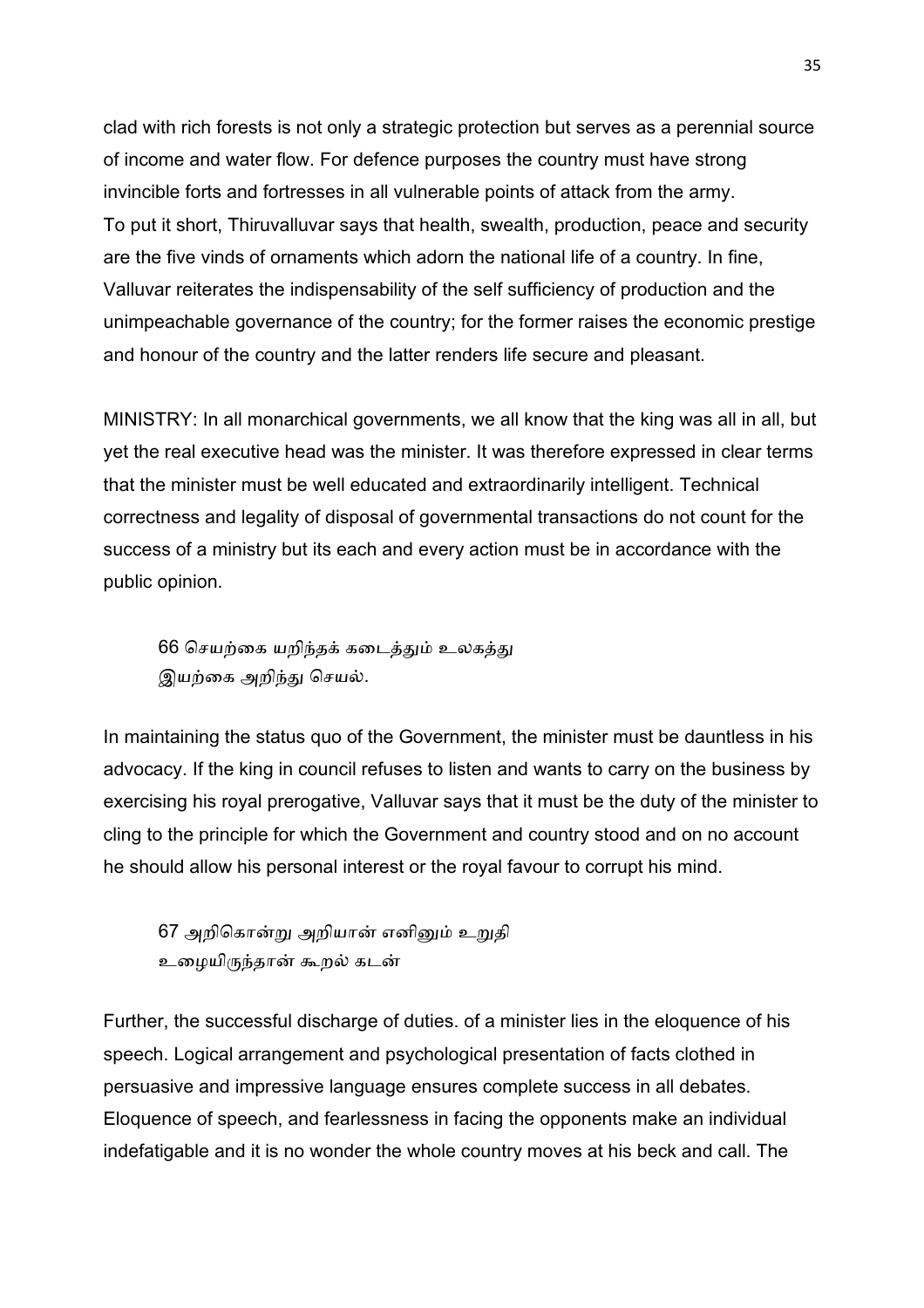clad with rich forests is not only a strategic protection but serves as a perennial source of income and water flow. For defence purposes the country must have strong invincible forts and fortresses in all vulnerable points of attack from the army. To put it short, Thiruvalluvar says that health, swealth, production, peace and security are the five vinds of ornaments which adorn the national life of a country. In fine, Valluvar reiterates the indispensability of the self sufficiency of production and the unimpeachable governance of the country; for the former raises the economic prestige and honour of the country and the latter renders life secure and pleasant.

MINISTRY: In all monarchical governments, we all know that the king was all in all, but yet the real executive head was the minister. It was therefore expressed in clear terms that the minister must be well educated and extraordinarily intelligent. Technical correctness and legality of disposal of governmental transactions do not count for the success of a ministry but its each and every action must be in accordance with the public opinion.

> 66 செயற்கை யறிந்தக் கடைத்தும் உலகத்து
> இயற்கை அறிந்து செயல்.

In maintaining the status quo of the Government, the minister must be dauntless in his advocacy. If the king in council refuses to listen and wants to carry on the business by exercising his royal prerogative, Valluvar says that it must be the duty of the minister to cling to the principle for which the Government and country stood and on no account he should allow his personal interest or the royal favour to corrupt his mind.

> 67 அறிகொன்று அறியான் எனினும் உறுதி
> உழையிருந்தான் கூறல் கடன்

Further, the successful discharge of duties. of a minister lies in the eloquence of his speech. Logical arrangement and psychological presentation of facts clothed in persuasive and impressive language ensures complete success in all debates. Eloquence of speech, and fearlessness in facing the opponents make an individual indefatigable and it is no wonder the whole country moves at his beck and call. The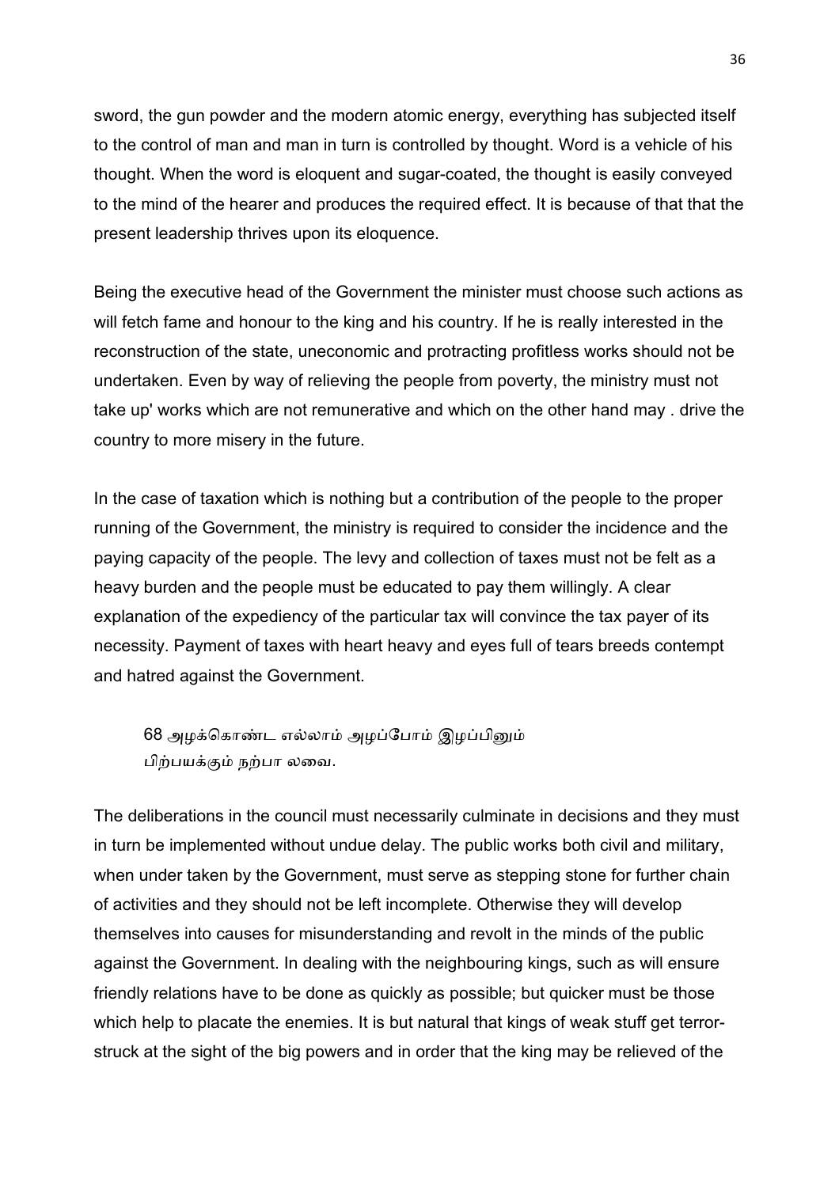sword, the gun powder and the modern atomic energy, everything has subjected itself to the control of man and man in turn is controlled by thought. Word is a vehicle of his thought. When the word is eloquent and sugar-coated, the thought is easily conveyed to the mind of the hearer and produces the required effect. It is because of that that the present leadership thrives upon its eloquence.

Being the executive head of the Government the minister must choose such actions as will fetch fame and honour to the king and his country. If he is really interested in the reconstruction of the state, uneconomic and protracting profitless works should not be undertaken. Even by way of relieving the people from poverty, the ministry must not take up' works which are not remunerative and which on the other hand may . drive the country to more misery in the future.

In the case of taxation which is nothing but a contribution of the people to the proper running of the Government, the ministry is required to consider the incidence and the paying capacity of the people. The levy and collection of taxes must not be felt as a heavy burden and the people must be educated to pay them willingly. A clear explanation of the expediency of the particular tax will convince the tax payer of its necessity. Payment of taxes with heart heavy and eyes full of tears breeds contempt and hatred against the Government.

> 68 அழக்கொண்ட எல்லாம் அழப்போம் இழப்பினும்
> பிற்பயக்கும் நற்பா லவை.

The deliberations in the council must necessarily culminate in decisions and they must in turn be implemented without undue delay. The public works both civil and military, when under taken by the Government, must serve as stepping stone for further chain of activities and they should not be left incomplete. Otherwise they will develop themselves into causes for misunderstanding and revolt in the minds of the public against the Government. In dealing with the neighbouring kings, such as will ensure friendly relations have to be done as quickly as possible; but quicker must be those which help to placate the enemies. It is but natural that kings of weak stuff get terror-struck at the sight of the big powers and in order that the king may be relieved of the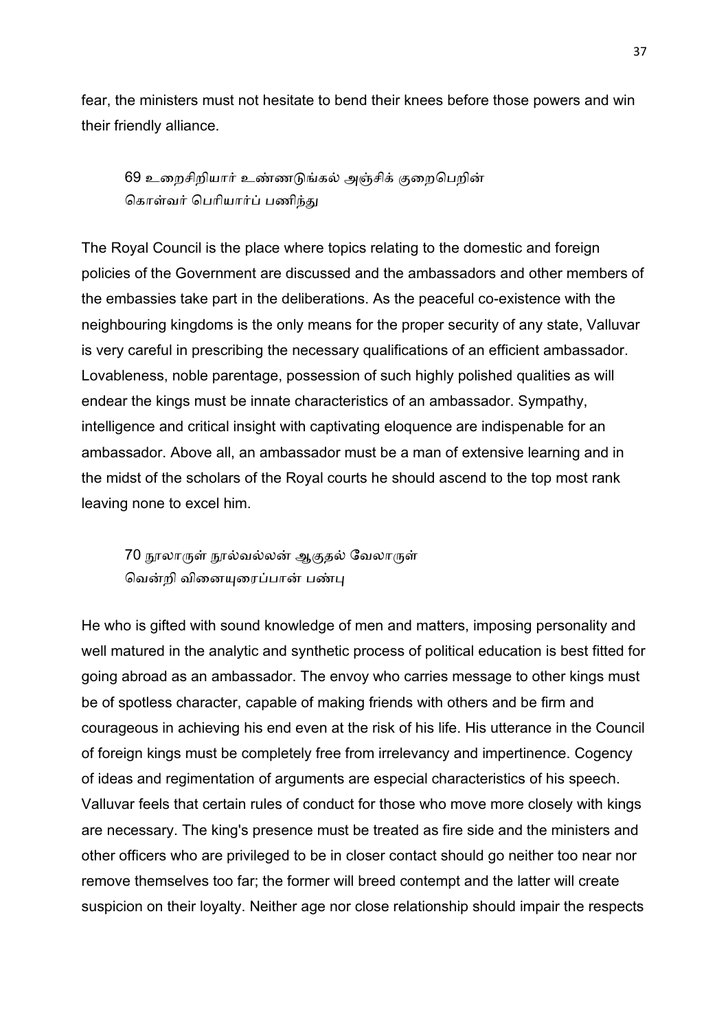fear, the ministers must not hesitate to bend their knees before those powers and win their friendly alliance.

> 69 உறைசிறியார் உண்ணடுங்கல் அஞ்சிக் குறைபெறின்
> கொள்வர் பெரியார்ப் பணிந்து

The Royal Council is the place where topics relating to the domestic and foreign policies of the Government are discussed and the ambassadors and other members of the embassies take part in the deliberations. As the peaceful co-existence with the neighbouring kingdoms is the only means for the proper security of any state, Valluvar is very careful in prescribing the necessary qualifications of an efficient ambassador. Lovableness, noble parentage, possession of such highly polished qualities as will endear the kings must be innate characteristics of an ambassador. Sympathy, intelligence and critical insight with captivating eloquence are indispenable for an ambassador. Above all, an ambassador must be a man of extensive learning and in the midst of the scholars of the Royal courts he should ascend to the top most rank leaving none to excel him.

> 70 நூலாருள் நூல்வல்லன் ஆகுதல் வேலாருள்
> வென்றி வினையுரைப்பான் பண்பு

He who is gifted with sound knowledge of men and matters, imposing personality and well matured in the analytic and synthetic process of political education is best fitted for going abroad as an ambassador. The envoy who carries message to other kings must be of spotless character, capable of making friends with others and be firm and courageous in achieving his end even at the risk of his life. His utterance in the Council of foreign kings must be completely free from irrelevancy and impertinence. Cogency of ideas and regimentation of arguments are especial characteristics of his speech. Valluvar feels that certain rules of conduct for those who move more closely with kings are necessary. The king's presence must be treated as fire side and the ministers and other officers who are privileged to be in closer contact should go neither too near nor remove themselves too far; the former will breed contempt and the latter will create suspicion on their loyalty. Neither age nor close relationship should impair the respects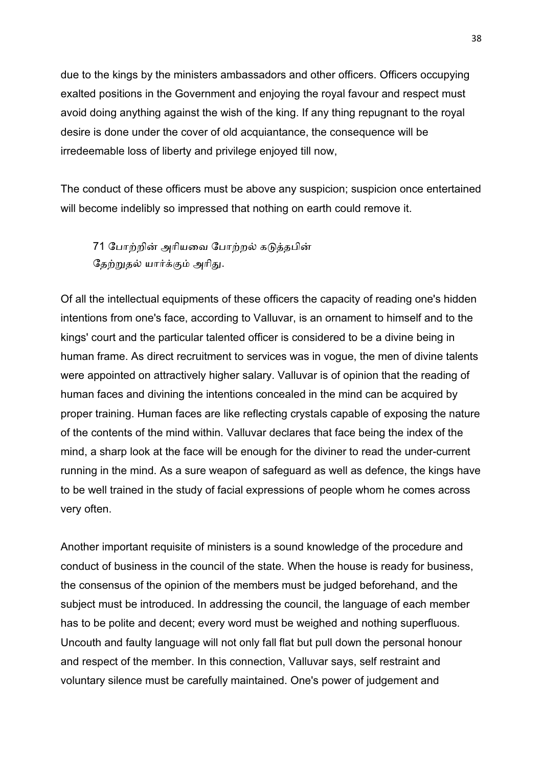due to the kings by the ministers ambassadors and other officers. Officers occupying exalted positions in the Government and enjoying the royal favour and respect must avoid doing anything against the wish of the king. If any thing repugnant to the royal desire is done under the cover of old acquiantance, the consequence will be irredeemable loss of liberty and privilege enjoyed till now,

The conduct of these officers must be above any suspicion; suspicion once entertained will become indelibly so impressed that nothing on earth could remove it.

> 71 போற்றின் அரியவை போற்றல் கடுத்தபின்
> தேற்றுதல் யார்க்கும் அரிது.

Of all the intellectual equipments of these officers the capacity of reading one's hidden intentions from one's face, according to Valluvar, is an ornament to himself and to the kings' court and the particular talented officer is considered to be a divine being in human frame. As direct recruitment to services was in vogue, the men of divine talents were appointed on attractively higher salary. Valluvar is of opinion that the reading of human faces and divining the intentions concealed in the mind can be acquired by proper training. Human faces are like reflecting crystals capable of exposing the nature of the contents of the mind within. Valluvar declares that face being the index of the mind, a sharp look at the face will be enough for the diviner to read the under-current running in the mind. As a sure weapon of safeguard as well as defence, the kings have to be well trained in the study of facial expressions of people whom he comes across very often.

Another important requisite of ministers is a sound knowledge of the procedure and conduct of business in the council of the state. When the house is ready for business, the consensus of the opinion of the members must be judged beforehand, and the subject must be introduced. In addressing the council, the language of each member has to be polite and decent; every word must be weighed and nothing superfluous. Uncouth and faulty language will not only fall flat but pull down the personal honour and respect of the member. In this connection, Valluvar says, self restraint and voluntary silence must be carefully maintained. One's power of judgement and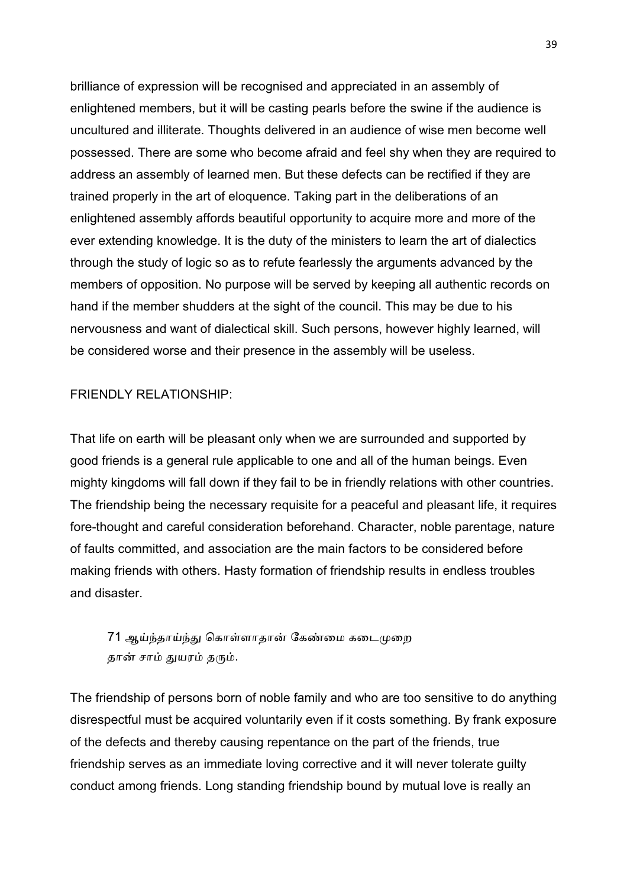brilliance of expression will be recognised and appreciated in an assembly of enlightened members, but it will be casting pearls before the swine if the audience is uncultured and illiterate. Thoughts delivered in an audience of wise men become well possessed. There are some who become afraid and feel shy when they are required to address an assembly of learned men. But these defects can be rectified if they are trained properly in the art of eloquence. Taking part in the deliberations of an enlightened assembly affords beautiful opportunity to acquire more and more of the ever extending knowledge. It is the duty of the ministers to learn the art of dialectics through the study of logic so as to refute fearlessly the arguments advanced by the members of opposition. No purpose will be served by keeping all authentic records on hand if the member shudders at the sight of the council. This may be due to his nervousness and want of dialectical skill. Such persons, however highly learned, will be considered worse and their presence in the assembly will be useless.

## FRIENDLY RELATIONSHIP:

That life on earth will be pleasant only when we are surrounded and supported by good friends is a general rule applicable to one and all of the human beings. Even mighty kingdoms will fall down if they fail to be in friendly relations with other countries. The friendship being the necessary requisite for a peaceful and pleasant life, it requires fore-thought and careful consideration beforehand. Character, noble parentage, nature of faults committed, and association are the main factors to be considered before making friends with others. Hasty formation of friendship results in endless troubles and disaster.

> 71 ஆய்ந்தாய்ந்து கொள்ளாதான் கேண்மை கடைமுறை
> தான் சாம் துயரம் தரும்.

The friendship of persons born of noble family and who are too sensitive to do anything disrespectful must be acquired voluntarily even if it costs something. By frank exposure of the defects and thereby causing repentance on the part of the friends, true friendship serves as an immediate loving corrective and it will never tolerate guilty conduct among friends. Long standing friendship bound by mutual love is really an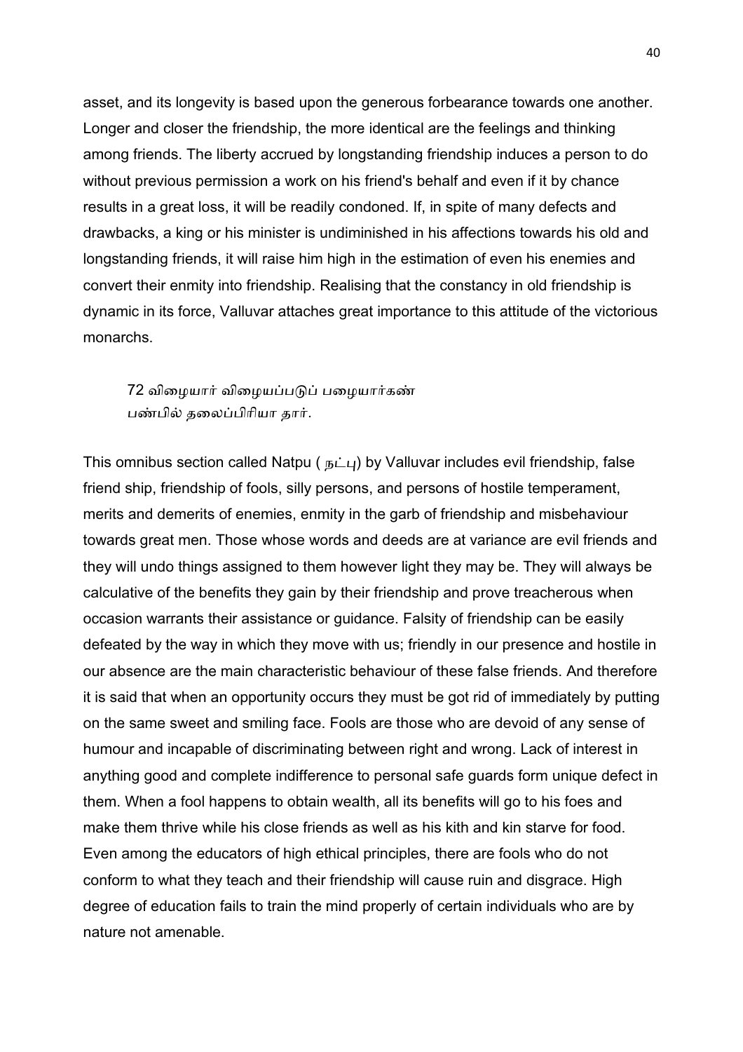asset, and its longevity is based upon the generous forbearance towards one another. Longer and closer the friendship, the more identical are the feelings and thinking among friends. The liberty accrued by longstanding friendship induces a person to do without previous permission a work on his friend's behalf and even if it by chance results in a great loss, it will be readily condoned. If, in spite of many defects and drawbacks, a king or his minister is undiminished in his affections towards his old and longstanding friends, it will raise him high in the estimation of even his enemies and convert their enmity into friendship. Realising that the constancy in old friendship is dynamic in its force, Valluvar attaches great importance to this attitude of the victorious monarchs.

> 72 விழையார் விழையப்படுப் பழையார்கண்
> பண்பில் தலைப்பிரியா தார்.

This omnibus section called Natpu ( நட்பு) by Valluvar includes evil friendship, false friend ship, friendship of fools, silly persons, and persons of hostile temperament, merits and demerits of enemies, enmity in the garb of friendship and misbehaviour towards great men. Those whose words and deeds are at variance are evil friends and they will undo things assigned to them however light they may be. They will always be calculative of the benefits they gain by their friendship and prove treacherous when occasion warrants their assistance or guidance. Falsity of friendship can be easily defeated by the way in which they move with us; friendly in our presence and hostile in our absence are the main characteristic behaviour of these false friends. And therefore it is said that when an opportunity occurs they must be got rid of immediately by putting on the same sweet and smiling face. Fools are those who are devoid of any sense of humour and incapable of discriminating between right and wrong. Lack of interest in anything good and complete indifference to personal safe guards form unique defect in them. When a fool happens to obtain wealth, all its benefits will go to his foes and make them thrive while his close friends as well as his kith and kin starve for food. Even among the educators of high ethical principles, there are fools who do not conform to what they teach and their friendship will cause ruin and disgrace. High degree of education fails to train the mind properly of certain individuals who are by nature not amenable.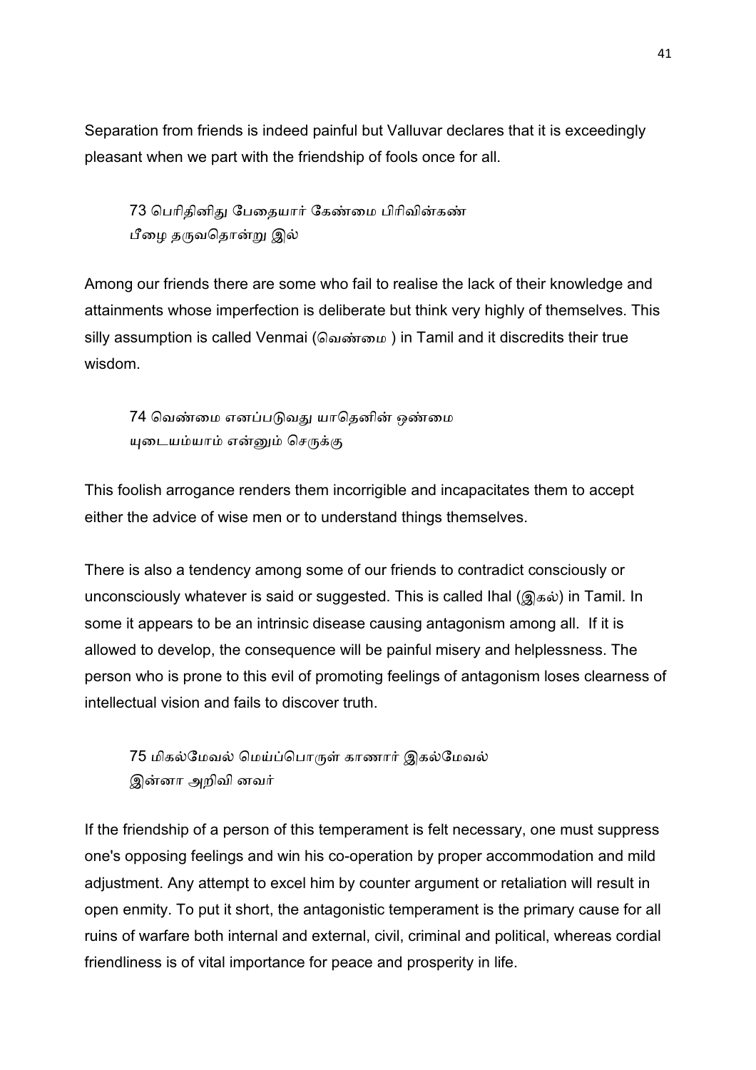Separation from friends is indeed painful but Valluvar declares that it is exceedingly pleasant when we part with the friendship of fools once for all.

> 73 பெரிதினிது பேதையார் கேண்மை பிரிவின்கண்
> பீழை தருவதொன்று இல்

Among our friends there are some who fail to realise the lack of their knowledge and attainments whose imperfection is deliberate but think very highly of themselves. This silly assumption is called Venmai (வெண்மை ) in Tamil and it discredits their true wisdom.

> 74 வெண்மை எனப்படுவது யாதெனின் ஒண்மை
> யுடையம்யாம் என்னும் செருக்கு

This foolish arrogance renders them incorrigible and incapacitates them to accept either the advice of wise men or to understand things themselves.

There is also a tendency among some of our friends to contradict consciously or unconsciously whatever is said or suggested. This is called Ihal (இகல்) in Tamil. In some it appears to be an intrinsic disease causing antagonism among all. If it is allowed to develop, the consequence will be painful misery and helplessness. The person who is prone to this evil of promoting feelings of antagonism loses clearness of intellectual vision and fails to discover truth.

> 75 மிகல்மேவல் மெய்ப்பொருள் காணார் இகல்மேவல்
> இன்னா அறிவி னவர்

If the friendship of a person of this temperament is felt necessary, one must suppress one's opposing feelings and win his co-operation by proper accommodation and mild adjustment. Any attempt to excel him by counter argument or retaliation will result in open enmity. To put it short, the antagonistic temperament is the primary cause for all ruins of warfare both internal and external, civil, criminal and political, whereas cordial friendliness is of vital importance for peace and prosperity in life.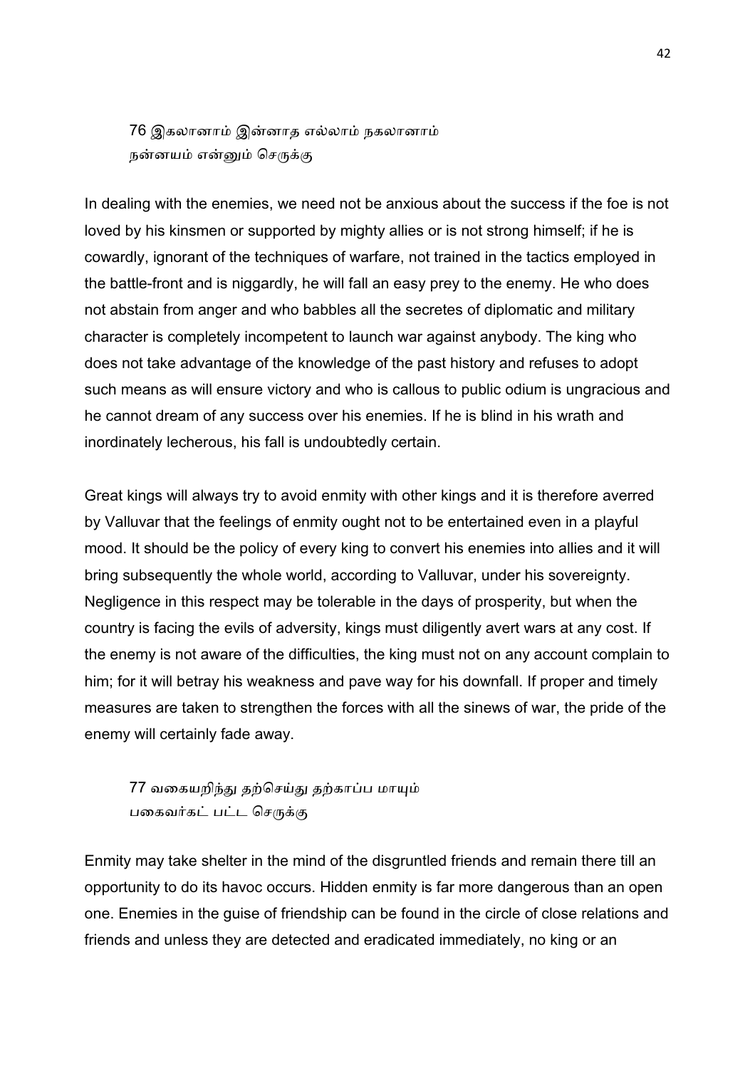76 இகலானாம் இன்னாத எல்லாம் நகலானாம்
நன்னயம் என்னும் செருக்கு

In dealing with the enemies, we need not be anxious about the success if the foe is not loved by his kinsmen or supported by mighty allies or is not strong himself; if he is cowardly, ignorant of the techniques of warfare, not trained in the tactics employed in the battle-front and is niggardly, he will fall an easy prey to the enemy. He who does not abstain from anger and who babbles all the secretes of diplomatic and military character is completely incompetent to launch war against anybody. The king who does not take advantage of the knowledge of the past history and refuses to adopt such means as will ensure victory and who is callous to public odium is ungracious and he cannot dream of any success over his enemies. If he is blind in his wrath and inordinately lecherous, his fall is undoubtedly certain.

Great kings will always try to avoid enmity with other kings and it is therefore averred by Valluvar that the feelings of enmity ought not to be entertained even in a playful mood. It should be the policy of every king to convert his enemies into allies and it will bring subsequently the whole world, according to Valluvar, under his sovereignty. Negligence in this respect may be tolerable in the days of prosperity, but when the country is facing the evils of adversity, kings must diligently avert wars at any cost. If the enemy is not aware of the difficulties, the king must not on any account complain to him; for it will betray his weakness and pave way for his downfall. If proper and timely measures are taken to strengthen the forces with all the sinews of war, the pride of the enemy will certainly fade away.

77 வகையறிந்து தற்செய்து தற்காப்ப மாயும்
பகைவர்கட் பட்ட செருக்கு

Enmity may take shelter in the mind of the disgruntled friends and remain there till an opportunity to do its havoc occurs. Hidden enmity is far more dangerous than an open one. Enemies in the guise of friendship can be found in the circle of close relations and friends and unless they are detected and eradicated immediately, no king or an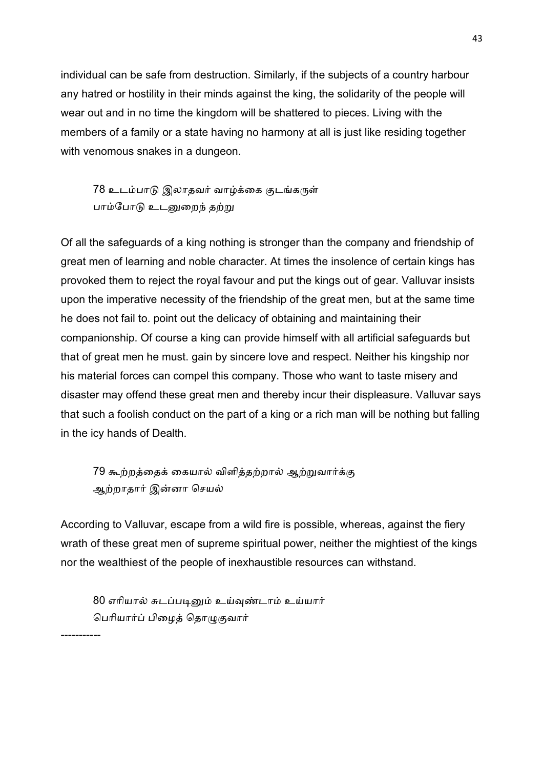individual can be safe from destruction. Similarly, if the subjects of a country harbour any hatred or hostility in their minds against the king, the solidarity of the people will wear out and in no time the kingdom will be shattered to pieces. Living with the members of a family or a state having no harmony at all is just like residing together with venomous snakes in a dungeon.

> 78 உடம்பாடு இலாதவர் வாழ்க்கை குடங்கருள்
> பாம்போடு உடனுறைந் தற்று

Of all the safeguards of a king nothing is stronger than the company and friendship of great men of learning and noble character. At times the insolence of certain kings has provoked them to reject the royal favour and put the kings out of gear. Valluvar insists upon the imperative necessity of the friendship of the great men, but at the same time he does not fail to. point out the delicacy of obtaining and maintaining their companionship. Of course a king can provide himself with all artificial safeguards but that of great men he must. gain by sincere love and respect. Neither his kingship nor his material forces can compel this company. Those who want to taste misery and disaster may offend these great men and thereby incur their displeasure. Valluvar says that such a foolish conduct on the part of a king or a rich man will be nothing but falling in the icy hands of Dealth.

> 79 கூற்றத்தைக் கையால் விளித்தற்றால் ஆற்றுவார்க்கு
> ஆற்றாதார் இன்னா செயல்

According to Valluvar, escape from a wild fire is possible, whereas, against the fiery wrath of these great men of supreme spiritual power, neither the mightiest of the kings nor the wealthiest of the people of inexhaustible resources can withstand.

> 80 எரியால் சுடப்படினும் உய்வுண்டாம் உய்யார்
> பெரியார்ப் பிழைத் தொழுகுவார்

-----------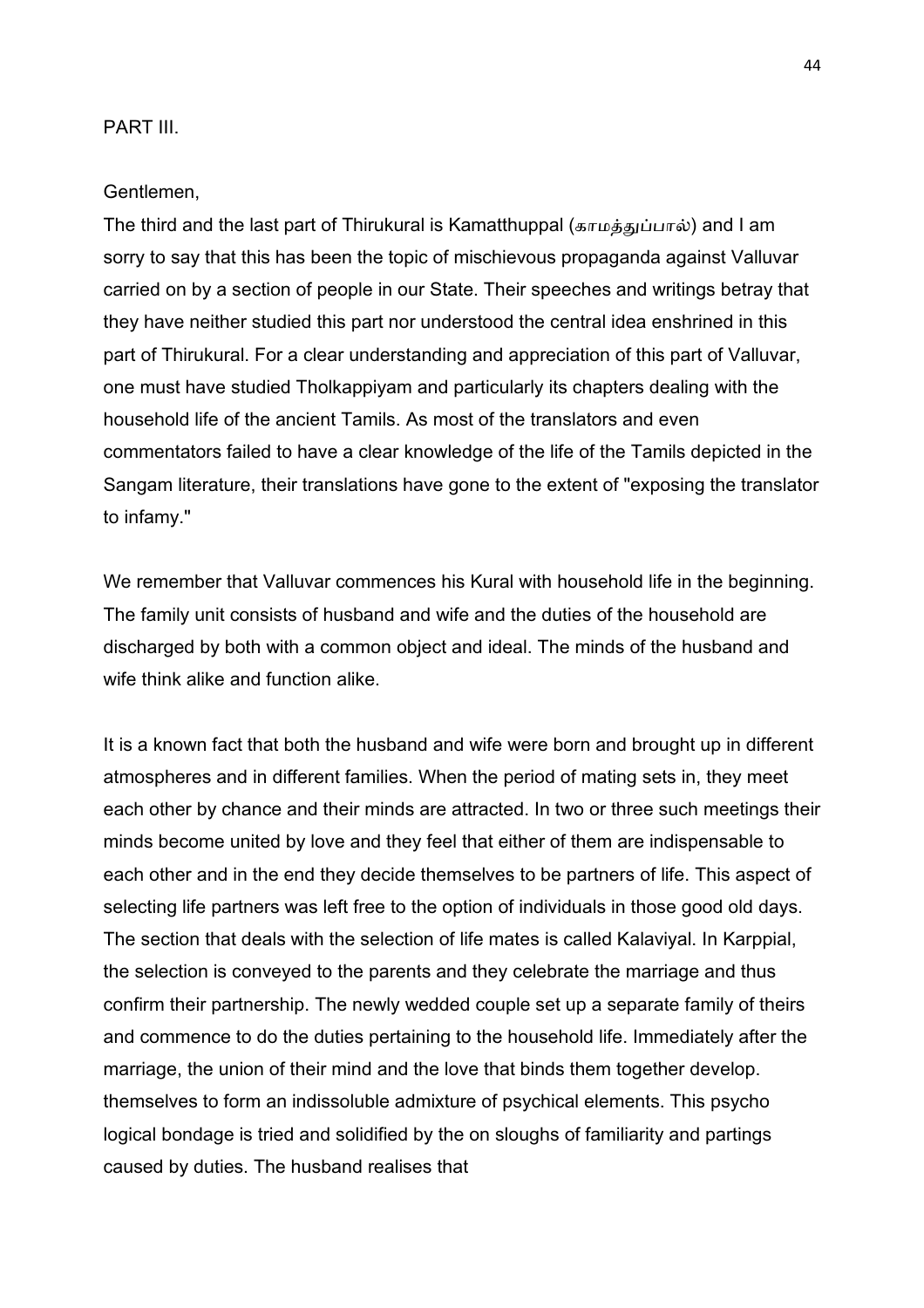PART III.

Gentlemen,

The third and the last part of Thirukural is Kamatthuppal (காமத்துப்பால்) and I am sorry to say that this has been the topic of mischievous propaganda against Valluvar carried on by a section of people in our State. Their speeches and writings betray that they have neither studied this part nor understood the central idea enshrined in this part of Thirukural. For a clear understanding and appreciation of this part of Valluvar, one must have studied Tholkappiyam and particularly its chapters dealing with the household life of the ancient Tamils. As most of the translators and even commentators failed to have a clear knowledge of the life of the Tamils depicted in the Sangam literature, their translations have gone to the extent of "exposing the translator to infamy."

We remember that Valluvar commences his Kural with household life in the beginning. The family unit consists of husband and wife and the duties of the household are discharged by both with a common object and ideal. The minds of the husband and wife think alike and function alike.

It is a known fact that both the husband and wife were born and brought up in different atmospheres and in different families. When the period of mating sets in, they meet each other by chance and their minds are attracted. In two or three such meetings their minds become united by love and they feel that either of them are indispensable to each other and in the end they decide themselves to be partners of life. This aspect of selecting life partners was left free to the option of individuals in those good old days. The section that deals with the selection of life mates is called Kalaviyal. In Karppial, the selection is conveyed to the parents and they celebrate the marriage and thus confirm their partnership. The newly wedded couple set up a separate family of theirs and commence to do the duties pertaining to the household life. Immediately after the marriage, the union of their mind and the love that binds them together develop. themselves to form an indissoluble admixture of psychical elements. This psycho logical bondage is tried and solidified by the on sloughs of familiarity and partings caused by duties. The husband realises that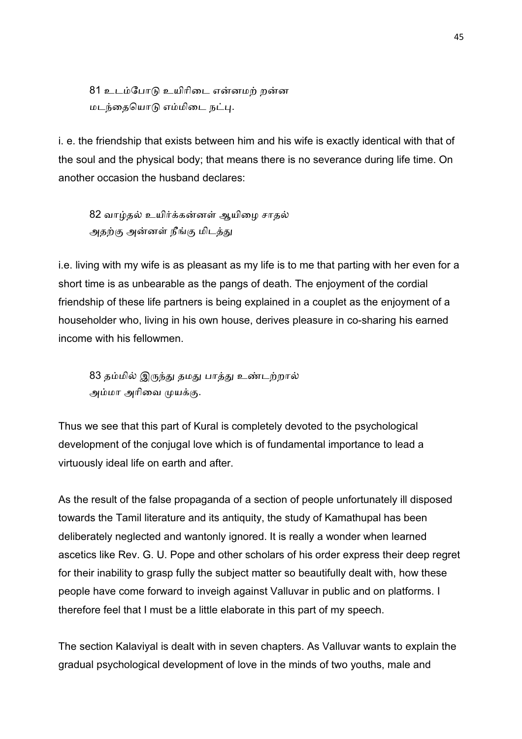81 உடம்போடு உயிரிடை என்னமற் றன்ன
மடந்தையொடு எம்மிடை நட்பு.

i. e. the friendship that exists between him and his wife is exactly identical with that of the soul and the physical body; that means there is no severance during life time. On another occasion the husband declares:

82 வாழ்தல் உயிர்க்கன்னள் ஆயிழை சாதல்
அதற்கு அன்னள் நீங்கு மிடத்து

i.e. living with my wife is as pleasant as my life is to me that parting with her even for a short time is as unbearable as the pangs of death. The enjoyment of the cordial friendship of these life partners is being explained in a couplet as the enjoyment of a householder who, living in his own house, derives pleasure in co-sharing his earned income with his fellowmen.

83 தம்மில் இருந்து தமது பாத்து உண்டற்றால்
அம்மா அரிவை முயக்கு.

Thus we see that this part of Kural is completely devoted to the psychological development of the conjugal love which is of fundamental importance to lead a virtuously ideal life on earth and after.

As the result of the false propaganda of a section of people unfortunately ill disposed towards the Tamil literature and its antiquity, the study of Kamathupal has been deliberately neglected and wantonly ignored. It is really a wonder when learned ascetics like Rev. G. U. Pope and other scholars of his order express their deep regret for their inability to grasp fully the subject matter so beautifully dealt with, how these people have come forward to inveigh against Valluvar in public and on platforms. I therefore feel that I must be a little elaborate in this part of my speech.

The section Kalaviyal is dealt with in seven chapters. As Valluvar wants to explain the gradual psychological development of love in the minds of two youths, male and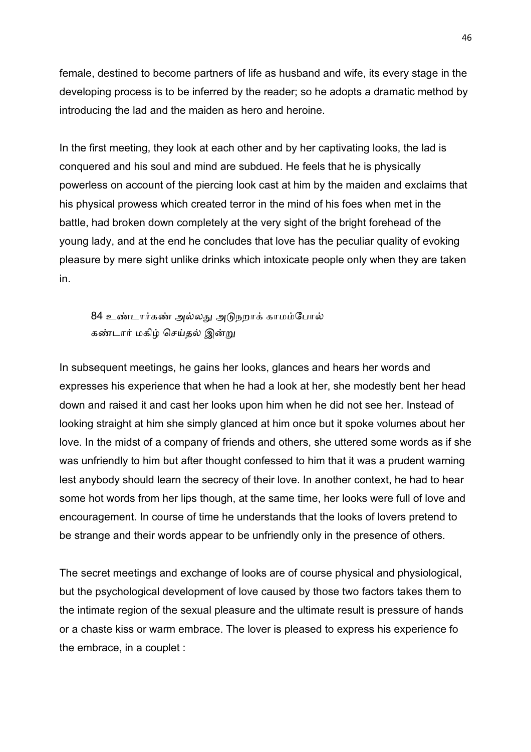female, destined to become partners of life as husband and wife, its every stage in the developing process is to be inferred by the reader; so he adopts a dramatic method by introducing the lad and the maiden as hero and heroine.

In the first meeting, they look at each other and by her captivating looks, the lad is conquered and his soul and mind are subdued. He feels that he is physically powerless on account of the piercing look cast at him by the maiden and exclaims that his physical prowess which created terror in the mind of his foes when met in the battle, had broken down completely at the very sight of the bright forehead of the young lady, and at the end he concludes that love has the peculiar quality of evoking pleasure by mere sight unlike drinks which intoxicate people only when they are taken in.

> 84 உண்டார்கண் அல்லது அடுநறாக் காமம்போல்
> கண்டார் மகிழ் செய்தல் இன்று

In subsequent meetings, he gains her looks, glances and hears her words and expresses his experience that when he had a look at her, she modestly bent her head down and raised it and cast her looks upon him when he did not see her. Instead of looking straight at him she simply glanced at him once but it spoke volumes about her love. In the midst of a company of friends and others, she uttered some words as if she was unfriendly to him but after thought confessed to him that it was a prudent warning lest anybody should learn the secrecy of their love. In another context, he had to hear some hot words from her lips though, at the same time, her looks were full of love and encouragement. In course of time he understands that the looks of lovers pretend to be strange and their words appear to be unfriendly only in the presence of others.

The secret meetings and exchange of looks are of course physical and physiological, but the psychological development of love caused by those two factors takes them to the intimate region of the sexual pleasure and the ultimate result is pressure of hands or a chaste kiss or warm embrace. The lover is pleased to express his experience fo the embrace, in a couplet :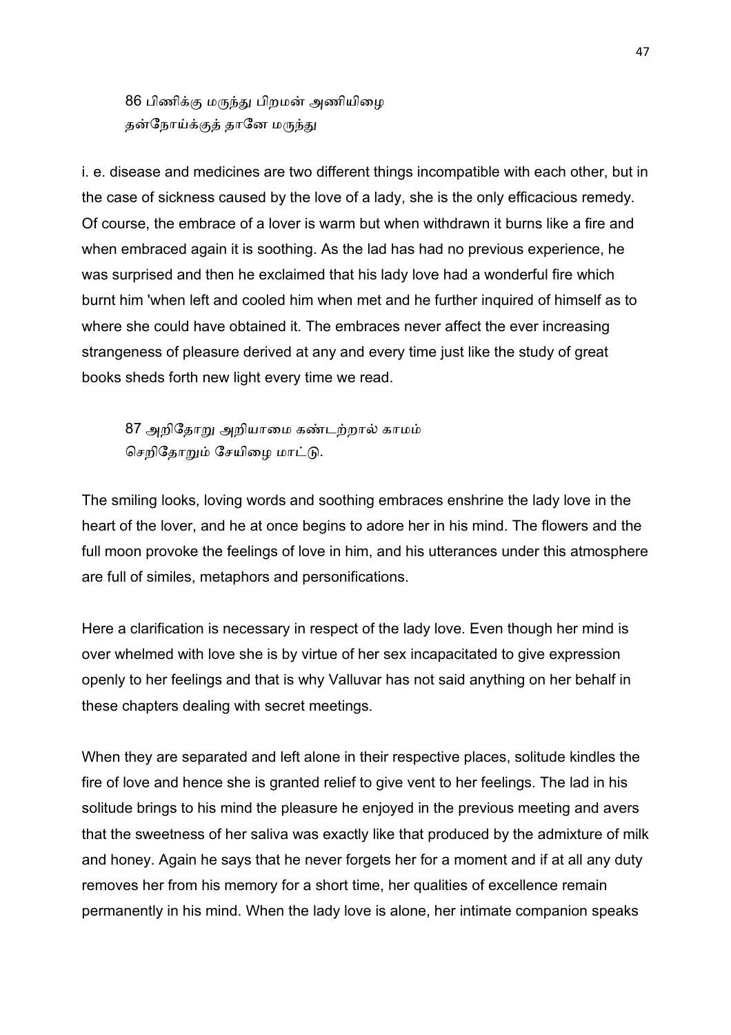86 பிணிக்கு மருந்து பிறமன் அணியிழை
தன்நோய்க்குத் தானே மருந்து

i. e. disease and medicines are two different things incompatible with each other, but in the case of sickness caused by the love of a lady, she is the only efficacious remedy. Of course, the embrace of a lover is warm but when withdrawn it burns like a fire and when embraced again it is soothing. As the lad has had no previous experience, he was surprised and then he exclaimed that his lady love had a wonderful fire which burnt him 'when left and cooled him when met and he further inquired of himself as to where she could have obtained it. The embraces never affect the ever increasing strangeness of pleasure derived at any and every time just like the study of great books sheds forth new light every time we read.

87 அறிதோறு அறியாமை கண்டற்றால் காமம்
செறிதோறும் சேயிழை மாட்டு.

The smiling looks, loving words and soothing embraces enshrine the lady love in the heart of the lover, and he at once begins to adore her in his mind. The flowers and the full moon provoke the feelings of love in him, and his utterances under this atmosphere are full of similes, metaphors and personifications.

Here a clarification is necessary in respect of the lady love. Even though her mind is over whelmed with love she is by virtue of her sex incapacitated to give expression openly to her feelings and that is why Valluvar has not said anything on her behalf in these chapters dealing with secret meetings.

When they are separated and left alone in their respective places, solitude kindles the fire of love and hence she is granted relief to give vent to her feelings. The lad in his solitude brings to his mind the pleasure he enjoyed in the previous meeting and avers that the sweetness of her saliva was exactly like that produced by the admixture of milk and honey. Again he says that he never forgets her for a moment and if at all any duty removes her from his memory for a short time, her qualities of excellence remain permanently in his mind. When the lady love is alone, her intimate companion speaks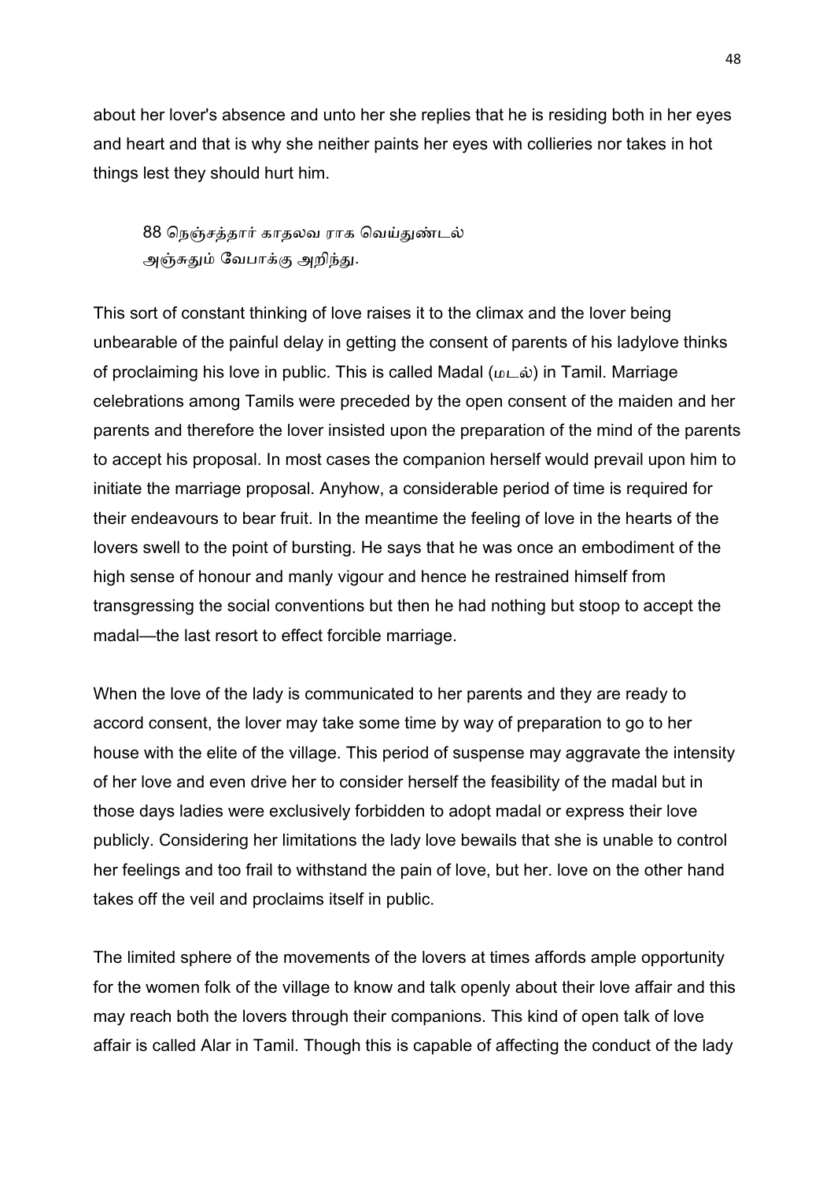about her lover's absence and unto her she replies that he is residing both in her eyes and heart and that is why she neither paints her eyes with collieries nor takes in hot things lest they should hurt him.

> 88 நெஞ்சத்தார் காதலவ ராக வெய்துண்டல்
> அஞ்சுதும் வேபாக்கு அறிந்து.

This sort of constant thinking of love raises it to the climax and the lover being unbearable of the painful delay in getting the consent of parents of his ladylove thinks of proclaiming his love in public. This is called Madal (மடல்) in Tamil. Marriage celebrations among Tamils were preceded by the open consent of the maiden and her parents and therefore the lover insisted upon the preparation of the mind of the parents to accept his proposal. In most cases the companion herself would prevail upon him to initiate the marriage proposal. Anyhow, a considerable period of time is required for their endeavours to bear fruit. In the meantime the feeling of love in the hearts of the lovers swell to the point of bursting. He says that he was once an embodiment of the high sense of honour and manly vigour and hence he restrained himself from transgressing the social conventions but then he had nothing but stoop to accept the madal—the last resort to effect forcible marriage.

When the love of the lady is communicated to her parents and they are ready to accord consent, the lover may take some time by way of preparation to go to her house with the elite of the village. This period of suspense may aggravate the intensity of her love and even drive her to consider herself the feasibility of the madal but in those days ladies were exclusively forbidden to adopt madal or express their love publicly. Considering her limitations the lady love bewails that she is unable to control her feelings and too frail to withstand the pain of love, but her. love on the other hand takes off the veil and proclaims itself in public.

The limited sphere of the movements of the lovers at times affords ample opportunity for the women folk of the village to know and talk openly about their love affair and this may reach both the lovers through their companions. This kind of open talk of love affair is called Alar in Tamil. Though this is capable of affecting the conduct of the lady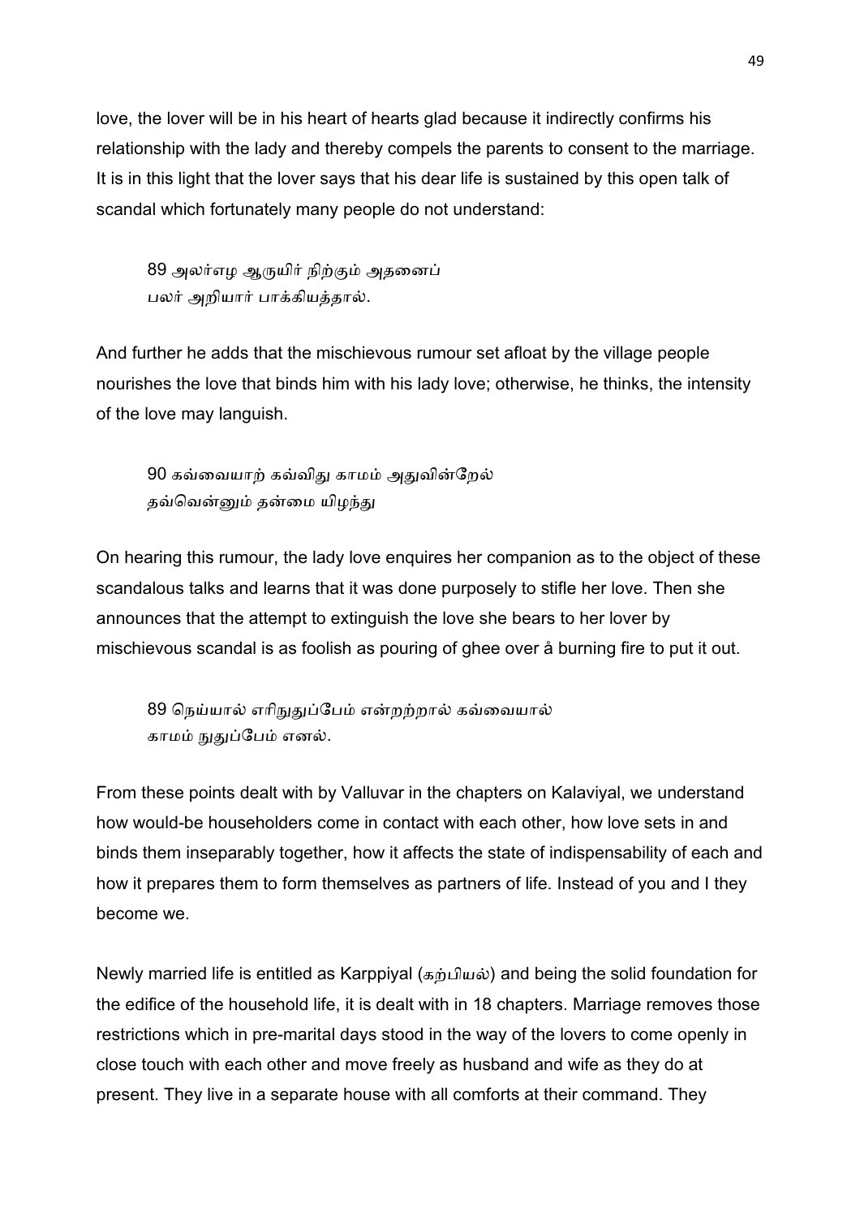love, the lover will be in his heart of hearts glad because it indirectly confirms his relationship with the lady and thereby compels the parents to consent to the marriage. It is in this light that the lover says that his dear life is sustained by this open talk of scandal which fortunately many people do not understand:

> 89 அலர்எழ ஆருயிர் நிற்கும் அதனைப்
> பலர் அறியார் பாக்கியத்தால்.

And further he adds that the mischievous rumour set afloat by the village people nourishes the love that binds him with his lady love; otherwise, he thinks, the intensity of the love may languish.

> 90 கவ்வையாற் கவ்விது காமம் அதுவின்றேல்
> தவ்வென்னும் தன்மை யிழந்து

On hearing this rumour, the lady love enquires her companion as to the object of these scandalous talks and learns that it was done purposely to stifle her love. Then she announces that the attempt to extinguish the love she bears to her lover by mischievous scandal is as foolish as pouring of ghee over å burning fire to put it out.

> 89 நெய்யால் எரிநுதுப்பேம் என்றற்றால் கவ்வையால்
> காமம் நுதுப்பேம் எனல்.

From these points dealt with by Valluvar in the chapters on Kalaviyal, we understand how would-be householders come in contact with each other, how love sets in and binds them inseparably together, how it affects the state of indispensability of each and how it prepares them to form themselves as partners of life. Instead of you and I they become we.

Newly married life is entitled as Karppiyal (கற்பியல்) and being the solid foundation for the edifice of the household life, it is dealt with in 18 chapters. Marriage removes those restrictions which in pre-marital days stood in the way of the lovers to come openly in close touch with each other and move freely as husband and wife as they do at present. They live in a separate house with all comforts at their command. They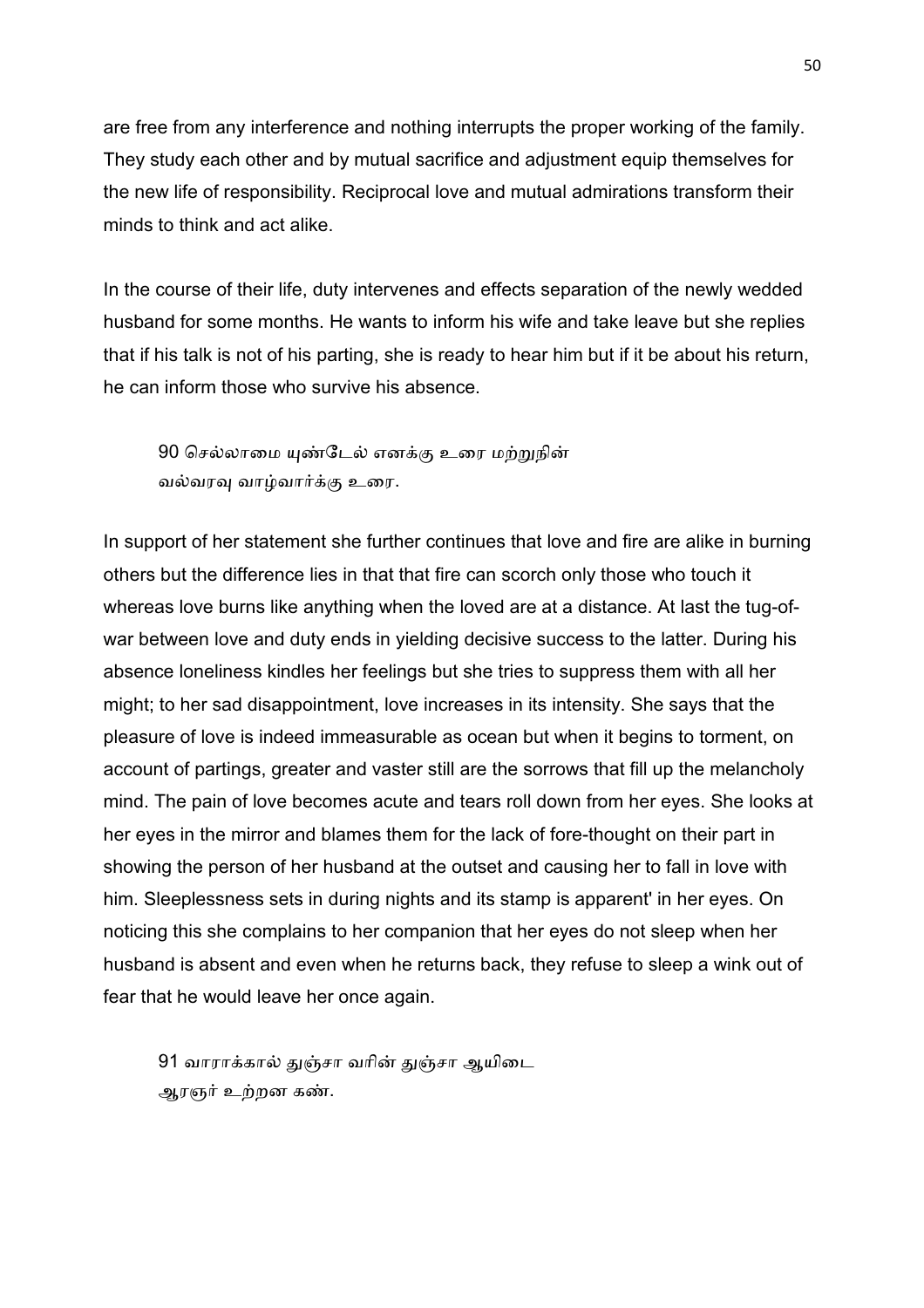are free from any interference and nothing interrupts the proper working of the family. They study each other and by mutual sacrifice and adjustment equip themselves for the new life of responsibility. Reciprocal love and mutual admirations transform their minds to think and act alike.

In the course of their life, duty intervenes and effects separation of the newly wedded husband for some months. He wants to inform his wife and take leave but she replies that if his talk is not of his parting, she is ready to hear him but if it be about his return, he can inform those who survive his absence.

> 90 செல்லாமை யுண்டேல் எனக்கு உரை மற்றுநின்
> வல்வரவு வாழ்வார்க்கு உரை.

In support of her statement she further continues that love and fire are alike in burning others but the difference lies in that that fire can scorch only those who touch it whereas love burns like anything when the loved are at a distance. At last the tug-of-war between love and duty ends in yielding decisive success to the latter. During his absence loneliness kindles her feelings but she tries to suppress them with all her might; to her sad disappointment, love increases in its intensity. She says that the pleasure of love is indeed immeasurable as ocean but when it begins to torment, on account of partings, greater and vaster still are the sorrows that fill up the melancholy mind. The pain of love becomes acute and tears roll down from her eyes. She looks at her eyes in the mirror and blames them for the lack of fore-thought on their part in showing the person of her husband at the outset and causing her to fall in love with him. Sleeplessness sets in during nights and its stamp is apparent' in her eyes. On noticing this she complains to her companion that her eyes do not sleep when her husband is absent and even when he returns back, they refuse to sleep a wink out of fear that he would leave her once again.

> 91 வாராக்கால் துஞ்சா வரின் துஞ்சா ஆயிடை
> ஆரஞர் உற்றன கண்.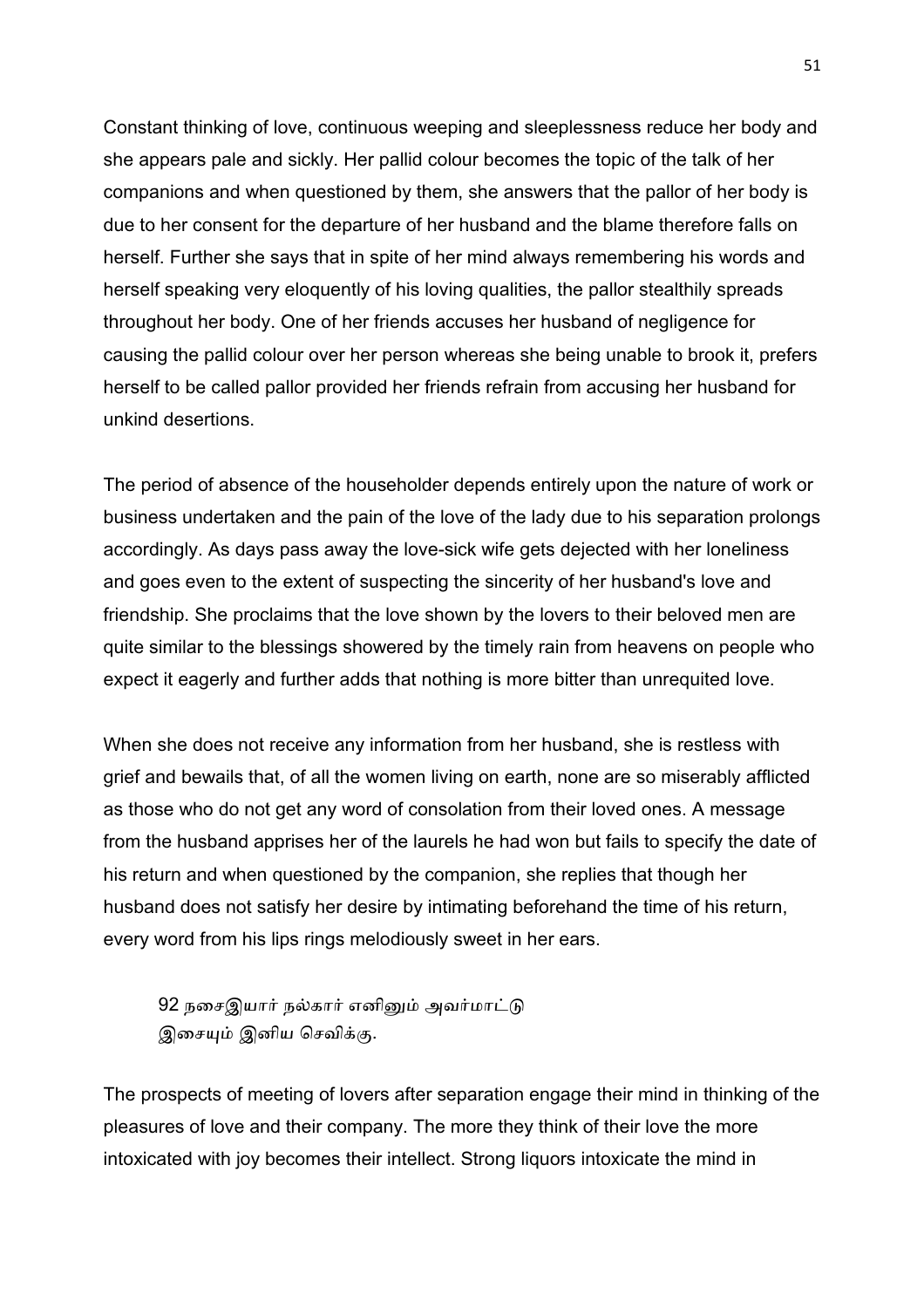Constant thinking of love, continuous weeping and sleeplessness reduce her body and she appears pale and sickly. Her pallid colour becomes the topic of the talk of her companions and when questioned by them, she answers that the pallor of her body is due to her consent for the departure of her husband and the blame therefore falls on herself. Further she says that in spite of her mind always remembering his words and herself speaking very eloquently of his loving qualities, the pallor stealthily spreads throughout her body. One of her friends accuses her husband of negligence for causing the pallid colour over her person whereas she being unable to brook it, prefers herself to be called pallor provided her friends refrain from accusing her husband for unkind desertions.

The period of absence of the householder depends entirely upon the nature of work or business undertaken and the pain of the love of the lady due to his separation prolongs accordingly. As days pass away the love-sick wife gets dejected with her loneliness and goes even to the extent of suspecting the sincerity of her husband's love and friendship. She proclaims that the love shown by the lovers to their beloved men are quite similar to the blessings showered by the timely rain from heavens on people who expect it eagerly and further adds that nothing is more bitter than unrequited love.

When she does not receive any information from her husband, she is restless with grief and bewails that, of all the women living on earth, none are so miserably afflicted as those who do not get any word of consolation from their loved ones. A message from the husband apprises her of the laurels he had won but fails to specify the date of his return and when questioned by the companion, she replies that though her husband does not satisfy her desire by intimating beforehand the time of his return, every word from his lips rings melodiously sweet in her ears.

> 92 நசைஇயார் நல்கார் எனினும் அவர்மாட்டு
> இசையும் இனிய செவிக்கு.

The prospects of meeting of lovers after separation engage their mind in thinking of the pleasures of love and their company. The more they think of their love the more intoxicated with joy becomes their intellect. Strong liquors intoxicate the mind in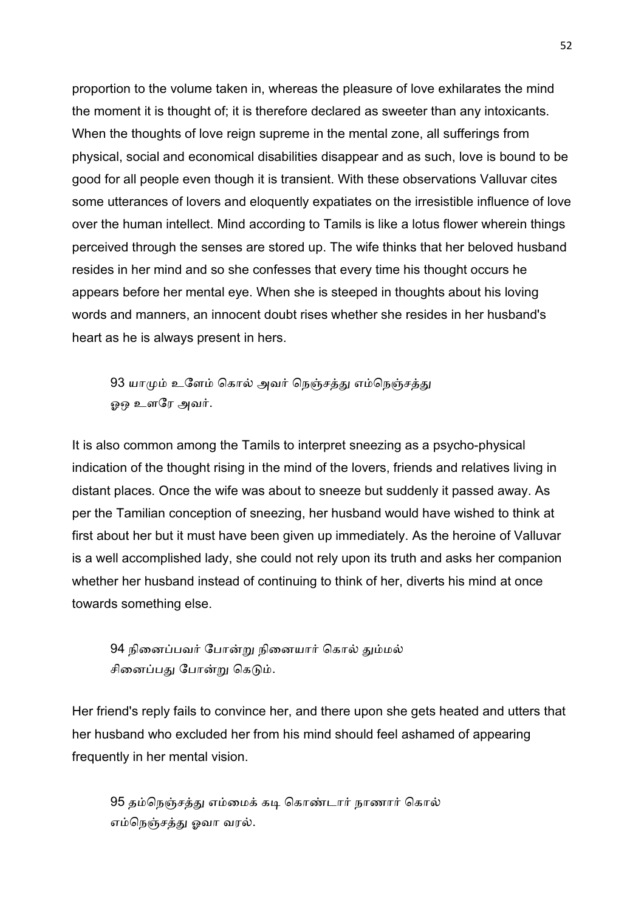proportion to the volume taken in, whereas the pleasure of love exhilarates the mind the moment it is thought of; it is therefore declared as sweeter than any intoxicants. When the thoughts of love reign supreme in the mental zone, all sufferings from physical, social and economical disabilities disappear and as such, love is bound to be good for all people even though it is transient. With these observations Valluvar cites some utterances of lovers and eloquently expatiates on the irresistible influence of love over the human intellect. Mind according to Tamils is like a lotus flower wherein things perceived through the senses are stored up. The wife thinks that her beloved husband resides in her mind and so she confesses that every time his thought occurs he appears before her mental eye. When she is steeped in thoughts about his loving words and manners, an innocent doubt rises whether she resides in her husband's heart as he is always present in hers.

> 93 யாமும் உளேம் கொல் அவர் நெஞ்சத்து எம்நெஞ்சத்து
> ஓஒ உளரே அவர்.

It is also common among the Tamils to interpret sneezing as a psycho-physical indication of the thought rising in the mind of the lovers, friends and relatives living in distant places. Once the wife was about to sneeze but suddenly it passed away. As per the Tamilian conception of sneezing, her husband would have wished to think at first about her but it must have been given up immediately. As the heroine of Valluvar is a well accomplished lady, she could not rely upon its truth and asks her companion whether her husband instead of continuing to think of her, diverts his mind at once towards something else.

> 94 நினைப்பவர் போன்று நினையார் கொல் தும்மல்
> சினைப்பது போன்று கெடும்.

Her friend's reply fails to convince her, and there upon she gets heated and utters that her husband who excluded her from his mind should feel ashamed of appearing frequently in her mental vision.

> 95 தம்நெஞ்சத்து எம்மைக் கடி கொண்டார் நாணார் கொல்
> எம்நெஞ்சத்து ஓவா வரல்.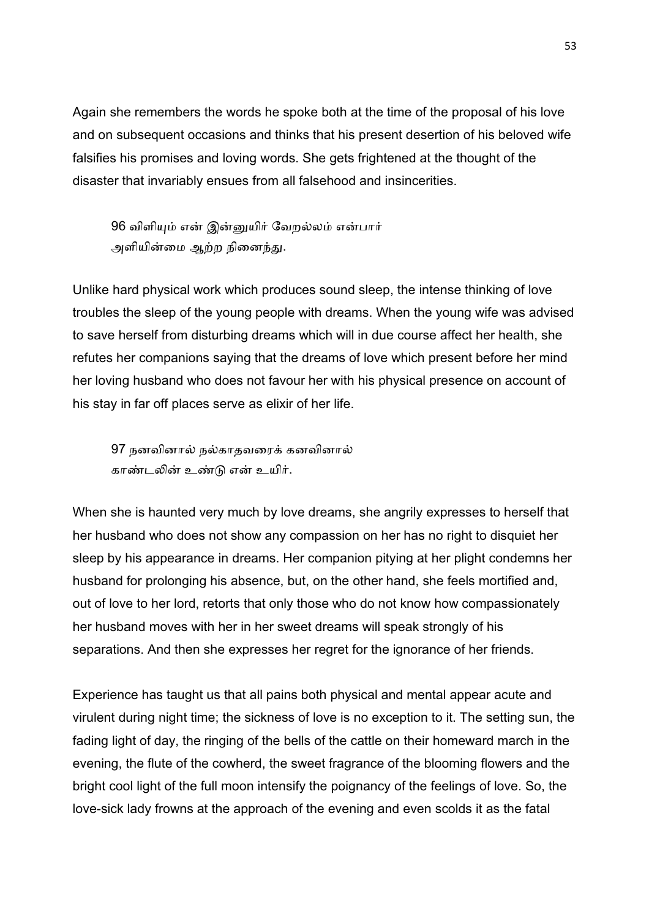Again she remembers the words he spoke both at the time of the proposal of his love and on subsequent occasions and thinks that his present desertion of his beloved wife falsifies his promises and loving words. She gets frightened at the thought of the disaster that invariably ensues from all falsehood and insincerities.

> 96 விளியும் என் இன்னுயிர் வேறல்லம் என்பார்
> அளியின்மை ஆற்ற நினைந்து.

Unlike hard physical work which produces sound sleep, the intense thinking of love troubles the sleep of the young people with dreams. When the young wife was advised to save herself from disturbing dreams which will in due course affect her health, she refutes her companions saying that the dreams of love which present before her mind her loving husband who does not favour her with his physical presence on account of his stay in far off places serve as elixir of her life.

> 97 நனவினால் நல்காதவரைக் கனவினால்
> காண்டலின் உண்டு என் உயிர்.

When she is haunted very much by love dreams, she angrily expresses to herself that her husband who does not show any compassion on her has no right to disquiet her sleep by his appearance in dreams. Her companion pitying at her plight condemns her husband for prolonging his absence, but, on the other hand, she feels mortified and, out of love to her lord, retorts that only those who do not know how compassionately her husband moves with her in her sweet dreams will speak strongly of his separations. And then she expresses her regret for the ignorance of her friends.

Experience has taught us that all pains both physical and mental appear acute and virulent during night time; the sickness of love is no exception to it. The setting sun, the fading light of day, the ringing of the bells of the cattle on their homeward march in the evening, the flute of the cowherd, the sweet fragrance of the blooming flowers and the bright cool light of the full moon intensify the poignancy of the feelings of love. So, the love-sick lady frowns at the approach of the evening and even scolds it as the fatal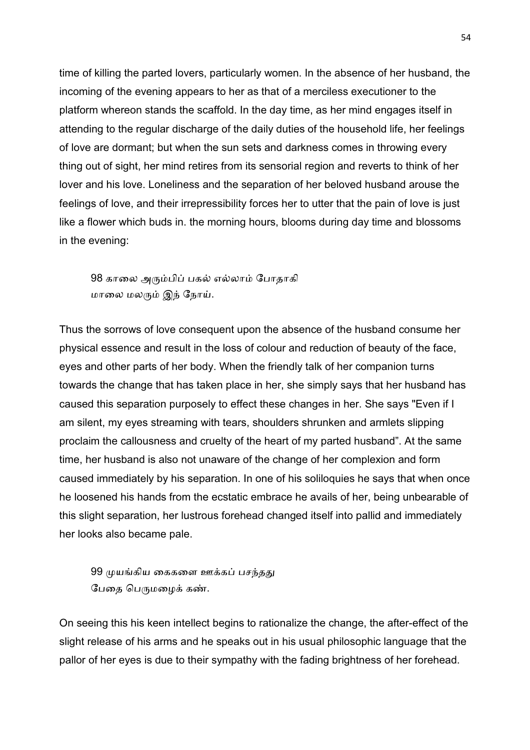time of killing the parted lovers, particularly women. In the absence of her husband, the incoming of the evening appears to her as that of a merciless executioner to the platform whereon stands the scaffold. In the day time, as her mind engages itself in attending to the regular discharge of the daily duties of the household life, her feelings of love are dormant; but when the sun sets and darkness comes in throwing every thing out of sight, her mind retires from its sensorial region and reverts to think of her lover and his love. Loneliness and the separation of her beloved husband arouse the feelings of love, and their irrepressibility forces her to utter that the pain of love is just like a flower which buds in. the morning hours, blooms during day time and blossoms in the evening:

> 98 காலை அரும்பிப் பகல் எல்லாம் போதாகி
> மாலை மலரும் இந் நோய்.

Thus the sorrows of love consequent upon the absence of the husband consume her physical essence and result in the loss of colour and reduction of beauty of the face, eyes and other parts of her body. When the friendly talk of her companion turns towards the change that has taken place in her, she simply says that her husband has caused this separation purposely to effect these changes in her. She says "Even if I am silent, my eyes streaming with tears, shoulders shrunken and armlets slipping proclaim the callousness and cruelty of the heart of my parted husband". At the same time, her husband is also not unaware of the change of her complexion and form caused immediately by his separation. In one of his soliloquies he says that when once he loosened his hands from the ecstatic embrace he avails of her, being unbearable of this slight separation, her lustrous forehead changed itself into pallid and immediately her looks also became pale.

> 99 முயங்கிய கைகளை ஊக்கப் பசந்தது
> பேதை பெருமழைக் கண்.

On seeing this his keen intellect begins to rationalize the change, the after-effect of the slight release of his arms and he speaks out in his usual philosophic language that the pallor of her eyes is due to their sympathy with the fading brightness of her forehead.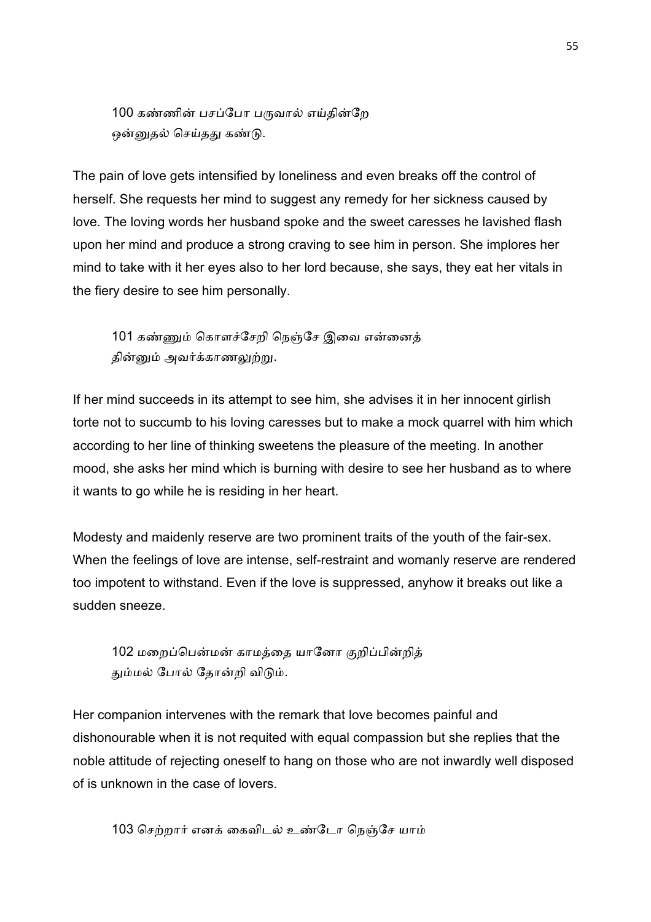100 கண்ணின் பசப்போ பருவால் எய்தின்றே
ஒன்னுதல் செய்தது கண்டு.

The pain of love gets intensified by loneliness and even breaks off the control of herself. She requests her mind to suggest any remedy for her sickness caused by love. The loving words her husband spoke and the sweet caresses he lavished flash upon her mind and produce a strong craving to see him in person. She implores her mind to take with it her eyes also to her lord because, she says, they eat her vitals in the fiery desire to see him personally.

101 கண்ணும் கொளச்சேறி நெஞ்சே இவை என்னைத்
தின்னும் அவர்க்காணலுற்று.

If her mind succeeds in its attempt to see him, she advises it in her innocent girlish torte not to succumb to his loving caresses but to make a mock quarrel with him which according to her line of thinking sweetens the pleasure of the meeting. In another mood, she asks her mind which is burning with desire to see her husband as to where it wants to go while he is residing in her heart.

Modesty and maidenly reserve are two prominent traits of the youth of the fair-sex. When the feelings of love are intense, self-restraint and womanly reserve are rendered too impotent to withstand. Even if the love is suppressed, anyhow it breaks out like a sudden sneeze.

102 மறைப்பென்மன் காமத்தை யானோ குறிப்பின்றித்
தும்மல் போல் தோன்றி விடும்.

Her companion intervenes with the remark that love becomes painful and dishonourable when it is not requited with equal compassion but she replies that the noble attitude of rejecting oneself to hang on those who are not inwardly well disposed of is unknown in the case of lovers.

103 செற்றார் எனக் கைவிடல் உண்டோ நெஞ்சே யாம்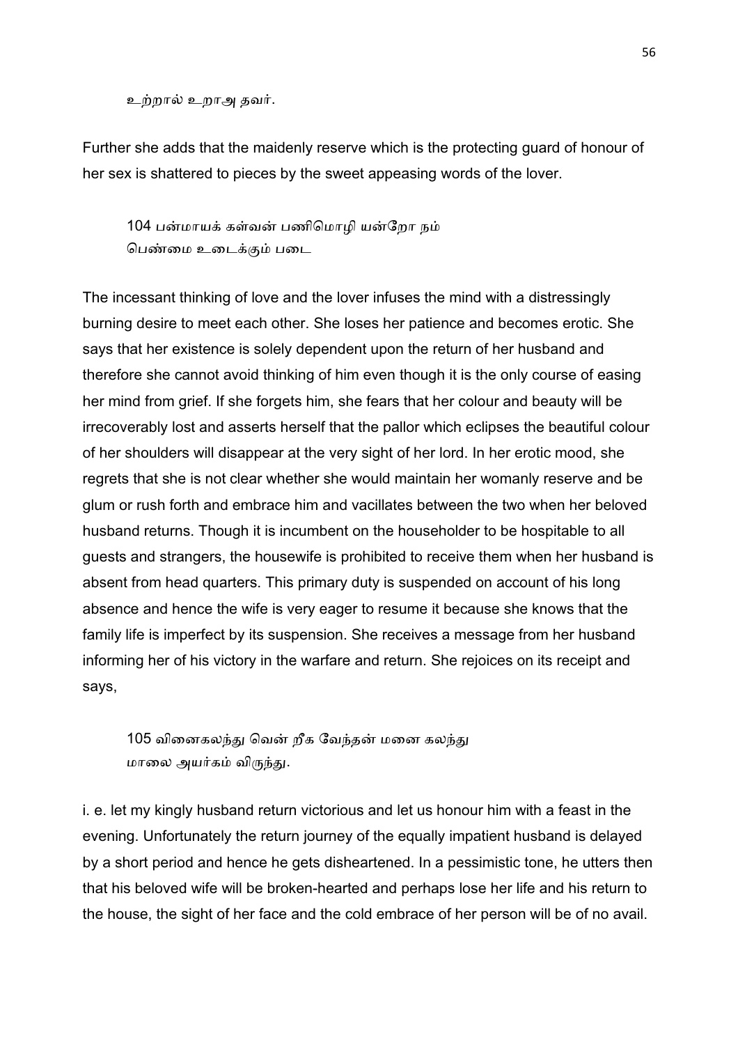உற்றால் உறாஅ தவர்.

Further she adds that the maidenly reserve which is the protecting guard of honour of her sex is shattered to pieces by the sweet appeasing words of the lover.

> 104 பன்மாயக் கள்வன் பணிமொழி யன்றோ நம்
> பெண்மை உடைக்கும் படை

The incessant thinking of love and the lover infuses the mind with a distressingly burning desire to meet each other. She loses her patience and becomes erotic. She says that her existence is solely dependent upon the return of her husband and therefore she cannot avoid thinking of him even though it is the only course of easing her mind from grief. If she forgets him, she fears that her colour and beauty will be irrecoverably lost and asserts herself that the pallor which eclipses the beautiful colour of her shoulders will disappear at the very sight of her lord. In her erotic mood, she regrets that she is not clear whether she would maintain her womanly reserve and be glum or rush forth and embrace him and vacillates between the two when her beloved husband returns. Though it is incumbent on the householder to be hospitable to all guests and strangers, the housewife is prohibited to receive them when her husband is absent from head quarters. This primary duty is suspended on account of his long absence and hence the wife is very eager to resume it because she knows that the family life is imperfect by its suspension. She receives a message from her husband informing her of his victory in the warfare and return. She rejoices on its receipt and says,

> 105 வினைகலந்து வென் றீக வேந்தன் மனை கலந்து
> மாலை அயர்கம் விருந்து.

i. e. let my kingly husband return victorious and let us honour him with a feast in the evening. Unfortunately the return journey of the equally impatient husband is delayed by a short period and hence he gets disheartened. In a pessimistic tone, he utters then that his beloved wife will be broken-hearted and perhaps lose her life and his return to the house, the sight of her face and the cold embrace of her person will be of no avail.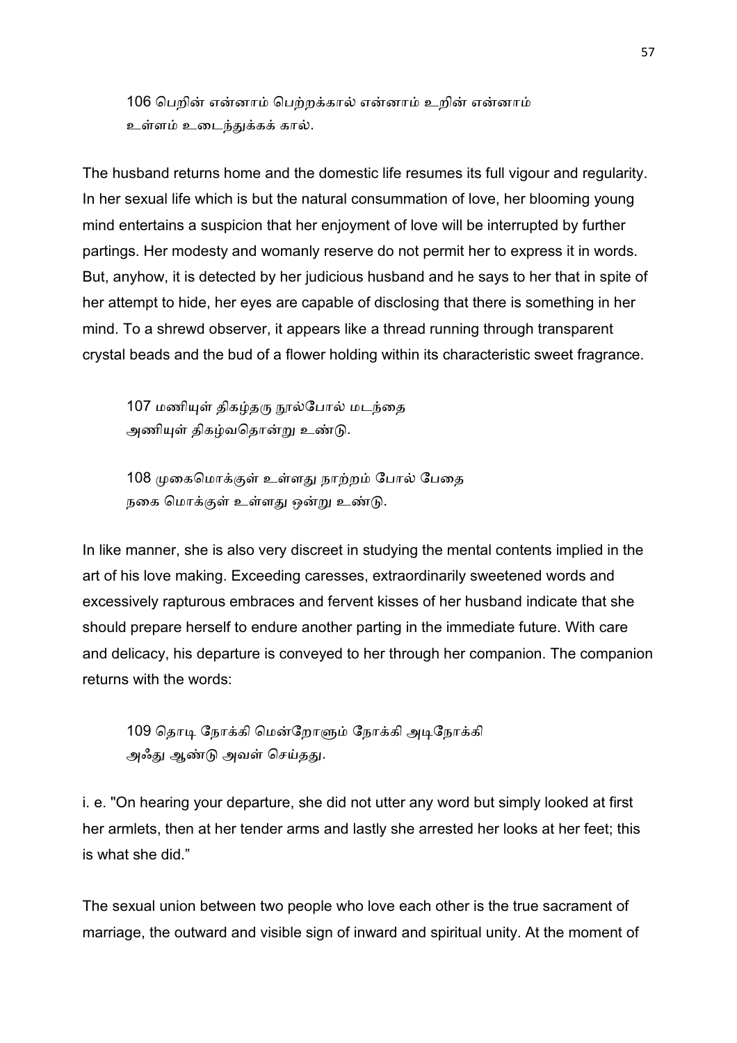106 பெறின் என்னாம் பெற்றக்கால் என்னாம் உறின் என்னாம்
உள்ளம் உடைந்துக்கக் கால்.

The husband returns home and the domestic life resumes its full vigour and regularity. In her sexual life which is but the natural consummation of love, her blooming young mind entertains a suspicion that her enjoyment of love will be interrupted by further partings. Her modesty and womanly reserve do not permit her to express it in words. But, anyhow, it is detected by her judicious husband and he says to her that in spite of her attempt to hide, her eyes are capable of disclosing that there is something in her mind. To a shrewd observer, it appears like a thread running through transparent crystal beads and the bud of a flower holding within its characteristic sweet fragrance.

107 மணியுள் திகழ்தரு நூல்போல் மடந்தை
அணியுள் திகழ்வதொன்று உண்டு.

108 முகைமொக்குள் உள்ளது நாற்றம் போல் பேதை
நகை மொக்குள் உள்ளது ஒன்று உண்டு.

In like manner, she is also very discreet in studying the mental contents implied in the art of his love making. Exceeding caresses, extraordinarily sweetened words and excessively rapturous embraces and fervent kisses of her husband indicate that she should prepare herself to endure another parting in the immediate future. With care and delicacy, his departure is conveyed to her through her companion. The companion returns with the words:

109 தொடி நோக்கி மென்றோளும் நோக்கி அடிநோக்கி
அஃது ஆண்டு அவள் செய்தது.

i. e. "On hearing your departure, she did not utter any word but simply looked at first her armlets, then at her tender arms and lastly she arrested her looks at her feet; this is what she did."

The sexual union between two people who love each other is the true sacrament of marriage, the outward and visible sign of inward and spiritual unity. At the moment of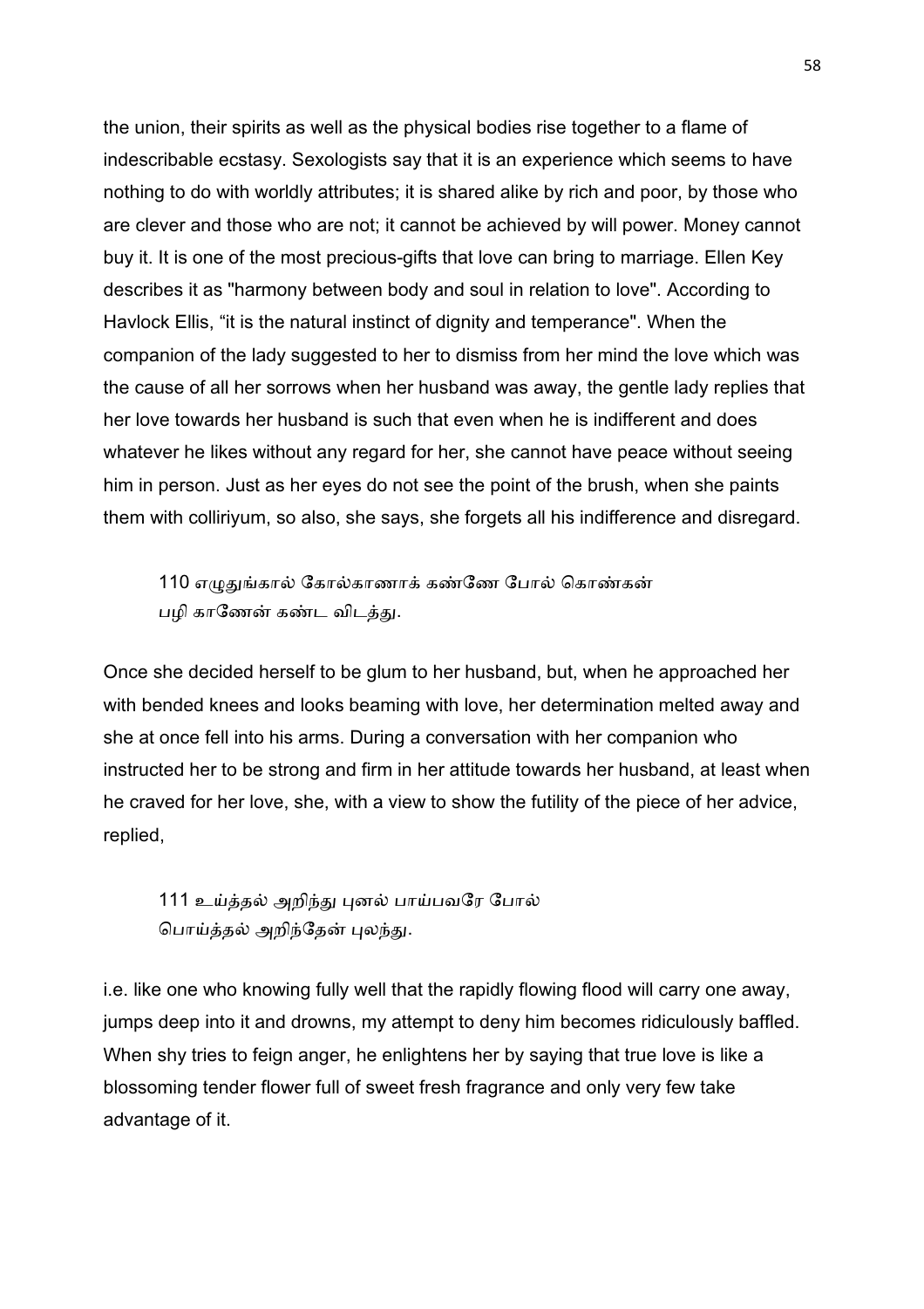the union, their spirits as well as the physical bodies rise together to a flame of indescribable ecstasy. Sexologists say that it is an experience which seems to have nothing to do with worldly attributes; it is shared alike by rich and poor, by those who are clever and those who are not; it cannot be achieved by will power. Money cannot buy it. It is one of the most precious-gifts that love can bring to marriage. Ellen Key describes it as "harmony between body and soul in relation to love". According to Havlock Ellis, “it is the natural instinct of dignity and temperance". When the companion of the lady suggested to her to dismiss from her mind the love which was the cause of all her sorrows when her husband was away, the gentle lady replies that her love towards her husband is such that even when he is indifferent and does whatever he likes without any regard for her, she cannot have peace without seeing him in person. Just as her eyes do not see the point of the brush, when she paints them with colliriyum, so also, she says, she forgets all his indifference and disregard.

> 110 எழுதுங்கால் கோல்காணாக் கண்ணே போல் கொண்கன்
> பழி காணேன் கண்ட விடத்து.

Once she decided herself to be glum to her husband, but, when he approached her with bended knees and looks beaming with love, her determination melted away and she at once fell into his arms. During a conversation with her companion who instructed her to be strong and firm in her attitude towards her husband, at least when he craved for her love, she, with a view to show the futility of the piece of her advice, replied,

> 111 உய்த்தல் அறிந்து புனல் பாய்பவரே போல்
> பொய்த்தல் அறிந்தேன் புலந்து.

i.e. like one who knowing fully well that the rapidly flowing flood will carry one away, jumps deep into it and drowns, my attempt to deny him becomes ridiculously baffled. When shy tries to feign anger, he enlightens her by saying that true love is like a blossoming tender flower full of sweet fresh fragrance and only very few take advantage of it.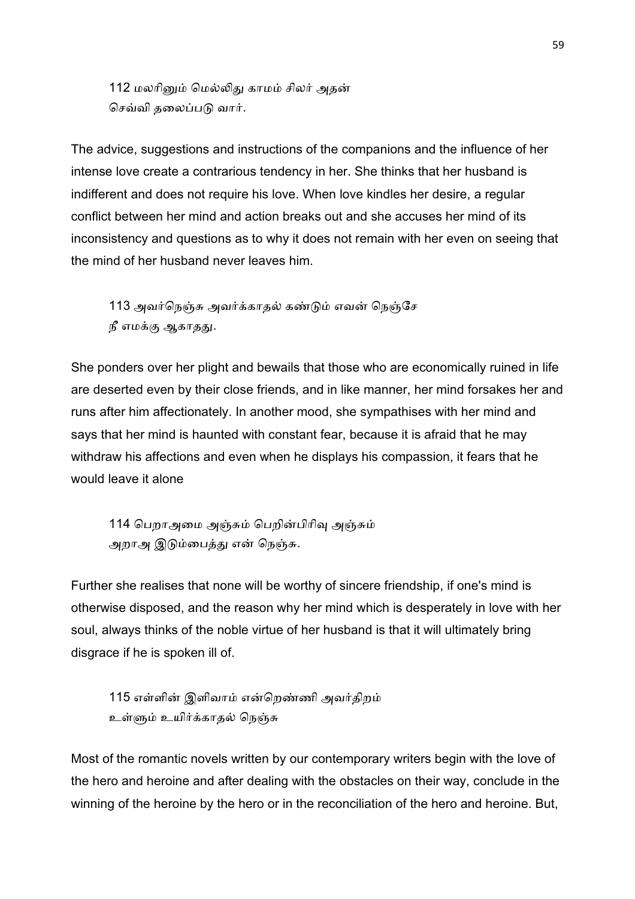112 மலரினும் மெல்லிது காமம் சிலர் அதன்
செவ்வி தலைப்படு வார்.

The advice, suggestions and instructions of the companions and the influence of her intense love create a contrarious tendency in her. She thinks that her husband is indifferent and does not require his love. When love kindles her desire, a regular conflict between her mind and action breaks out and she accuses her mind of its inconsistency and questions as to why it does not remain with her even on seeing that the mind of her husband never leaves him.

113 அவர்நெஞ்சு அவர்க்காதல் கண்டும் எவன் நெஞ்சே
நீ எமக்கு ஆகாதது.

She ponders over her plight and bewails that those who are economically ruined in life are deserted even by their close friends, and in like manner, her mind forsakes her and runs after him affectionately. In another mood, she sympathises with her mind and says that her mind is haunted with constant fear, because it is afraid that he may withdraw his affections and even when he displays his compassion, it fears that he would leave it alone

114 பெறாஅமை அஞ்சும் பெறின்பிரிவு அஞ்சும்
அறாஅ இடும்பைத்து என் நெஞ்சு.

Further she realises that none will be worthy of sincere friendship, if one's mind is otherwise disposed, and the reason why her mind which is desperately in love with her soul, always thinks of the noble virtue of her husband is that it will ultimately bring disgrace if he is spoken ill of.

115 எள்ளின் இளிவாம் என்றெண்ணி அவர்திறம்
உள்ளும் உயிர்க்காதல் நெஞ்சு

Most of the romantic novels written by our contemporary writers begin with the love of the hero and heroine and after dealing with the obstacles on their way, conclude in the winning of the heroine by the hero or in the reconciliation of the hero and heroine. But,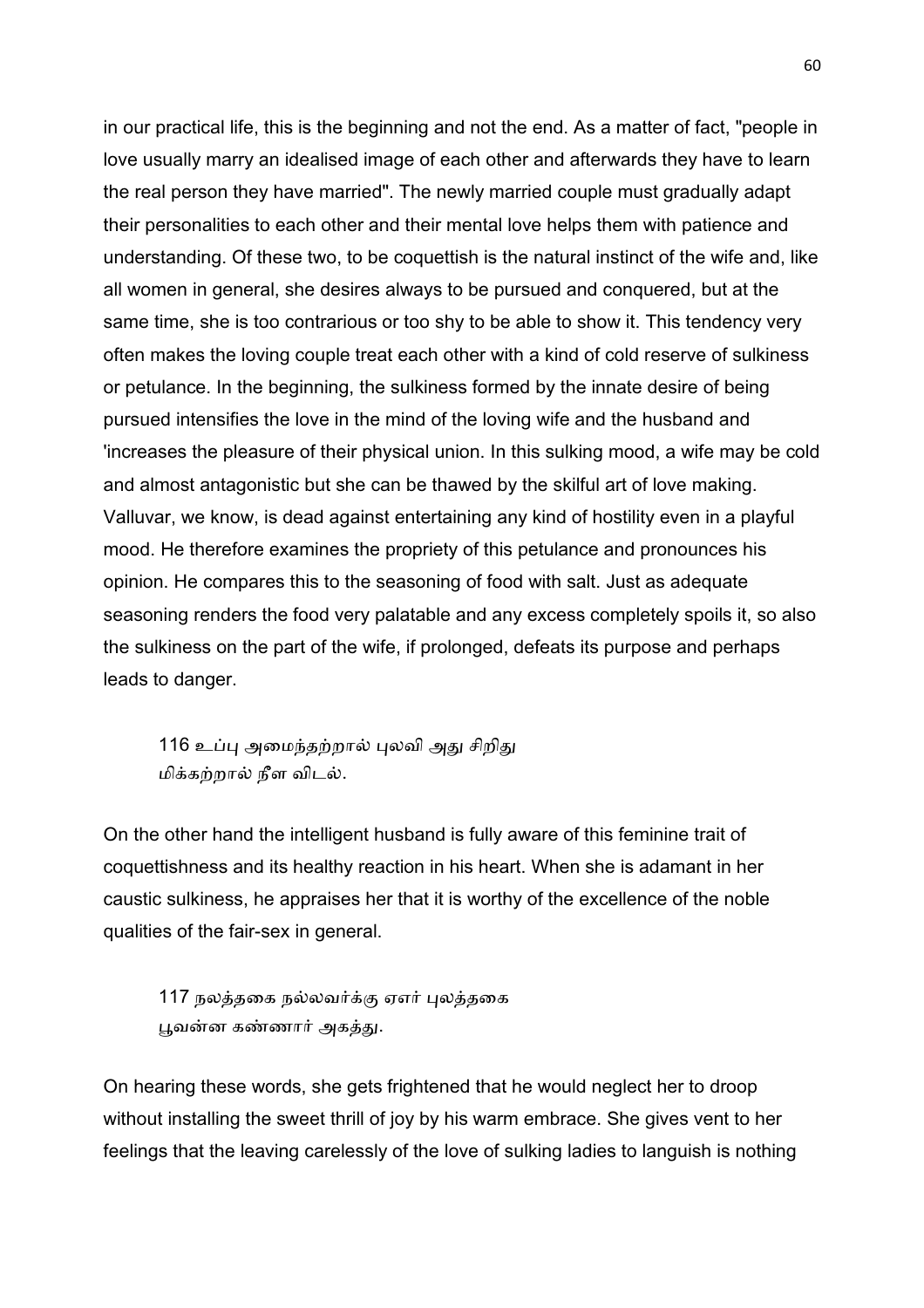in our practical life, this is the beginning and not the end. As a matter of fact, "people in love usually marry an idealised image of each other and afterwards they have to learn the real person they have married". The newly married couple must gradually adapt their personalities to each other and their mental love helps them with patience and understanding. Of these two, to be coquettish is the natural instinct of the wife and, like all women in general, she desires always to be pursued and conquered, but at the same time, she is too contrarious or too shy to be able to show it. This tendency very often makes the loving couple treat each other with a kind of cold reserve of sulkiness or petulance. In the beginning, the sulkiness formed by the innate desire of being pursued intensifies the love in the mind of the loving wife and the husband and 'increases the pleasure of their physical union. In this sulking mood, a wife may be cold and almost antagonistic but she can be thawed by the skilful art of love making. Valluvar, we know, is dead against entertaining any kind of hostility even in a playful mood. He therefore examines the propriety of this petulance and pronounces his opinion. He compares this to the seasoning of food with salt. Just as adequate seasoning renders the food very palatable and any excess completely spoils it, so also the sulkiness on the part of the wife, if prolonged, defeats its purpose and perhaps leads to danger.

> 116 உப்பு அமைந்தற்றால் புலவி அது சிறிது
> மிக்கற்றால் நீள விடல்.

On the other hand the intelligent husband is fully aware of this feminine trait of coquettishness and its healthy reaction in his heart. When she is adamant in her caustic sulkiness, he appraises her that it is worthy of the excellence of the noble qualities of the fair-sex in general.

> 117 நலத்தகை நல்லவர்க்கு ஏஎர் புலத்தகை
> பூவன்ன கண்ணார் அகத்து.

On hearing these words, she gets frightened that he would neglect her to droop without installing the sweet thrill of joy by his warm embrace. She gives vent to her feelings that the leaving carelessly of the love of sulking ladies to languish is nothing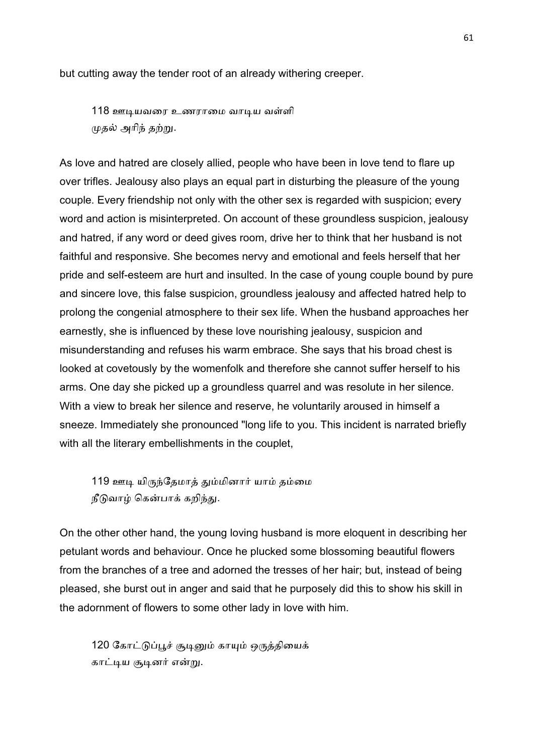but cutting away the tender root of an already withering creeper.

> 118 ஊடியவரை உணராமை வாடிய வள்ளி
> முதல் அரிந் தற்று.

As love and hatred are closely allied, people who have been in love tend to flare up over trifles. Jealousy also plays an equal part in disturbing the pleasure of the young couple. Every friendship not only with the other sex is regarded with suspicion; every word and action is misinterpreted. On account of these groundless suspicion, jealousy and hatred, if any word or deed gives room, drive her to think that her husband is not faithful and responsive. She becomes nervy and emotional and feels herself that her pride and self-esteem are hurt and insulted. In the case of young couple bound by pure and sincere love, this false suspicion, groundless jealousy and affected hatred help to prolong the congenial atmosphere to their sex life. When the husband approaches her earnestly, she is influenced by these love nourishing jealousy, suspicion and misunderstanding and refuses his warm embrace. She says that his broad chest is looked at covetously by the womenfolk and therefore she cannot suffer herself to his arms. One day she picked up a groundless quarrel and was resolute in her silence. With a view to break her silence and reserve, he voluntarily aroused in himself a sneeze. Immediately she pronounced "long life to you. This incident is narrated briefly with all the literary embellishments in the couplet,

> 119 ஊடி யிருந்தேமாத் தும்மினார் யாம் தம்மை
> நீடுவாழ் கென்பாக் கறிந்து.

On the other other hand, the young loving husband is more eloquent in describing her petulant words and behaviour. Once he plucked some blossoming beautiful flowers from the branches of a tree and adorned the tresses of her hair; but, instead of being pleased, she burst out in anger and said that he purposely did this to show his skill in the adornment of flowers to some other lady in love with him.

> 120 கோட்டுப்பூச் சூடினும் காயும் ஒருத்தியைக்
> காட்டிய சூடினர் என்று.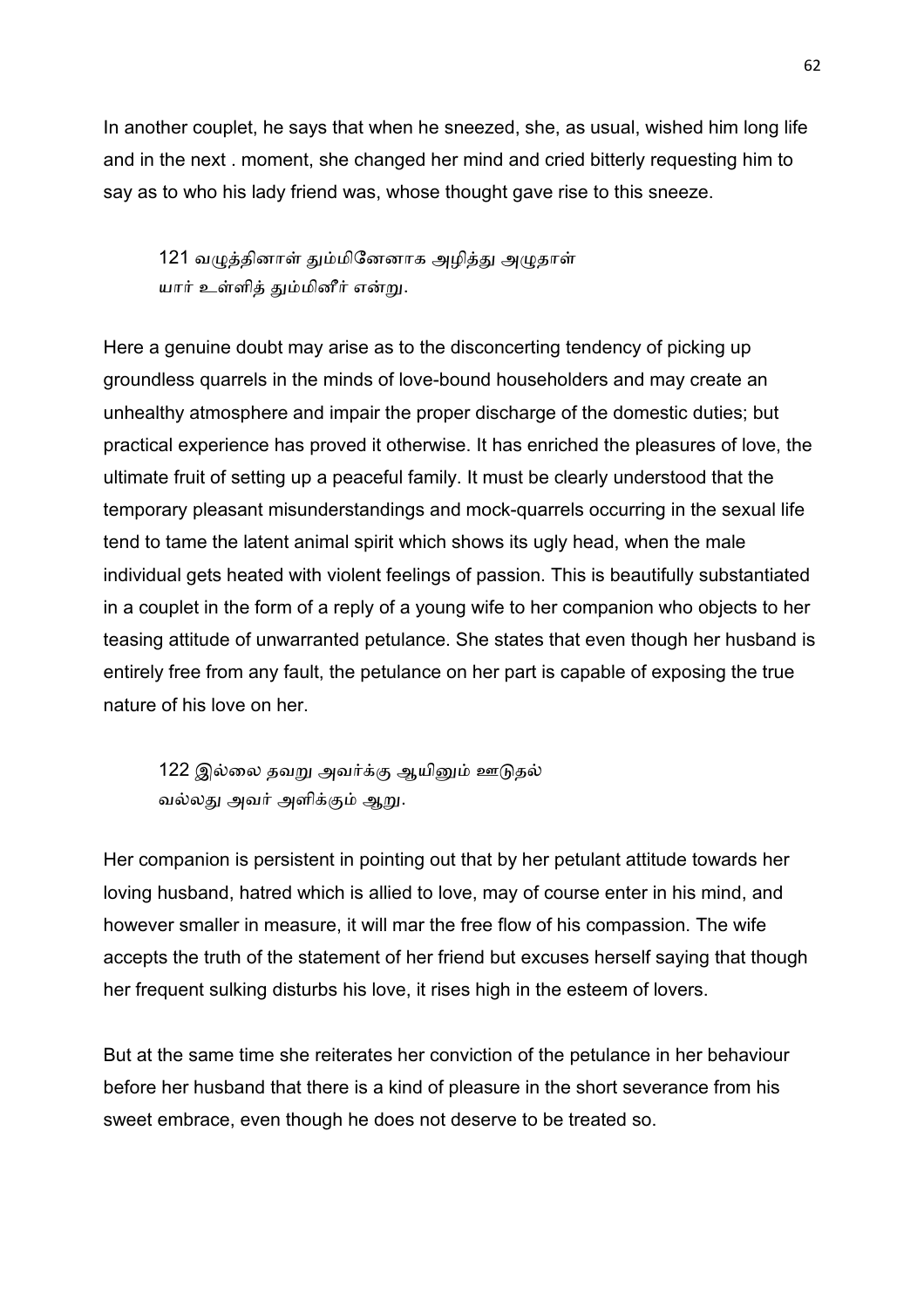In another couplet, he says that when he sneezed, she, as usual, wished him long life and in the next . moment, she changed her mind and cried bitterly requesting him to say as to who his lady friend was, whose thought gave rise to this sneeze.

> 121 வழுத்தினாள் தும்மினேனாக அழித்து அழுதாள்
> யார் உள்ளித் தும்மினீர் என்று.

Here a genuine doubt may arise as to the disconcerting tendency of picking up groundless quarrels in the minds of love-bound householders and may create an unhealthy atmosphere and impair the proper discharge of the domestic duties; but practical experience has proved it otherwise. It has enriched the pleasures of love, the ultimate fruit of setting up a peaceful family. It must be clearly understood that the temporary pleasant misunderstandings and mock-quarrels occurring in the sexual life tend to tame the latent animal spirit which shows its ugly head, when the male individual gets heated with violent feelings of passion. This is beautifully substantiated in a couplet in the form of a reply of a young wife to her companion who objects to her teasing attitude of unwarranted petulance. She states that even though her husband is entirely free from any fault, the petulance on her part is capable of exposing the true nature of his love on her.

> 122 இல்லை தவறு அவர்க்கு ஆயினும் ஊடுதல்
> வல்லது அவர் அளிக்கும் ஆறு.

Her companion is persistent in pointing out that by her petulant attitude towards her loving husband, hatred which is allied to love, may of course enter in his mind, and however smaller in measure, it will mar the free flow of his compassion. The wife accepts the truth of the statement of her friend but excuses herself saying that though her frequent sulking disturbs his love, it rises high in the esteem of lovers.

But at the same time she reiterates her conviction of the petulance in her behaviour before her husband that there is a kind of pleasure in the short severance from his sweet embrace, even though he does not deserve to be treated so.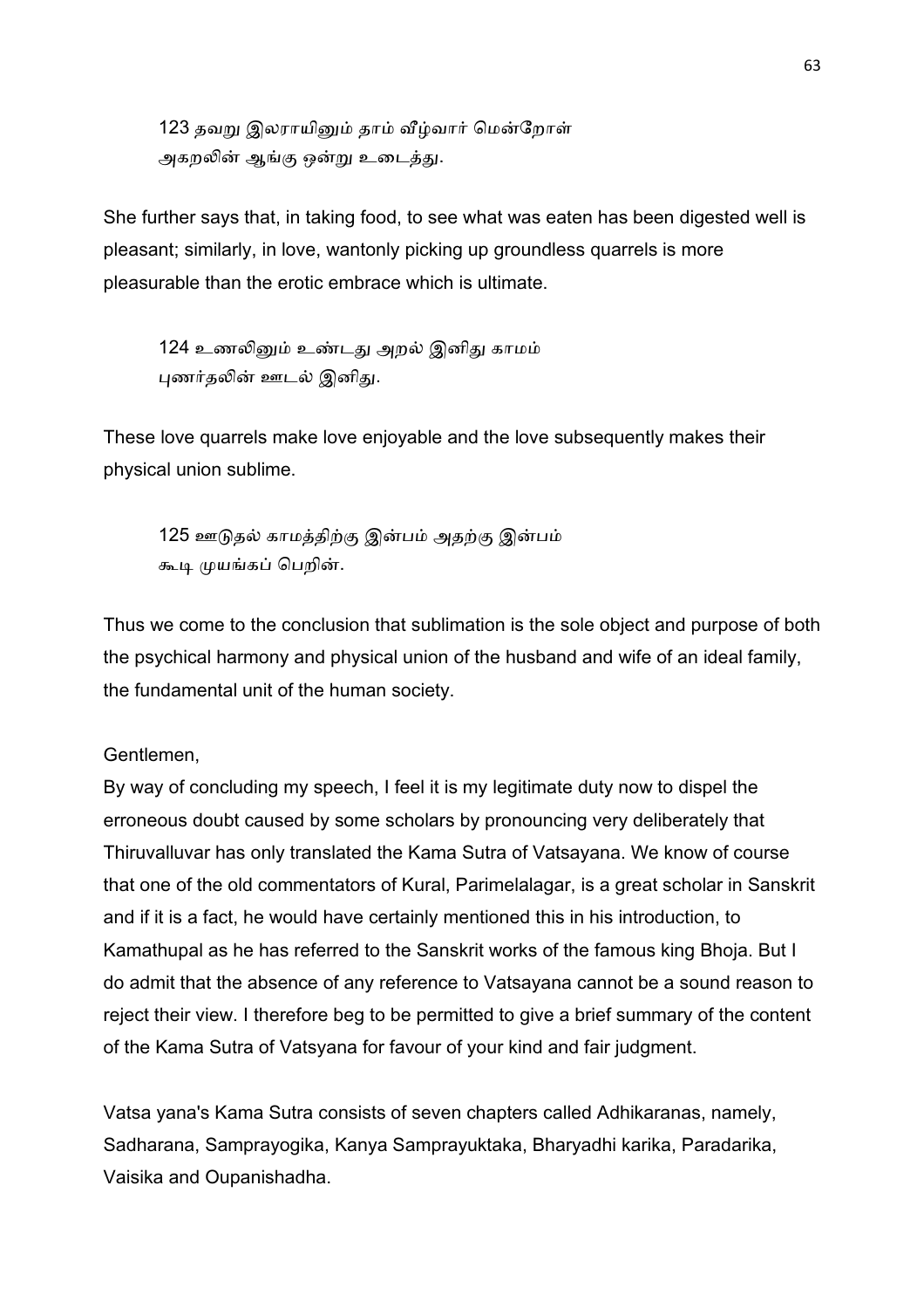> 123 தவறு இலராயினும் தாம் வீழ்வார் மென்றோள்
> அகறலின் ஆங்கு ஒன்று உடைத்து.

She further says that, in taking food, to see what was eaten has been digested well is pleasant; similarly, in love, wantonly picking up groundless quarrels is more pleasurable than the erotic embrace which is ultimate.

> 124 உணலினும் உண்டது அறல் இனிது காமம்
> புணர்தலின் ஊடல் இனிது.

These love quarrels make love enjoyable and the love subsequently makes their physical union sublime.

> 125 ஊடுதல் காமத்திற்கு இன்பம் அதற்கு இன்பம்
> கூடி முயங்கப் பெறின்.

Thus we come to the conclusion that sublimation is the sole object and purpose of both the psychical harmony and physical union of the husband and wife of an ideal family, the fundamental unit of the human society.

Gentlemen,

By way of concluding my speech, I feel it is my legitimate duty now to dispel the erroneous doubt caused by some scholars by pronouncing very deliberately that Thiruvalluvar has only translated the Kama Sutra of Vatsayana. We know of course that one of the old commentators of Kural, Parimelalagar, is a great scholar in Sanskrit and if it is a fact, he would have certainly mentioned this in his introduction, to Kamathupal as he has referred to the Sanskrit works of the famous king Bhoja. But I do admit that the absence of any reference to Vatsayana cannot be a sound reason to reject their view. I therefore beg to be permitted to give a brief summary of the content of the Kama Sutra of Vatsyana for favour of your kind and fair judgment.

Vatsa yana's Kama Sutra consists of seven chapters called Adhikaranas, namely, Sadharana, Samprayogika, Kanya Samprayuktaka, Bharyadhi karika, Paradarika, Vaisika and Oupanishadha.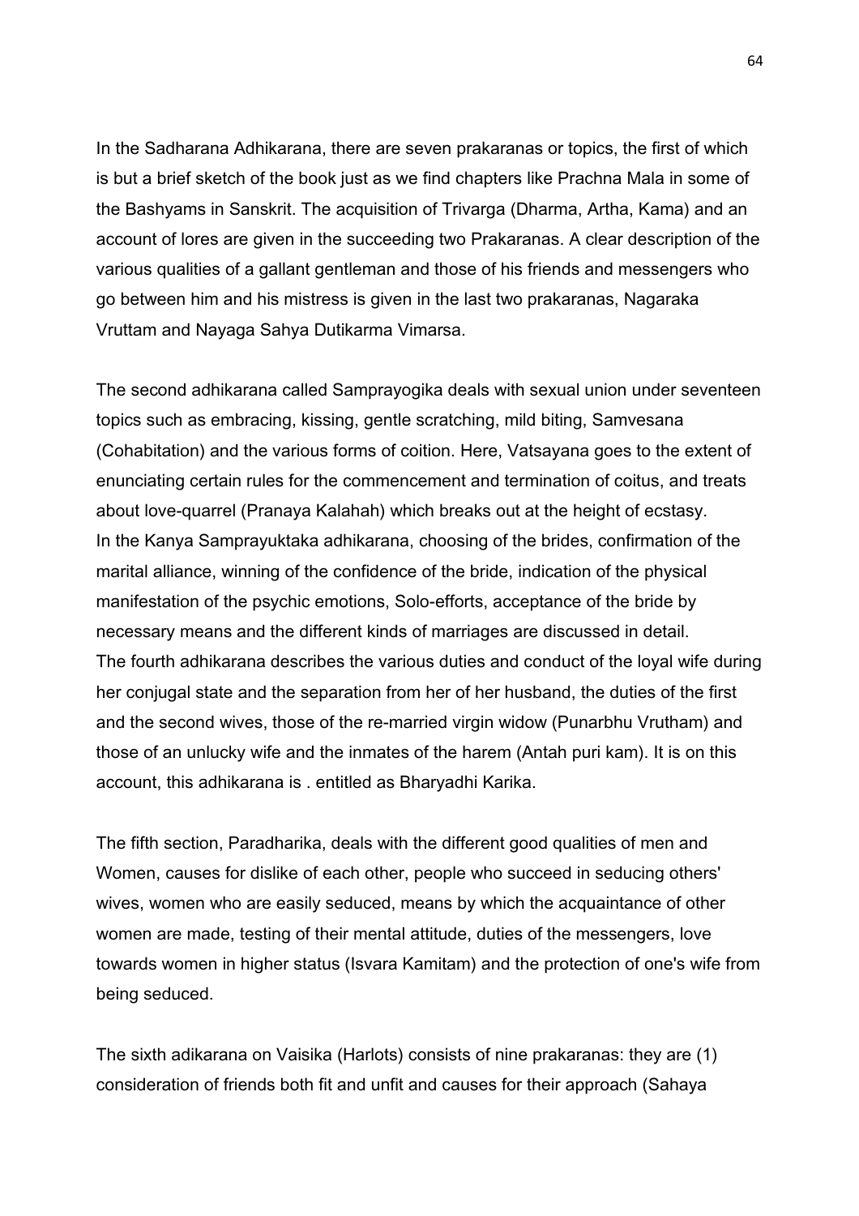In the Sadharana Adhikarana, there are seven prakaranas or topics, the first of which is but a brief sketch of the book just as we find chapters like Prachna Mala in some of the Bashyams in Sanskrit. The acquisition of Trivarga (Dharma, Artha, Kama) and an account of lores are given in the succeeding two Prakaranas. A clear description of the various qualities of a gallant gentleman and those of his friends and messengers who go between him and his mistress is given in the last two prakaranas, Nagaraka Vruttam and Nayaga Sahya Dutikarma Vimarsa.

The second adhikarana called Samprayogika deals with sexual union under seventeen topics such as embracing, kissing, gentle scratching, mild biting, Samvesana (Cohabitation) and the various forms of coition. Here, Vatsayana goes to the extent of enunciating certain rules for the commencement and termination of coitus, and treats about love-quarrel (Pranaya Kalahah) which breaks out at the height of ecstasy.
In the Kanya Samprayuktaka adhikarana, choosing of the brides, confirmation of the marital alliance, winning of the confidence of the bride, indication of the physical manifestation of the psychic emotions, Solo-efforts, acceptance of the bride by necessary means and the different kinds of marriages are discussed in detail.
The fourth adhikarana describes the various duties and conduct of the loyal wife during her conjugal state and the separation from her of her husband, the duties of the first and the second wives, those of the re-married virgin widow (Punarbhu Vrutham) and those of an unlucky wife and the inmates of the harem (Antah puri kam). It is on this account, this adhikarana is . entitled as Bharyadhi Karika.

The fifth section, Paradharika, deals with the different good qualities of men and Women, causes for dislike of each other, people who succeed in seducing others' wives, women who are easily seduced, means by which the acquaintance of other women are made, testing of their mental attitude, duties of the messengers, love towards women in higher status (Isvara Kamitam) and the protection of one's wife from being seduced.

The sixth adikarana on Vaisika (Harlots) consists of nine prakaranas: they are (1) consideration of friends both fit and unfit and causes for their approach (Sahaya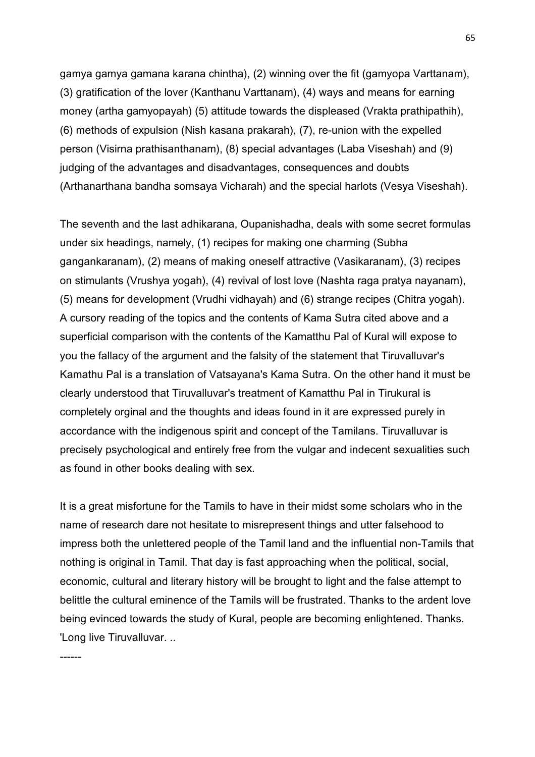gamya gamya gamana karana chintha), (2) winning over the fit (gamyopa Varttanam), (3) gratification of the lover (Kanthanu Varttanam), (4) ways and means for earning money (artha gamyopayah) (5) attitude towards the displeased (Vrakta prathipathih), (6) methods of expulsion (Nish kasana prakarah), (7), re-union with the expelled person (Visirna prathisanthanam), (8) special advantages (Laba Viseshah) and (9) judging of the advantages and disadvantages, consequences and doubts (Arthanarthana bandha somsaya Vicharah) and the special harlots (Vesya Viseshah).

The seventh and the last adhikarana, Oupanishadha, deals with some secret formulas under six headings, namely, (1) recipes for making one charming (Subha gangankaranam), (2) means of making oneself attractive (Vasikaranam), (3) recipes on stimulants (Vrushya yogah), (4) revival of lost love (Nashta raga pratya nayanam), (5) means for development (Vrudhi vidhayah) and (6) strange recipes (Chitra yogah). A cursory reading of the topics and the contents of Kama Sutra cited above and a superficial comparison with the contents of the Kamatthu Pal of Kural will expose to you the fallacy of the argument and the falsity of the statement that Tiruvalluvar's Kamathu Pal is a translation of Vatsayana's Kama Sutra. On the other hand it must be clearly understood that Tiruvalluvar's treatment of Kamatthu Pal in Tirukural is completely orginal and the thoughts and ideas found in it are expressed purely in accordance with the indigenous spirit and concept of the Tamilans. Tiruvalluvar is precisely psychological and entirely free from the vulgar and indecent sexualities such as found in other books dealing with sex.

It is a great misfortune for the Tamils to have in their midst some scholars who in the name of research dare not hesitate to misrepresent things and utter falsehood to impress both the unlettered people of the Tamil land and the influential non-Tamils that nothing is original in Tamil. That day is fast approaching when the political, social, economic, cultural and literary history will be brought to light and the false attempt to belittle the cultural eminence of the Tamils will be frustrated. Thanks to the ardent love being evinced towards the study of Kural, people are becoming enlightened. Thanks. 'Long live Tiruvalluvar. ..

------